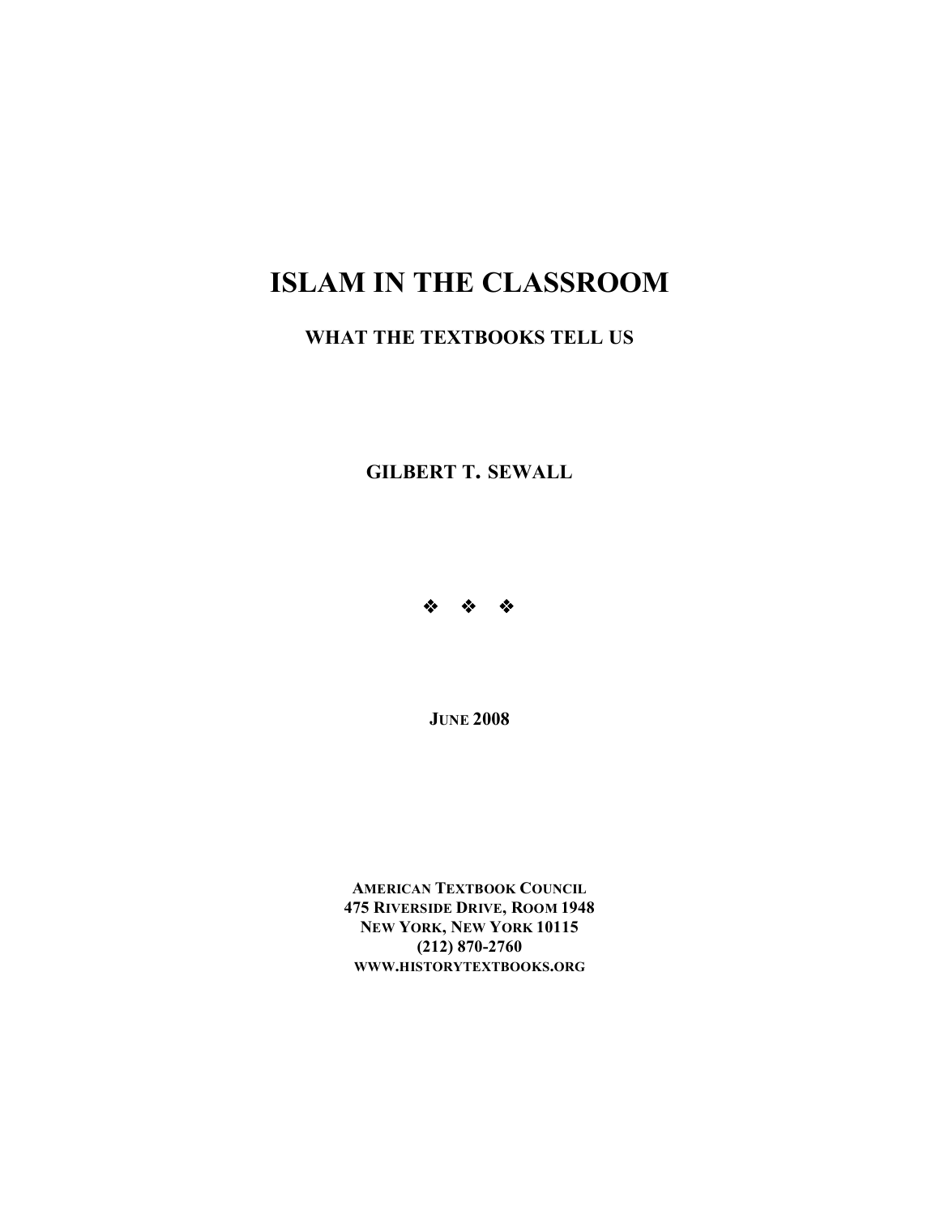# ISLAM IN THE CLASSROOM

## WHAT THE TEXTBOOKS TELL US

**GILBERT T. SEWALL**

❖ ❖ ❖

**JUNE 2008**

**AMERICAN TEXTBOOK COUNCIL**
**475 RIVERSIDE DRIVE, ROOM 1948**
**NEW YORK, NEW YORK 10115**
**(212) 870-2760**
**WWW.HISTORYTEXTBOOKS.ORG**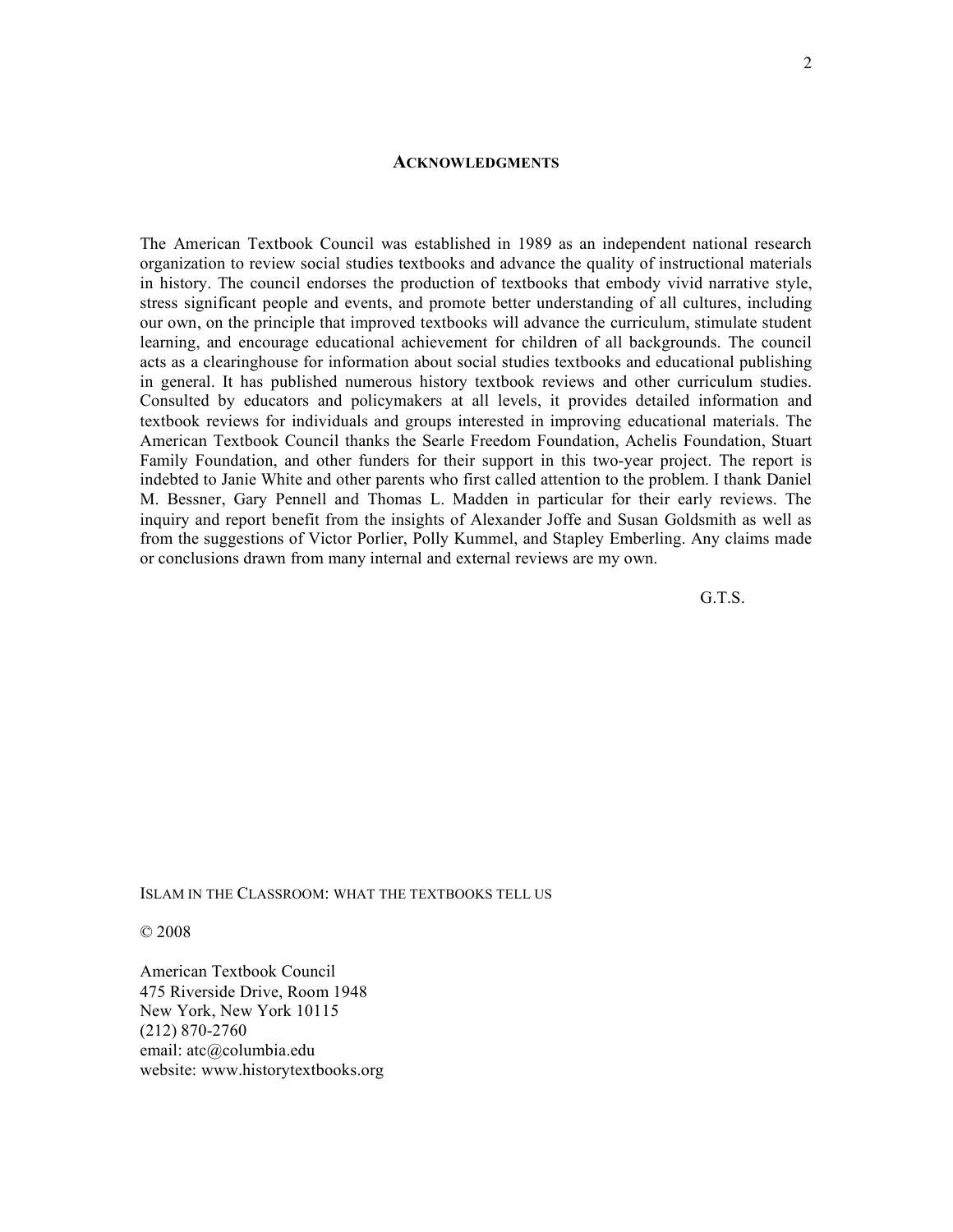## Acknowledgments

The American Textbook Council was established in 1989 as an independent national research organization to review social studies textbooks and advance the quality of instructional materials in history. The council endorses the production of textbooks that embody vivid narrative style, stress significant people and events, and promote better understanding of all cultures, including our own, on the principle that improved textbooks will advance the curriculum, stimulate student learning, and encourage educational achievement for children of all backgrounds. The council acts as a clearinghouse for information about social studies textbooks and educational publishing in general. It has published numerous history textbook reviews and other curriculum studies. Consulted by educators and policymakers at all levels, it provides detailed information and textbook reviews for individuals and groups interested in improving educational materials. The American Textbook Council thanks the Searle Freedom Foundation, Achelis Foundation, Stuart Family Foundation, and other funders for their support in this two-year project. The report is indebted to Janie White and other parents who first called attention to the problem. I thank Daniel M. Bessner, Gary Pennell and Thomas L. Madden in particular for their early reviews. The inquiry and report benefit from the insights of Alexander Joffe and Susan Goldsmith as well as from the suggestions of Victor Porlier, Polly Kummel, and Stapley Emberling. Any claims made or conclusions drawn from many internal and external reviews are my own.

G.T.S.

ISLAM IN THE CLASSROOM: WHAT THE TEXTBOOKS TELL US

© 2008

American Textbook Council
475 Riverside Drive, Room 1948
New York, New York 10115
(212) 870-2760
email: atc@columbia.edu
website: www.historytextbooks.org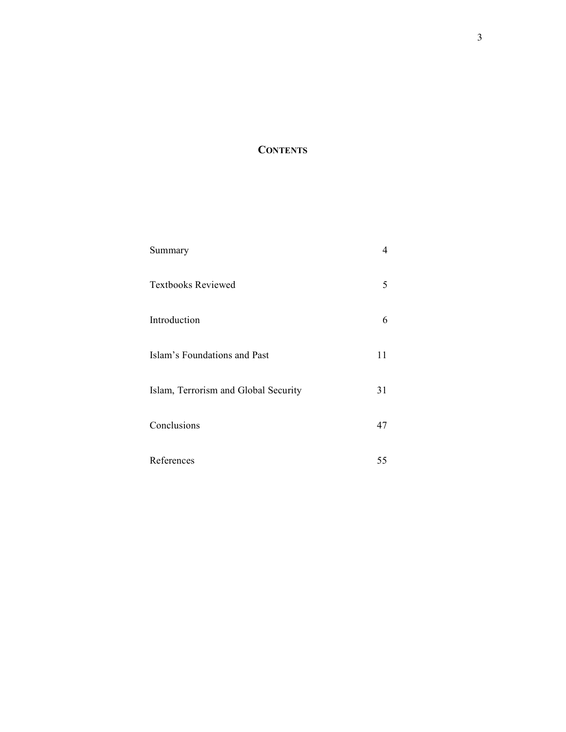# CONTENTS

| | |
|---|---|
| Summary | 4 |
| Textbooks Reviewed | 5 |
| Introduction | 6 |
| Islam's Foundations and Past | 11 |
| Islam, Terrorism and Global Security | 31 |
| Conclusions | 47 |
| References | 55 |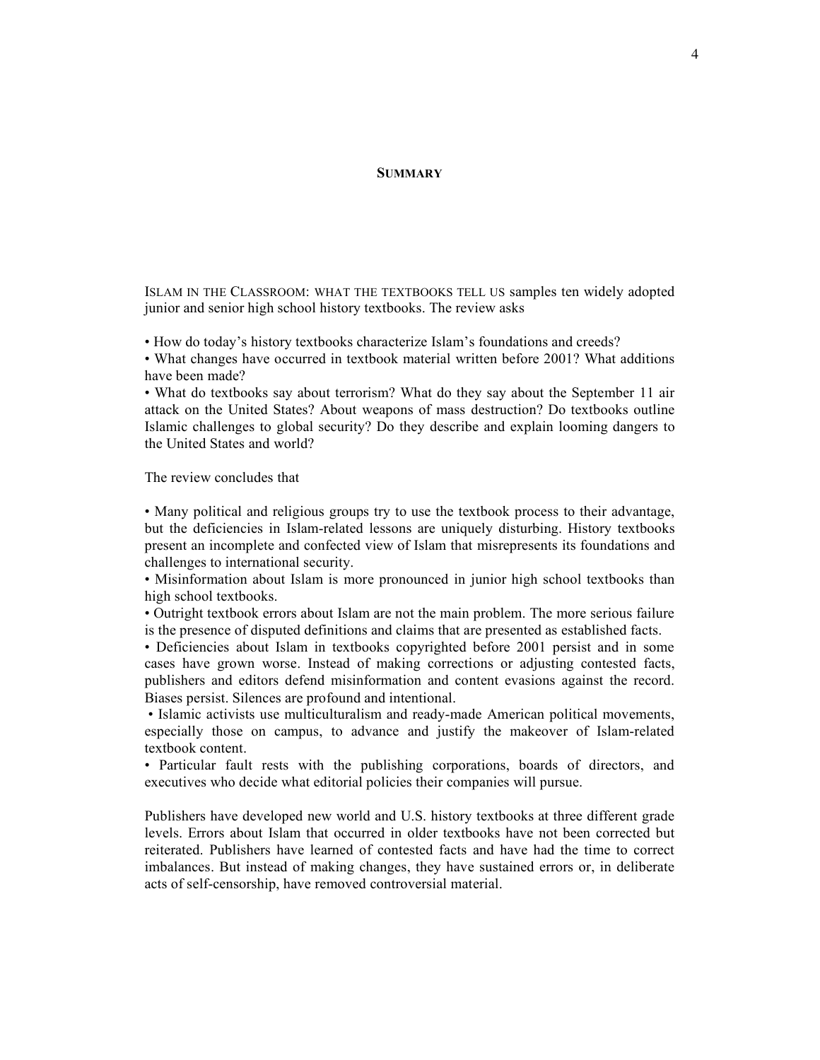## SUMMARY

ISLAM IN THE CLASSROOM: WHAT THE TEXTBOOKS TELL US samples ten widely adopted junior and senior high school history textbooks. The review asks

- How do today's history textbooks characterize Islam's foundations and creeds?
- What changes have occurred in textbook material written before 2001? What additions have been made?
- What do textbooks say about terrorism? What do they say about the September 11 air attack on the United States? About weapons of mass destruction? Do textbooks outline Islamic challenges to global security? Do they describe and explain looming dangers to the United States and world?

The review concludes that

- Many political and religious groups try to use the textbook process to their advantage, but the deficiencies in Islam-related lessons are uniquely disturbing. History textbooks present an incomplete and confected view of Islam that misrepresents its foundations and challenges to international security.
- Misinformation about Islam is more pronounced in junior high school textbooks than high school textbooks.
- Outright textbook errors about Islam are not the main problem. The more serious failure is the presence of disputed definitions and claims that are presented as established facts.
- Deficiencies about Islam in textbooks copyrighted before 2001 persist and in some cases have grown worse. Instead of making corrections or adjusting contested facts, publishers and editors defend misinformation and content evasions against the record. Biases persist. Silences are profound and intentional.
- Islamic activists use multiculturalism and ready-made American political movements, especially those on campus, to advance and justify the makeover of Islam-related textbook content.
- Particular fault rests with the publishing corporations, boards of directors, and executives who decide what editorial policies their companies will pursue.

Publishers have developed new world and U.S. history textbooks at three different grade levels. Errors about Islam that occurred in older textbooks have not been corrected but reiterated. Publishers have learned of contested facts and have had the time to correct imbalances. But instead of making changes, they have sustained errors or, in deliberate acts of self-censorship, have removed controversial material.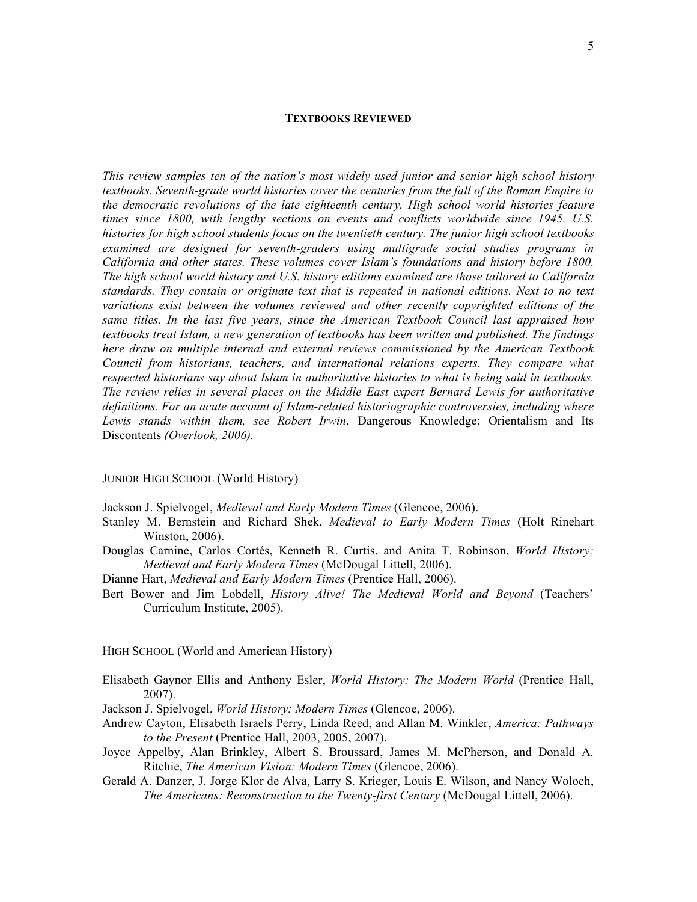## TEXTBOOKS REVIEWED

*This review samples ten of the nation's most widely used junior and senior high school history textbooks. Seventh-grade world histories cover the centuries from the fall of the Roman Empire to the democratic revolutions of the late eighteenth century. High school world histories feature times since 1800, with lengthy sections on events and conflicts worldwide since 1945. U.S. histories for high school students focus on the twentieth century. The junior high school textbooks examined are designed for seventh-graders using multigrade social studies programs in California and other states. These volumes cover Islam's foundations and history before 1800. The high school world history and U.S. history editions examined are those tailored to California standards. They contain or originate text that is repeated in national editions. Next to no text variations exist between the volumes reviewed and other recently copyrighted editions of the same titles. In the last five years, since the American Textbook Council last appraised how textbooks treat Islam, a new generation of textbooks has been written and published. The findings here draw on multiple internal and external reviews commissioned by the American Textbook Council from historians, teachers, and international relations experts. They compare what respected historians say about Islam in authoritative histories to what is being said in textbooks. The review relies in several places on the Middle East expert Bernard Lewis for authoritative definitions. For an acute account of Islam-related historiographic controversies, including where Lewis stands within them, see Robert Irwin*, Dangerous Knowledge: Orientalism and Its Discontents *(Overlook, 2006).*

JUNIOR HIGH SCHOOL (World History)

Jackson J. Spielvogel, *Medieval and Early Modern Times* (Glencoe, 2006).

Stanley M. Bernstein and Richard Shek, *Medieval to Early Modern Times* (Holt Rinehart Winston, 2006).

Douglas Carnine, Carlos Cortés, Kenneth R. Curtis, and Anita T. Robinson, *World History: Medieval and Early Modern Times* (McDougal Littell, 2006).

Dianne Hart, *Medieval and Early Modern Times* (Prentice Hall, 2006).

Bert Bower and Jim Lobdell, *History Alive! The Medieval World and Beyond* (Teachers' Curriculum Institute, 2005).

HIGH SCHOOL (World and American History)

Elisabeth Gaynor Ellis and Anthony Esler, *World History: The Modern World* (Prentice Hall, 2007).

Jackson J. Spielvogel, *World History: Modern Times* (Glencoe, 2006).

Andrew Cayton, Elisabeth Israels Perry, Linda Reed, and Allan M. Winkler, *America: Pathways to the Present* (Prentice Hall, 2003, 2005, 2007).

Joyce Appelby, Alan Brinkley, Albert S. Broussard, James M. McPherson, and Donald A. Ritchie, *The American Vision: Modern Times* (Glencoe, 2006).

Gerald A. Danzer, J. Jorge Klor de Alva, Larry S. Krieger, Louis E. Wilson, and Nancy Woloch, *The Americans: Reconstruction to the Twenty-first Century* (McDougal Littell, 2006).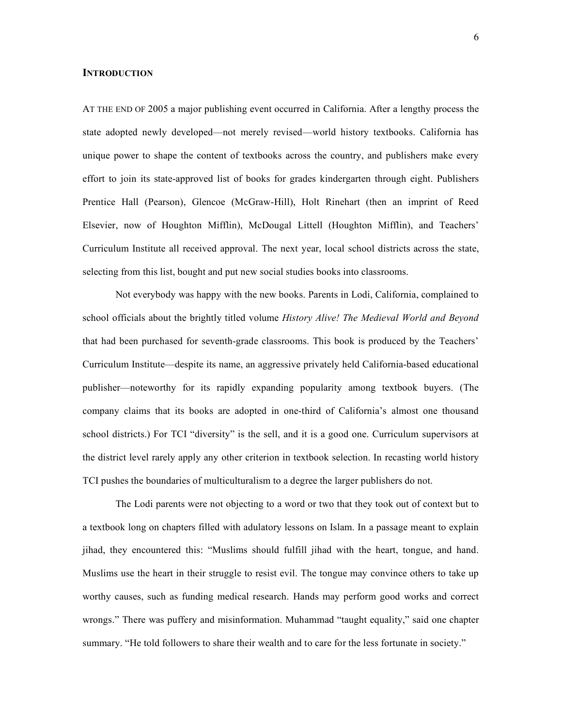## INTRODUCTION

AT THE END OF 2005 a major publishing event occurred in California. After a lengthy process the state adopted newly developed—not merely revised—world history textbooks. California has unique power to shape the content of textbooks across the country, and publishers make every effort to join its state-approved list of books for grades kindergarten through eight. Publishers Prentice Hall (Pearson), Glencoe (McGraw-Hill), Holt Rinehart (then an imprint of Reed Elsevier, now of Houghton Mifflin), McDougal Littell (Houghton Mifflin), and Teachers' Curriculum Institute all received approval. The next year, local school districts across the state, selecting from this list, bought and put new social studies books into classrooms.

Not everybody was happy with the new books. Parents in Lodi, California, complained to school officials about the brightly titled volume *History Alive! The Medieval World and Beyond* that had been purchased for seventh-grade classrooms. This book is produced by the Teachers' Curriculum Institute—despite its name, an aggressive privately held California-based educational publisher—noteworthy for its rapidly expanding popularity among textbook buyers. (The company claims that its books are adopted in one-third of California's almost one thousand school districts.) For TCI "diversity" is the sell, and it is a good one. Curriculum supervisors at the district level rarely apply any other criterion in textbook selection. In recasting world history TCI pushes the boundaries of multiculturalism to a degree the larger publishers do not.

The Lodi parents were not objecting to a word or two that they took out of context but to a textbook long on chapters filled with adulatory lessons on Islam. In a passage meant to explain jihad, they encountered this: "Muslims should fulfill jihad with the heart, tongue, and hand. Muslims use the heart in their struggle to resist evil. The tongue may convince others to take up worthy causes, such as funding medical research. Hands may perform good works and correct wrongs." There was puffery and misinformation. Muhammad "taught equality," said one chapter summary. "He told followers to share their wealth and to care for the less fortunate in society."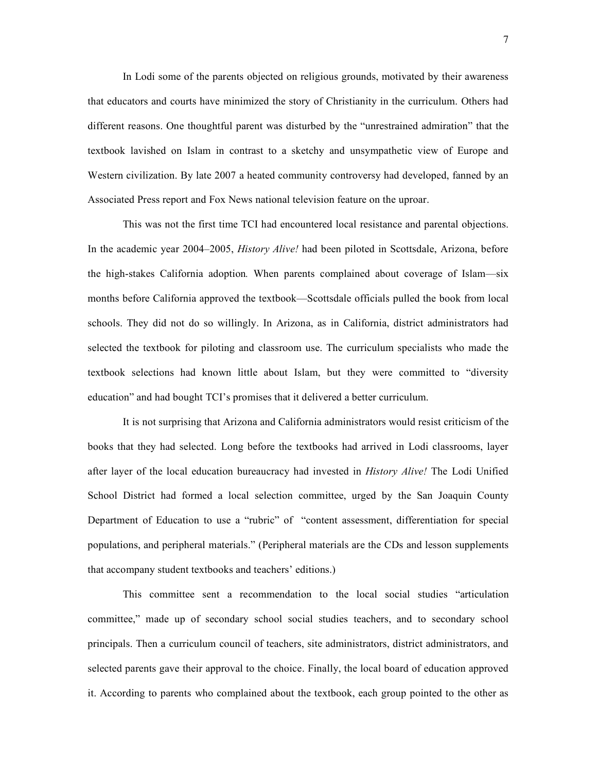In Lodi some of the parents objected on religious grounds, motivated by their awareness that educators and courts have minimized the story of Christianity in the curriculum. Others had different reasons. One thoughtful parent was disturbed by the "unrestrained admiration" that the textbook lavished on Islam in contrast to a sketchy and unsympathetic view of Europe and Western civilization. By late 2007 a heated community controversy had developed, fanned by an Associated Press report and Fox News national television feature on the uproar.

This was not the first time TCI had encountered local resistance and parental objections. In the academic year 2004–2005, *History Alive!* had been piloted in Scottsdale, Arizona, before the high-stakes California adoption*.* When parents complained about coverage of Islam—six months before California approved the textbook—Scottsdale officials pulled the book from local schools. They did not do so willingly. In Arizona, as in California, district administrators had selected the textbook for piloting and classroom use. The curriculum specialists who made the textbook selections had known little about Islam, but they were committed to "diversity education" and had bought TCI's promises that it delivered a better curriculum.

It is not surprising that Arizona and California administrators would resist criticism of the books that they had selected. Long before the textbooks had arrived in Lodi classrooms, layer after layer of the local education bureaucracy had invested in *History Alive!* The Lodi Unified School District had formed a local selection committee, urged by the San Joaquin County Department of Education to use a "rubric" of "content assessment, differentiation for special populations, and peripheral materials." (Peripheral materials are the CDs and lesson supplements that accompany student textbooks and teachers' editions.)

This committee sent a recommendation to the local social studies "articulation committee," made up of secondary school social studies teachers, and to secondary school principals. Then a curriculum council of teachers, site administrators, district administrators, and selected parents gave their approval to the choice. Finally, the local board of education approved it. According to parents who complained about the textbook, each group pointed to the other as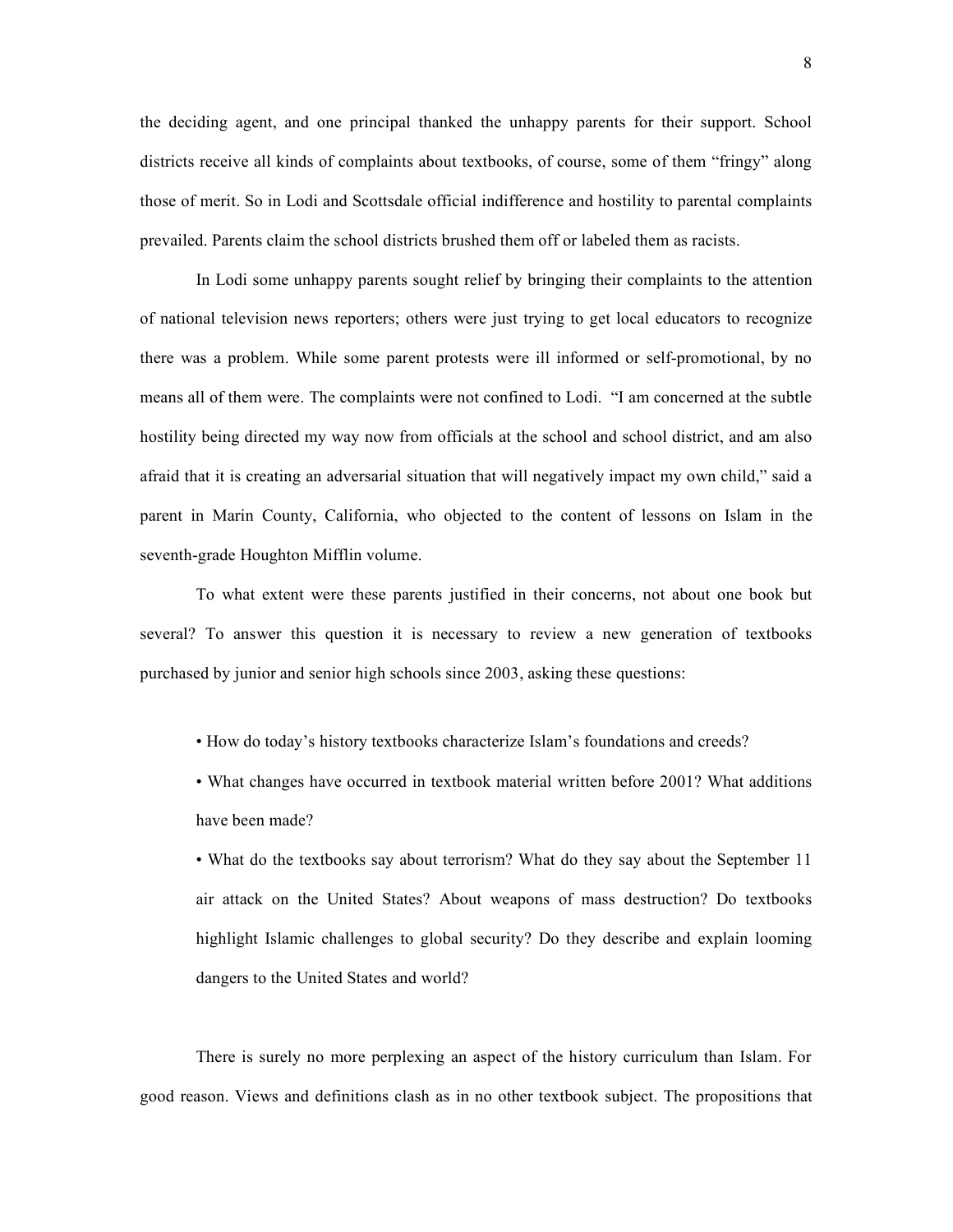the deciding agent, and one principal thanked the unhappy parents for their support. School districts receive all kinds of complaints about textbooks, of course, some of them "fringy" along those of merit. So in Lodi and Scottsdale official indifference and hostility to parental complaints prevailed. Parents claim the school districts brushed them off or labeled them as racists.

In Lodi some unhappy parents sought relief by bringing their complaints to the attention of national television news reporters; others were just trying to get local educators to recognize there was a problem. While some parent protests were ill informed or self-promotional, by no means all of them were. The complaints were not confined to Lodi. "I am concerned at the subtle hostility being directed my way now from officials at the school and school district, and am also afraid that it is creating an adversarial situation that will negatively impact my own child," said a parent in Marin County, California, who objected to the content of lessons on Islam in the seventh-grade Houghton Mifflin volume.

To what extent were these parents justified in their concerns, not about one book but several? To answer this question it is necessary to review a new generation of textbooks purchased by junior and senior high schools since 2003, asking these questions:

- How do today's history textbooks characterize Islam's foundations and creeds?
- What changes have occurred in textbook material written before 2001? What additions have been made?
- What do the textbooks say about terrorism? What do they say about the September 11 air attack on the United States? About weapons of mass destruction? Do textbooks highlight Islamic challenges to global security? Do they describe and explain looming dangers to the United States and world?

There is surely no more perplexing an aspect of the history curriculum than Islam. For good reason. Views and definitions clash as in no other textbook subject. The propositions that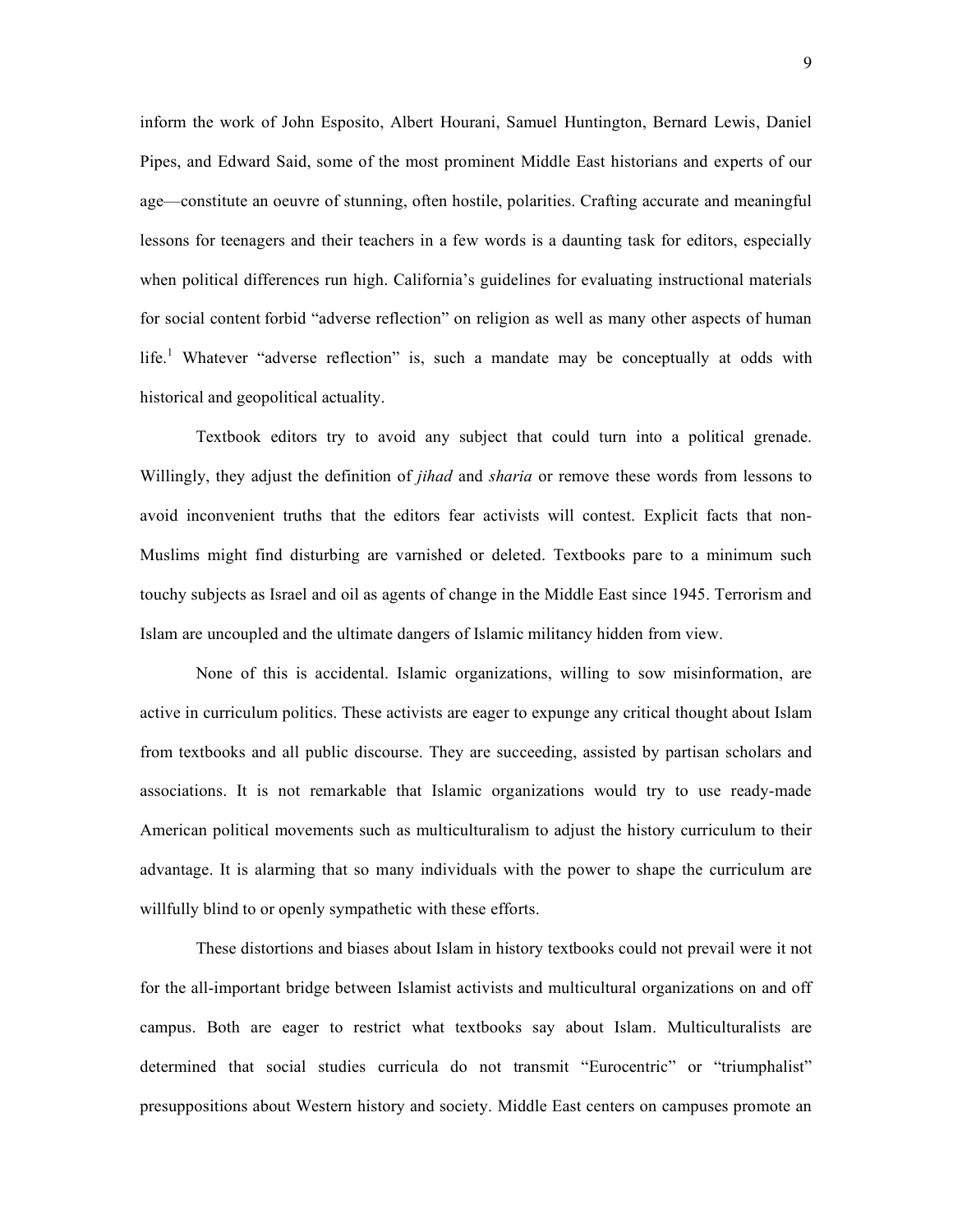inform the work of John Esposito, Albert Hourani, Samuel Huntington, Bernard Lewis, Daniel Pipes, and Edward Said, some of the most prominent Middle East historians and experts of our age—constitute an oeuvre of stunning, often hostile, polarities. Crafting accurate and meaningful lessons for teenagers and their teachers in a few words is a daunting task for editors, especially when political differences run high. California's guidelines for evaluating instructional materials for social content forbid "adverse reflection" on religion as well as many other aspects of human life.[1] Whatever "adverse reflection" is, such a mandate may be conceptually at odds with historical and geopolitical actuality.

Textbook editors try to avoid any subject that could turn into a political grenade. Willingly, they adjust the definition of *jihad* and *sharia* or remove these words from lessons to avoid inconvenient truths that the editors fear activists will contest. Explicit facts that non-Muslims might find disturbing are varnished or deleted. Textbooks pare to a minimum such touchy subjects as Israel and oil as agents of change in the Middle East since 1945. Terrorism and Islam are uncoupled and the ultimate dangers of Islamic militancy hidden from view.

None of this is accidental. Islamic organizations, willing to sow misinformation, are active in curriculum politics. These activists are eager to expunge any critical thought about Islam from textbooks and all public discourse. They are succeeding, assisted by partisan scholars and associations. It is not remarkable that Islamic organizations would try to use ready-made American political movements such as multiculturalism to adjust the history curriculum to their advantage. It is alarming that so many individuals with the power to shape the curriculum are willfully blind to or openly sympathetic with these efforts.

These distortions and biases about Islam in history textbooks could not prevail were it not for the all-important bridge between Islamist activists and multicultural organizations on and off campus. Both are eager to restrict what textbooks say about Islam. Multiculturalists are determined that social studies curricula do not transmit "Eurocentric" or "triumphalist" presuppositions about Western history and society. Middle East centers on campuses promote an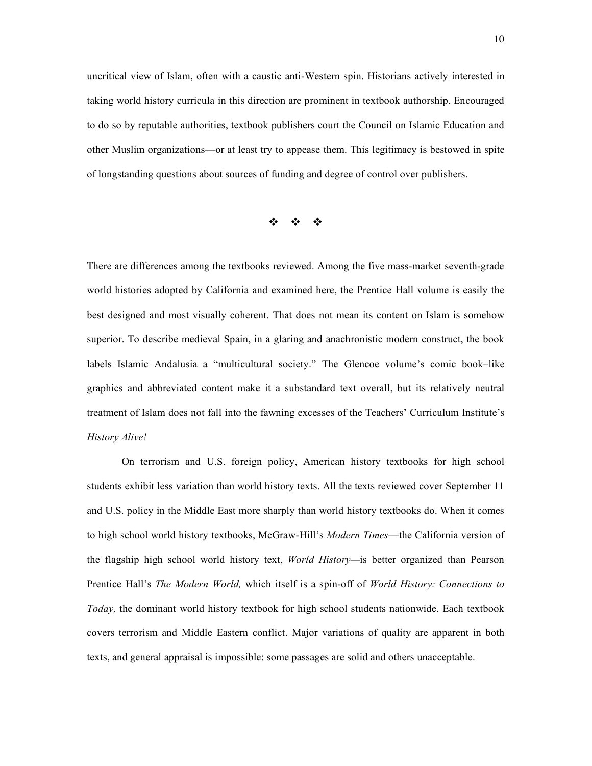uncritical view of Islam, often with a caustic anti-Western spin. Historians actively interested in taking world history curricula in this direction are prominent in textbook authorship. Encouraged to do so by reputable authorities, textbook publishers court the Council on Islamic Education and other Muslim organizations—or at least try to appease them. This legitimacy is bestowed in spite of longstanding questions about sources of funding and degree of control over publishers.

❖ ❖ ❖

There are differences among the textbooks reviewed. Among the five mass-market seventh-grade world histories adopted by California and examined here, the Prentice Hall volume is easily the best designed and most visually coherent. That does not mean its content on Islam is somehow superior. To describe medieval Spain, in a glaring and anachronistic modern construct, the book labels Islamic Andalusia a "multicultural society." The Glencoe volume's comic book–like graphics and abbreviated content make it a substandard text overall, but its relatively neutral treatment of Islam does not fall into the fawning excesses of the Teachers' Curriculum Institute's *History Alive!*

On terrorism and U.S. foreign policy, American history textbooks for high school students exhibit less variation than world history texts. All the texts reviewed cover September 11 and U.S. policy in the Middle East more sharply than world history textbooks do. When it comes to high school world history textbooks, McGraw-Hill's *Modern Times*—the California version of the flagship high school world history text, *World History*—is better organized than Pearson Prentice Hall's *The Modern World,* which itself is a spin-off of *World History: Connections to Today,* the dominant world history textbook for high school students nationwide. Each textbook covers terrorism and Middle Eastern conflict. Major variations of quality are apparent in both texts, and general appraisal is impossible: some passages are solid and others unacceptable.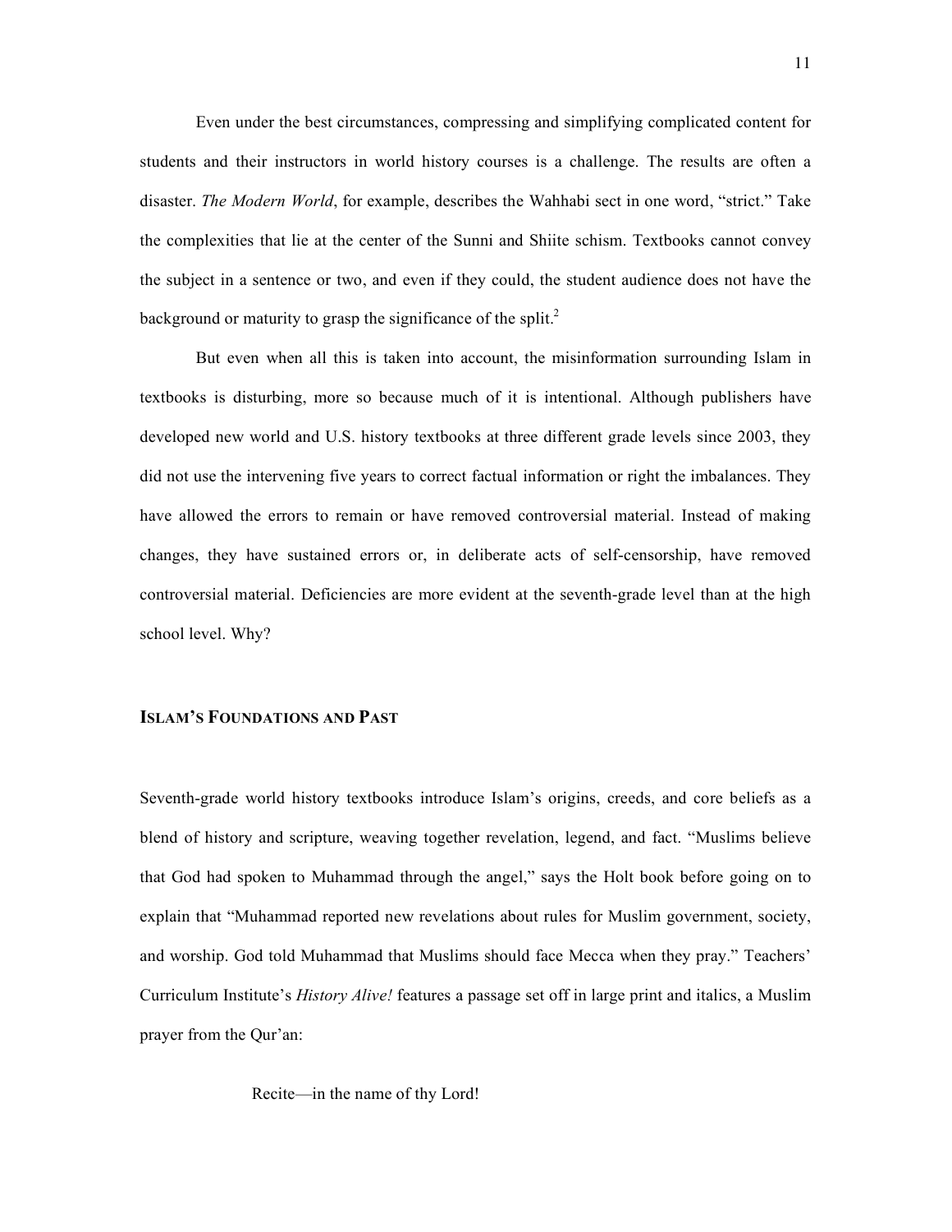Even under the best circumstances, compressing and simplifying complicated content for students and their instructors in world history courses is a challenge. The results are often a disaster. *The Modern World*, for example, describes the Wahhabi sect in one word, "strict." Take the complexities that lie at the center of the Sunni and Shiite schism. Textbooks cannot convey the subject in a sentence or two, and even if they could, the student audience does not have the background or maturity to grasp the significance of the split.[2]

But even when all this is taken into account, the misinformation surrounding Islam in textbooks is disturbing, more so because much of it is intentional. Although publishers have developed new world and U.S. history textbooks at three different grade levels since 2003, they did not use the intervening five years to correct factual information or right the imbalances. They have allowed the errors to remain or have removed controversial material. Instead of making changes, they have sustained errors or, in deliberate acts of self-censorship, have removed controversial material. Deficiencies are more evident at the seventh-grade level than at the high school level. Why?

## ISLAM'S FOUNDATIONS AND PAST

Seventh-grade world history textbooks introduce Islam's origins, creeds, and core beliefs as a blend of history and scripture, weaving together revelation, legend, and fact. "Muslims believe that God had spoken to Muhammad through the angel," says the Holt book before going on to explain that "Muhammad reported new revelations about rules for Muslim government, society, and worship. God told Muhammad that Muslims should face Mecca when they pray." Teachers' Curriculum Institute's *History Alive!* features a passage set off in large print and italics, a Muslim prayer from the Qur'an:

> Recite—in the name of thy Lord!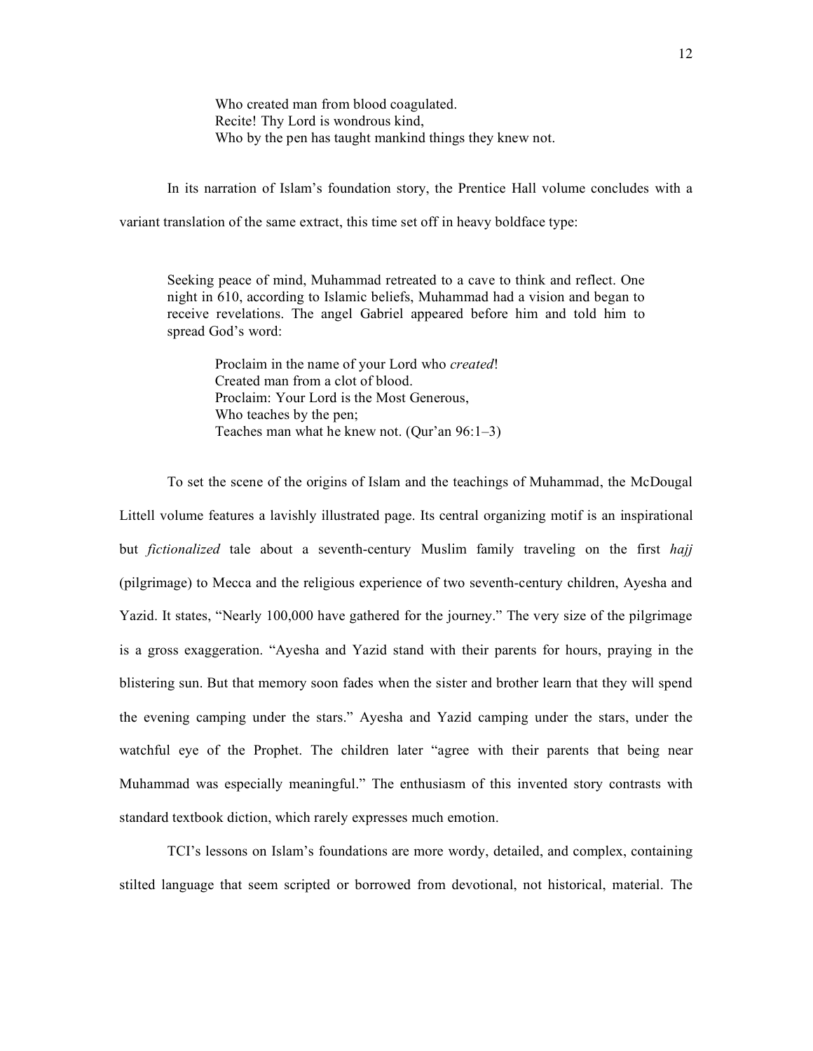> Who created man from blood coagulated.
> Recite! Thy Lord is wondrous kind,
> Who by the pen has taught mankind things they knew not.

In its narration of Islam's foundation story, the Prentice Hall volume concludes with a variant translation of the same extract, this time set off in heavy boldface type:

> Seeking peace of mind, Muhammad retreated to a cave to think and reflect. One night in 610, according to Islamic beliefs, Muhammad had a vision and began to receive revelations. The angel Gabriel appeared before him and told him to spread God's word:
>
> > Proclaim in the name of your Lord who *created*!
> > Created man from a clot of blood.
> > Proclaim: Your Lord is the Most Generous,
> > Who teaches by the pen;
> > Teaches man what he knew not. (Qur'an 96:1–3)

To set the scene of the origins of Islam and the teachings of Muhammad, the McDougal Littell volume features a lavishly illustrated page. Its central organizing motif is an inspirational but *fictionalized* tale about a seventh-century Muslim family traveling on the first *hajj* (pilgrimage) to Mecca and the religious experience of two seventh-century children, Ayesha and Yazid. It states, "Nearly 100,000 have gathered for the journey." The very size of the pilgrimage is a gross exaggeration. "Ayesha and Yazid stand with their parents for hours, praying in the blistering sun. But that memory soon fades when the sister and brother learn that they will spend the evening camping under the stars." Ayesha and Yazid camping under the stars, under the watchful eye of the Prophet. The children later "agree with their parents that being near Muhammad was especially meaningful." The enthusiasm of this invented story contrasts with standard textbook diction, which rarely expresses much emotion.

TCI's lessons on Islam's foundations are more wordy, detailed, and complex, containing stilted language that seem scripted or borrowed from devotional, not historical, material. The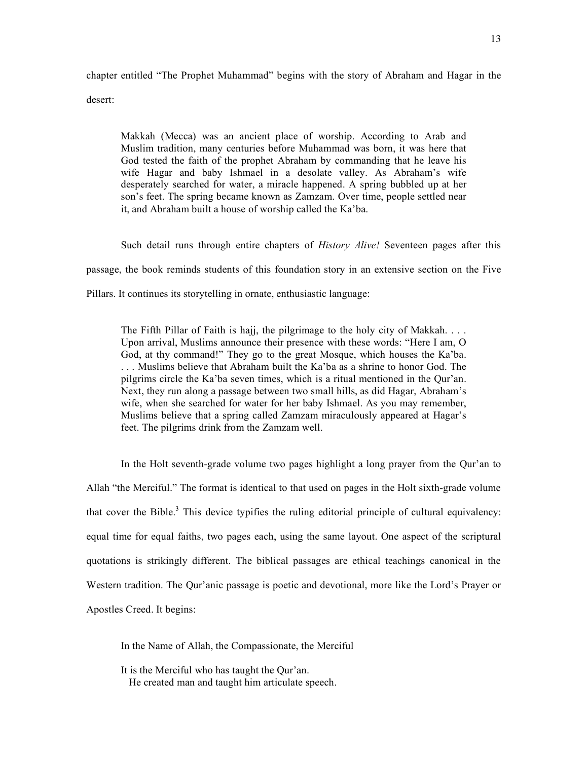chapter entitled "The Prophet Muhammad" begins with the story of Abraham and Hagar in the desert:

> Makkah (Mecca) was an ancient place of worship. According to Arab and Muslim tradition, many centuries before Muhammad was born, it was here that God tested the faith of the prophet Abraham by commanding that he leave his wife Hagar and baby Ishmael in a desolate valley. As Abraham's wife desperately searched for water, a miracle happened. A spring bubbled up at her son's feet. The spring became known as Zamzam. Over time, people settled near it, and Abraham built a house of worship called the Ka'ba.

Such detail runs through entire chapters of *History Alive!* Seventeen pages after this passage, the book reminds students of this foundation story in an extensive section on the Five Pillars. It continues its storytelling in ornate, enthusiastic language:

> The Fifth Pillar of Faith is hajj, the pilgrimage to the holy city of Makkah. . . . Upon arrival, Muslims announce their presence with these words: "Here I am, O God, at thy command!" They go to the great Mosque, which houses the Ka'ba. . . . Muslims believe that Abraham built the Ka'ba as a shrine to honor God. The pilgrims circle the Ka'ba seven times, which is a ritual mentioned in the Qur'an. Next, they run along a passage between two small hills, as did Hagar, Abraham's wife, when she searched for water for her baby Ishmael. As you may remember, Muslims believe that a spring called Zamzam miraculously appeared at Hagar's feet. The pilgrims drink from the Zamzam well.

In the Holt seventh-grade volume two pages highlight a long prayer from the Qur'an to Allah "the Merciful." The format is identical to that used on pages in the Holt sixth-grade volume that cover the Bible.[3] This device typifies the ruling editorial principle of cultural equivalency: equal time for equal faiths, two pages each, using the same layout. One aspect of the scriptural quotations is strikingly different. The biblical passages are ethical teachings canonical in the Western tradition. The Qur'anic passage is poetic and devotional, more like the Lord's Prayer or Apostles Creed. It begins:

> In the Name of Allah, the Compassionate, the Merciful
>
> It is the Merciful who has taught the Qur'an.
> He created man and taught him articulate speech.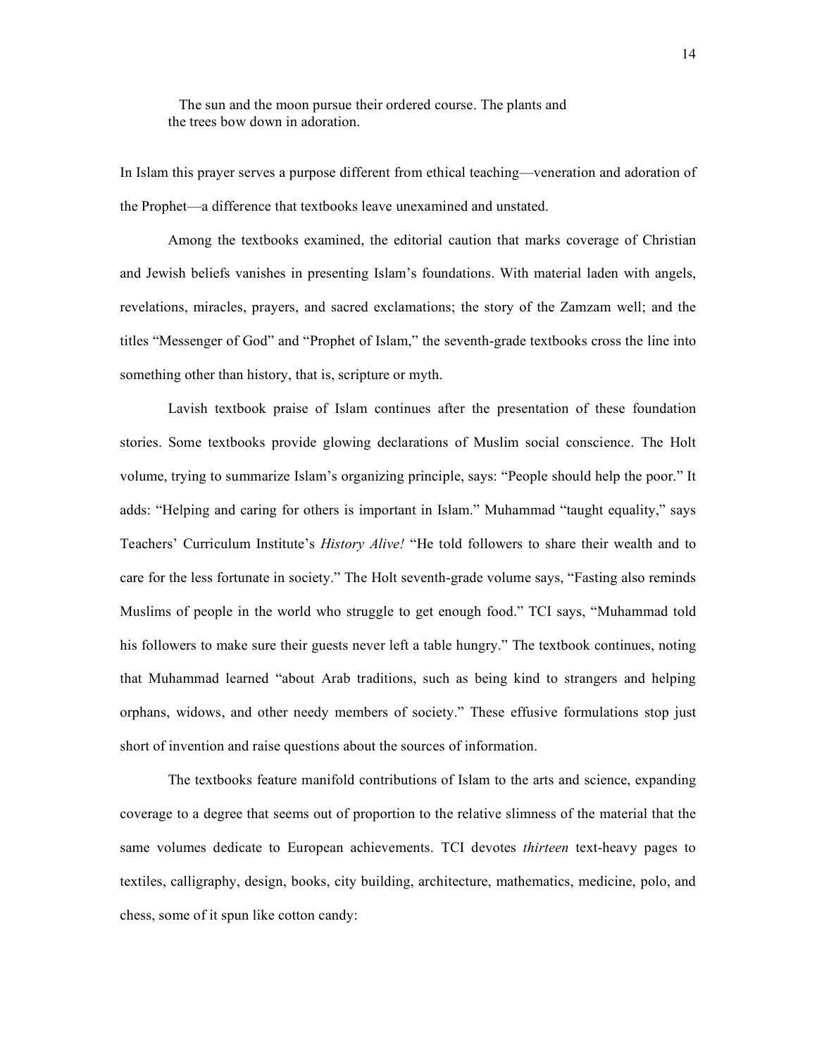> The sun and the moon pursue their ordered course. The plants and the trees bow down in adoration.

In Islam this prayer serves a purpose different from ethical teaching—veneration and adoration of the Prophet—a difference that textbooks leave unexamined and unstated.

Among the textbooks examined, the editorial caution that marks coverage of Christian and Jewish beliefs vanishes in presenting Islam's foundations. With material laden with angels, revelations, miracles, prayers, and sacred exclamations; the story of the Zamzam well; and the titles "Messenger of God" and "Prophet of Islam," the seventh-grade textbooks cross the line into something other than history, that is, scripture or myth.

Lavish textbook praise of Islam continues after the presentation of these foundation stories. Some textbooks provide glowing declarations of Muslim social conscience. The Holt volume, trying to summarize Islam's organizing principle, says: "People should help the poor." It adds: "Helping and caring for others is important in Islam." Muhammad "taught equality," says Teachers' Curriculum Institute's *History Alive!* "He told followers to share their wealth and to care for the less fortunate in society." The Holt seventh-grade volume says, "Fasting also reminds Muslims of people in the world who struggle to get enough food." TCI says, "Muhammad told his followers to make sure their guests never left a table hungry." The textbook continues, noting that Muhammad learned "about Arab traditions, such as being kind to strangers and helping orphans, widows, and other needy members of society." These effusive formulations stop just short of invention and raise questions about the sources of information.

The textbooks feature manifold contributions of Islam to the arts and science, expanding coverage to a degree that seems out of proportion to the relative slimness of the material that the same volumes dedicate to European achievements. TCI devotes *thirteen* text-heavy pages to textiles, calligraphy, design, books, city building, architecture, mathematics, medicine, polo, and chess, some of it spun like cotton candy: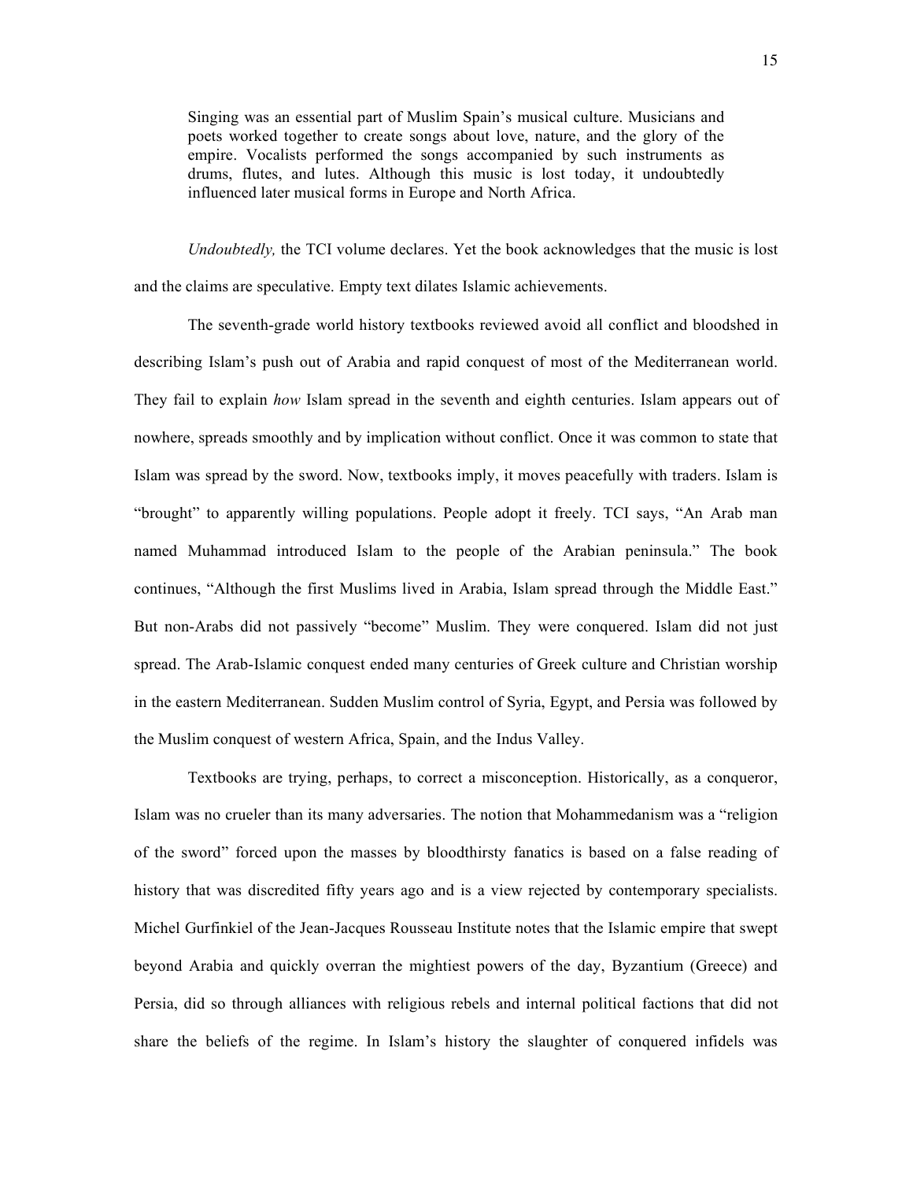> Singing was an essential part of Muslim Spain's musical culture. Musicians and poets worked together to create songs about love, nature, and the glory of the empire. Vocalists performed the songs accompanied by such instruments as drums, flutes, and lutes. Although this music is lost today, it undoubtedly influenced later musical forms in Europe and North Africa.

*Undoubtedly,* the TCI volume declares. Yet the book acknowledges that the music is lost and the claims are speculative. Empty text dilates Islamic achievements.

The seventh-grade world history textbooks reviewed avoid all conflict and bloodshed in describing Islam's push out of Arabia and rapid conquest of most of the Mediterranean world. They fail to explain *how* Islam spread in the seventh and eighth centuries. Islam appears out of nowhere, spreads smoothly and by implication without conflict. Once it was common to state that Islam was spread by the sword. Now, textbooks imply, it moves peacefully with traders. Islam is "brought" to apparently willing populations. People adopt it freely. TCI says, "An Arab man named Muhammad introduced Islam to the people of the Arabian peninsula." The book continues, "Although the first Muslims lived in Arabia, Islam spread through the Middle East." But non-Arabs did not passively "become" Muslim. They were conquered. Islam did not just spread. The Arab-Islamic conquest ended many centuries of Greek culture and Christian worship in the eastern Mediterranean. Sudden Muslim control of Syria, Egypt, and Persia was followed by the Muslim conquest of western Africa, Spain, and the Indus Valley.

Textbooks are trying, perhaps, to correct a misconception. Historically, as a conqueror, Islam was no crueler than its many adversaries. The notion that Mohammedanism was a "religion of the sword" forced upon the masses by bloodthirsty fanatics is based on a false reading of history that was discredited fifty years ago and is a view rejected by contemporary specialists. Michel Gurfinkiel of the Jean-Jacques Rousseau Institute notes that the Islamic empire that swept beyond Arabia and quickly overran the mightiest powers of the day, Byzantium (Greece) and Persia, did so through alliances with religious rebels and internal political factions that did not share the beliefs of the regime. In Islam's history the slaughter of conquered infidels was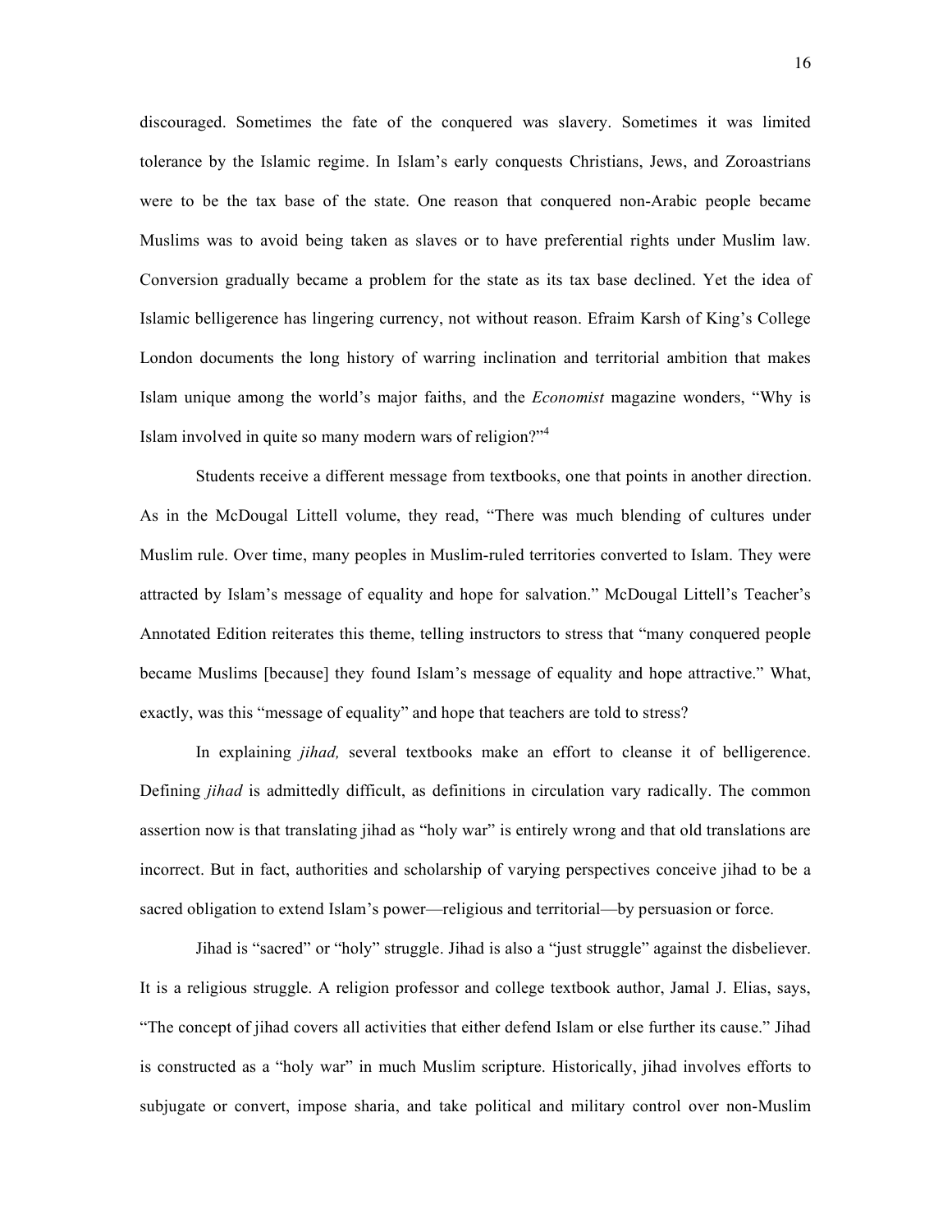discouraged. Sometimes the fate of the conquered was slavery. Sometimes it was limited tolerance by the Islamic regime. In Islam's early conquests Christians, Jews, and Zoroastrians were to be the tax base of the state. One reason that conquered non-Arabic people became Muslims was to avoid being taken as slaves or to have preferential rights under Muslim law. Conversion gradually became a problem for the state as its tax base declined. Yet the idea of Islamic belligerence has lingering currency, not without reason. Efraim Karsh of King's College London documents the long history of warring inclination and territorial ambition that makes Islam unique among the world's major faiths, and the *Economist* magazine wonders, "Why is Islam involved in quite so many modern wars of religion?"[4]

Students receive a different message from textbooks, one that points in another direction. As in the McDougal Littell volume, they read, "There was much blending of cultures under Muslim rule. Over time, many peoples in Muslim-ruled territories converted to Islam. They were attracted by Islam's message of equality and hope for salvation." McDougal Littell's Teacher's Annotated Edition reiterates this theme, telling instructors to stress that "many conquered people became Muslims [because] they found Islam's message of equality and hope attractive." What, exactly, was this "message of equality" and hope that teachers are told to stress?

In explaining *jihad,* several textbooks make an effort to cleanse it of belligerence. Defining *jihad* is admittedly difficult, as definitions in circulation vary radically. The common assertion now is that translating jihad as "holy war" is entirely wrong and that old translations are incorrect. But in fact, authorities and scholarship of varying perspectives conceive jihad to be a sacred obligation to extend Islam's power—religious and territorial—by persuasion or force.

Jihad is "sacred" or "holy" struggle. Jihad is also a "just struggle" against the disbeliever. It is a religious struggle. A religion professor and college textbook author, Jamal J. Elias, says, "The concept of jihad covers all activities that either defend Islam or else further its cause." Jihad is constructed as a "holy war" in much Muslim scripture. Historically, jihad involves efforts to subjugate or convert, impose sharia, and take political and military control over non-Muslim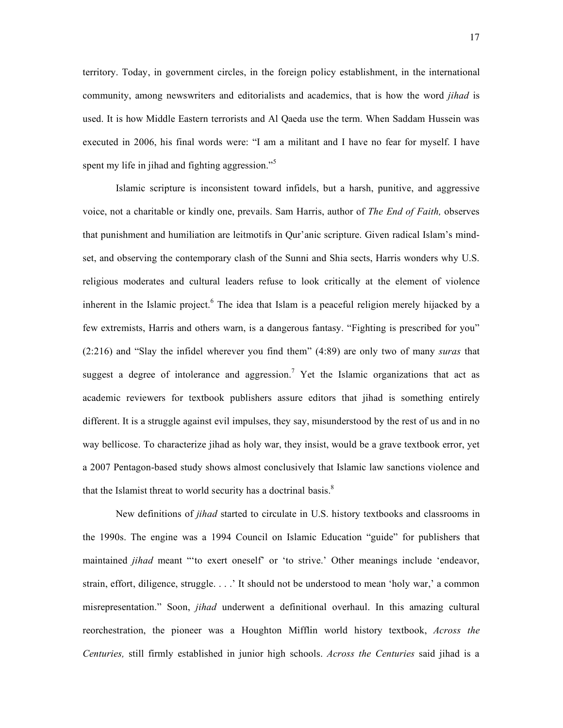territory. Today, in government circles, in the foreign policy establishment, in the international community, among newswriters and editorialists and academics, that is how the word *jihad* is used. It is how Middle Eastern terrorists and Al Qaeda use the term. When Saddam Hussein was executed in 2006, his final words were: "I am a militant and I have no fear for myself. I have spent my life in jihad and fighting aggression."[5]

Islamic scripture is inconsistent toward infidels, but a harsh, punitive, and aggressive voice, not a charitable or kindly one, prevails. Sam Harris, author of *The End of Faith,* observes that punishment and humiliation are leitmotifs in Qur'anic scripture. Given radical Islam's mind-set, and observing the contemporary clash of the Sunni and Shia sects, Harris wonders why U.S. religious moderates and cultural leaders refuse to look critically at the element of violence inherent in the Islamic project.[6] The idea that Islam is a peaceful religion merely hijacked by a few extremists, Harris and others warn, is a dangerous fantasy. "Fighting is prescribed for you" (2:216) and "Slay the infidel wherever you find them" (4:89) are only two of many *suras* that suggest a degree of intolerance and aggression.[7] Yet the Islamic organizations that act as academic reviewers for textbook publishers assure editors that jihad is something entirely different. It is a struggle against evil impulses, they say, misunderstood by the rest of us and in no way bellicose. To characterize jihad as holy war, they insist, would be a grave textbook error, yet a 2007 Pentagon-based study shows almost conclusively that Islamic law sanctions violence and that the Islamist threat to world security has a doctrinal basis.[8]

New definitions of *jihad* started to circulate in U.S. history textbooks and classrooms in the 1990s. The engine was a 1994 Council on Islamic Education "guide" for publishers that maintained *jihad* meant "'to exert oneself' or 'to strive.' Other meanings include 'endeavor, strain, effort, diligence, struggle. . . .' It should not be understood to mean 'holy war,' a common misrepresentation." Soon, *jihad* underwent a definitional overhaul. In this amazing cultural reorchestration, the pioneer was a Houghton Mifflin world history textbook, *Across the Centuries,* still firmly established in junior high schools. *Across the Centuries* said jihad is a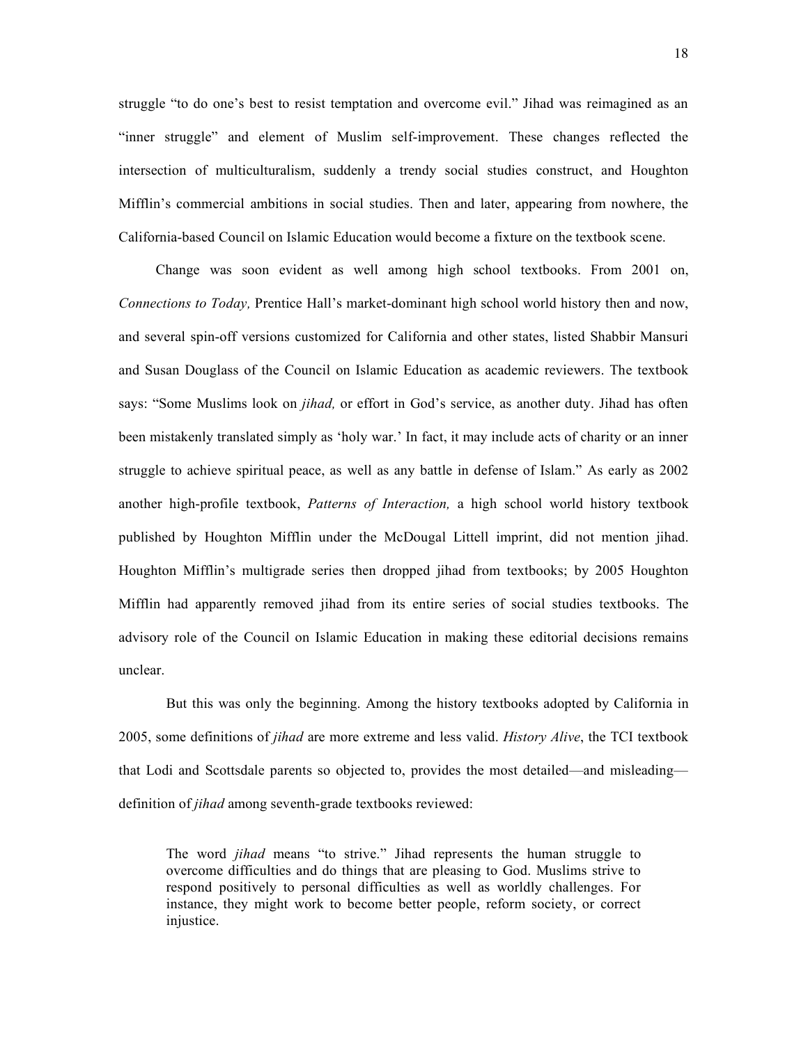struggle "to do one's best to resist temptation and overcome evil." Jihad was reimagined as an "inner struggle" and element of Muslim self-improvement. These changes reflected the intersection of multiculturalism, suddenly a trendy social studies construct, and Houghton Mifflin's commercial ambitions in social studies. Then and later, appearing from nowhere, the California-based Council on Islamic Education would become a fixture on the textbook scene.

Change was soon evident as well among high school textbooks. From 2001 on, *Connections to Today,* Prentice Hall's market-dominant high school world history then and now, and several spin-off versions customized for California and other states, listed Shabbir Mansuri and Susan Douglass of the Council on Islamic Education as academic reviewers. The textbook says: "Some Muslims look on *jihad,* or effort in God's service, as another duty. Jihad has often been mistakenly translated simply as 'holy war.' In fact, it may include acts of charity or an inner struggle to achieve spiritual peace, as well as any battle in defense of Islam." As early as 2002 another high-profile textbook, *Patterns of Interaction,* a high school world history textbook published by Houghton Mifflin under the McDougal Littell imprint, did not mention jihad. Houghton Mifflin's multigrade series then dropped jihad from textbooks; by 2005 Houghton Mifflin had apparently removed jihad from its entire series of social studies textbooks. The advisory role of the Council on Islamic Education in making these editorial decisions remains unclear.

But this was only the beginning. Among the history textbooks adopted by California in 2005, some definitions of *jihad* are more extreme and less valid. *History Alive*, the TCI textbook that Lodi and Scottsdale parents so objected to, provides the most detailed—and misleading—definition of *jihad* among seventh-grade textbooks reviewed:

> The word *jihad* means "to strive." Jihad represents the human struggle to overcome difficulties and do things that are pleasing to God. Muslims strive to respond positively to personal difficulties as well as worldly challenges. For instance, they might work to become better people, reform society, or correct injustice.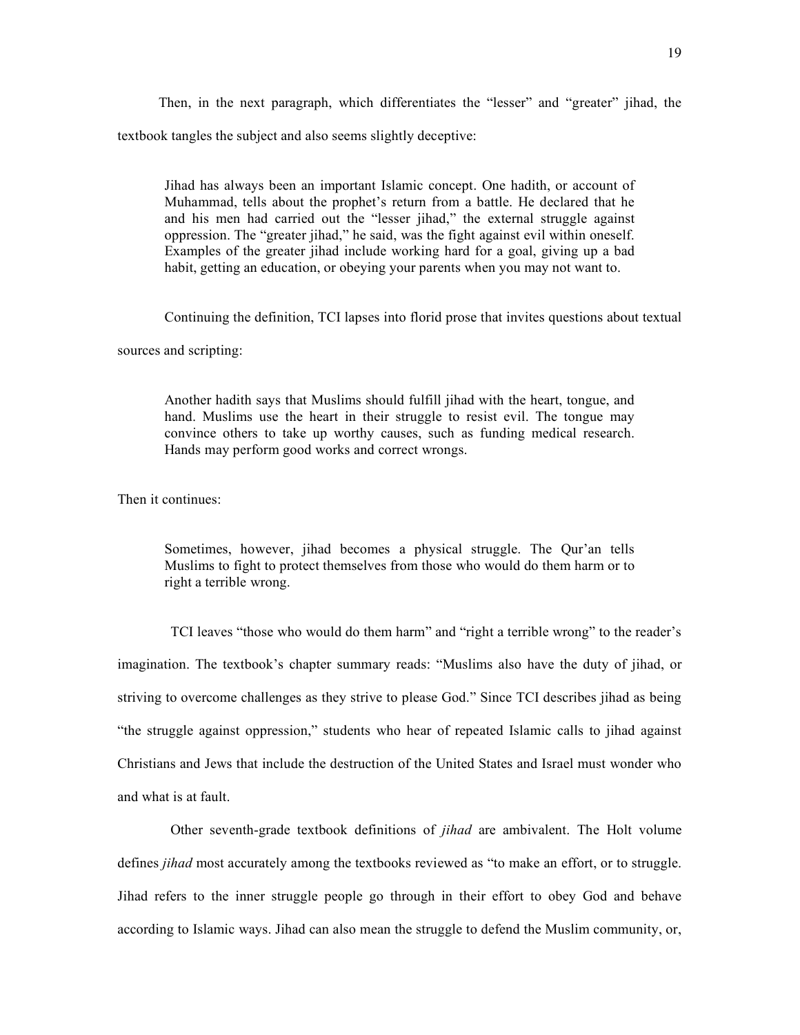Then, in the next paragraph, which differentiates the "lesser" and "greater" jihad, the textbook tangles the subject and also seems slightly deceptive:

> Jihad has always been an important Islamic concept. One hadith, or account of Muhammad, tells about the prophet's return from a battle. He declared that he and his men had carried out the "lesser jihad," the external struggle against oppression. The "greater jihad," he said, was the fight against evil within oneself. Examples of the greater jihad include working hard for a goal, giving up a bad habit, getting an education, or obeying your parents when you may not want to.

Continuing the definition, TCI lapses into florid prose that invites questions about textual sources and scripting:

> Another hadith says that Muslims should fulfill jihad with the heart, tongue, and hand. Muslims use the heart in their struggle to resist evil. The tongue may convince others to take up worthy causes, such as funding medical research. Hands may perform good works and correct wrongs.

Then it continues:

> Sometimes, however, jihad becomes a physical struggle. The Qur'an tells Muslims to fight to protect themselves from those who would do them harm or to right a terrible wrong.

TCI leaves "those who would do them harm" and "right a terrible wrong" to the reader's imagination. The textbook's chapter summary reads: "Muslims also have the duty of jihad, or striving to overcome challenges as they strive to please God." Since TCI describes jihad as being "the struggle against oppression," students who hear of repeated Islamic calls to jihad against Christians and Jews that include the destruction of the United States and Israel must wonder who and what is at fault.

Other seventh-grade textbook definitions of *jihad* are ambivalent. The Holt volume defines *jihad* most accurately among the textbooks reviewed as "to make an effort, or to struggle. Jihad refers to the inner struggle people go through in their effort to obey God and behave according to Islamic ways. Jihad can also mean the struggle to defend the Muslim community, or,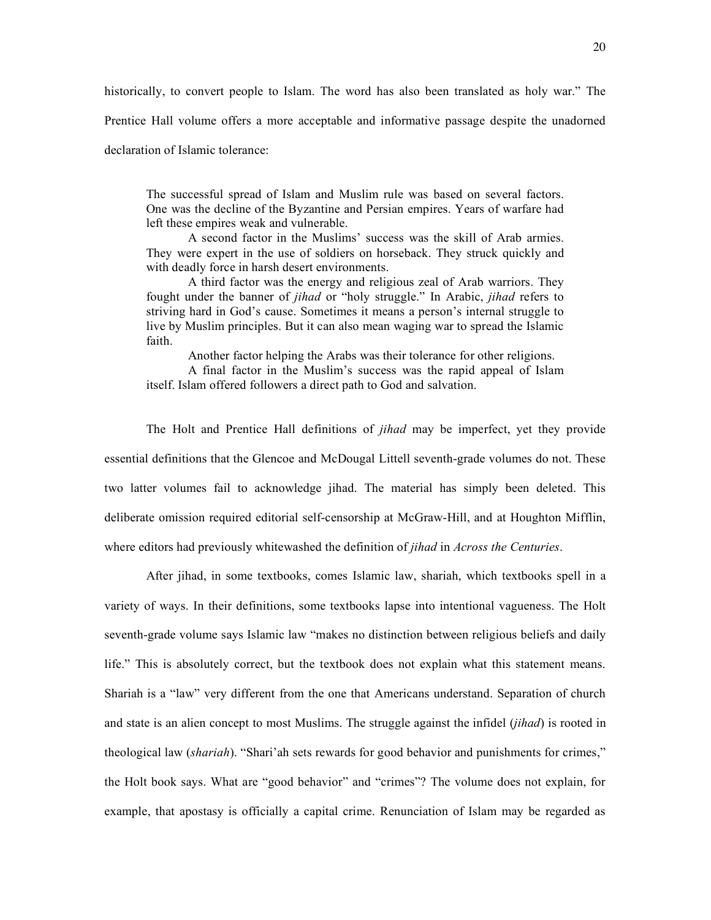historically, to convert people to Islam. The word has also been translated as holy war." The Prentice Hall volume offers a more acceptable and informative passage despite the unadorned declaration of Islamic tolerance:

> The successful spread of Islam and Muslim rule was based on several factors. One was the decline of the Byzantine and Persian empires. Years of warfare had left these empires weak and vulnerable.
>
> A second factor in the Muslims' success was the skill of Arab armies. They were expert in the use of soldiers on horseback. They struck quickly and with deadly force in harsh desert environments.
>
> A third factor was the energy and religious zeal of Arab warriors. They fought under the banner of *jihad* or "holy struggle." In Arabic, *jihad* refers to striving hard in God's cause. Sometimes it means a person's internal struggle to live by Muslim principles. But it can also mean waging war to spread the Islamic faith.
>
> Another factor helping the Arabs was their tolerance for other religions.
>
> A final factor in the Muslim's success was the rapid appeal of Islam itself. Islam offered followers a direct path to God and salvation.

The Holt and Prentice Hall definitions of *jihad* may be imperfect, yet they provide essential definitions that the Glencoe and McDougal Littell seventh-grade volumes do not. These two latter volumes fail to acknowledge jihad. The material has simply been deleted. This deliberate omission required editorial self-censorship at McGraw-Hill, and at Houghton Mifflin, where editors had previously whitewashed the definition of *jihad* in *Across the Centuries*.

After jihad, in some textbooks, comes Islamic law, shariah, which textbooks spell in a variety of ways. In their definitions, some textbooks lapse into intentional vagueness. The Holt seventh-grade volume says Islamic law "makes no distinction between religious beliefs and daily life." This is absolutely correct, but the textbook does not explain what this statement means. Shariah is a "law" very different from the one that Americans understand. Separation of church and state is an alien concept to most Muslims. The struggle against the infidel (*jihad*) is rooted in theological law (*shariah*). "Shari'ah sets rewards for good behavior and punishments for crimes," the Holt book says. What are "good behavior" and "crimes"? The volume does not explain, for example, that apostasy is officially a capital crime. Renunciation of Islam may be regarded as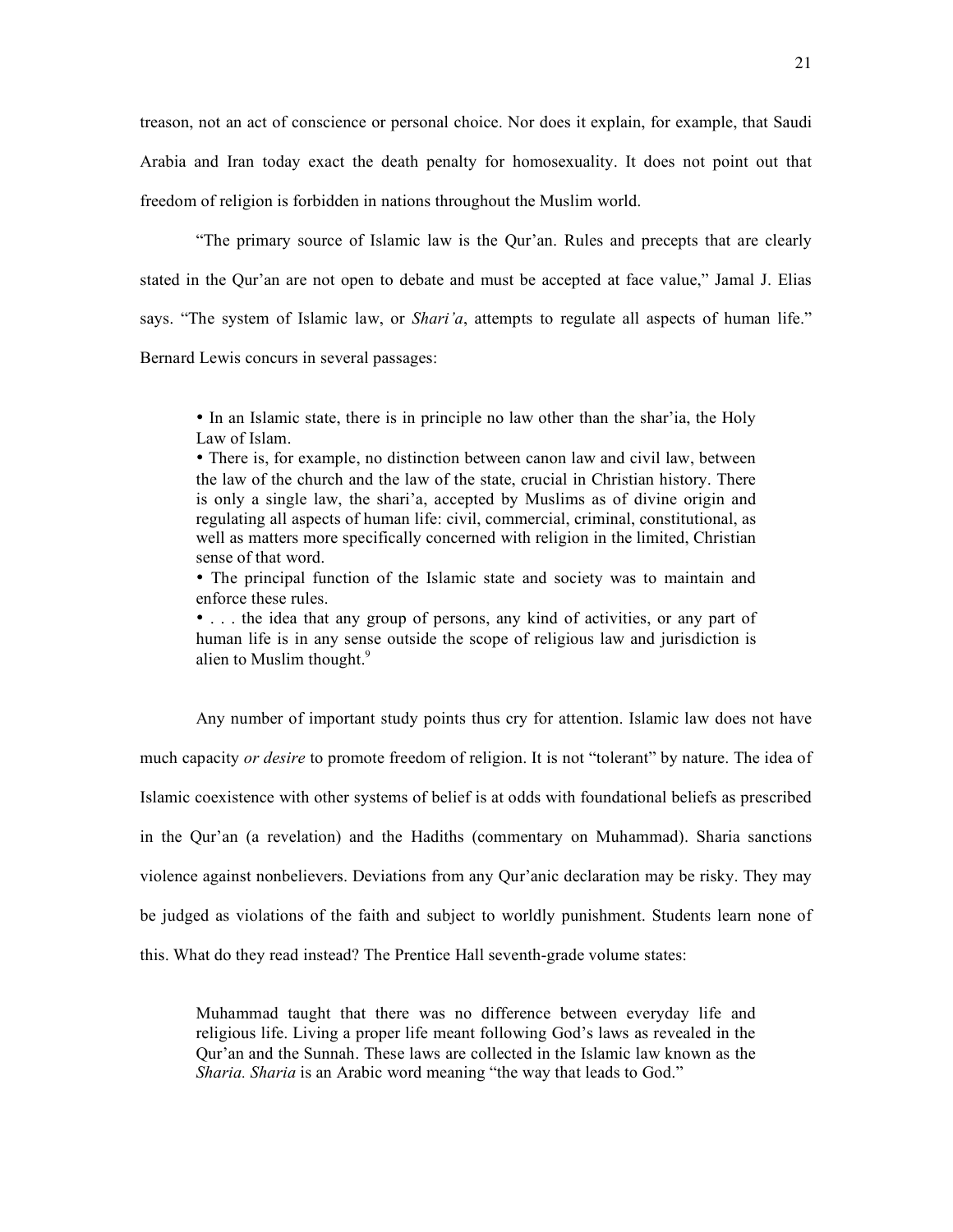treason, not an act of conscience or personal choice. Nor does it explain, for example, that Saudi Arabia and Iran today exact the death penalty for homosexuality. It does not point out that freedom of religion is forbidden in nations throughout the Muslim world.

"The primary source of Islamic law is the Qur'an. Rules and precepts that are clearly stated in the Qur'an are not open to debate and must be accepted at face value," Jamal J. Elias says. "The system of Islamic law, or *Shari'a*, attempts to regulate all aspects of human life." Bernard Lewis concurs in several passages:

> • In an Islamic state, there is in principle no law other than the shar'ia, the Holy Law of Islam.
> • There is, for example, no distinction between canon law and civil law, between the law of the church and the law of the state, crucial in Christian history. There is only a single law, the shari'a, accepted by Muslims as of divine origin and regulating all aspects of human life: civil, commercial, criminal, constitutional, as well as matters more specifically concerned with religion in the limited, Christian sense of that word.
> • The principal function of the Islamic state and society was to maintain and enforce these rules.
> • . . . the idea that any group of persons, any kind of activities, or any part of human life is in any sense outside the scope of religious law and jurisdiction is alien to Muslim thought.[9]

Any number of important study points thus cry for attention. Islamic law does not have much capacity *or desire* to promote freedom of religion. It is not "tolerant" by nature. The idea of Islamic coexistence with other systems of belief is at odds with foundational beliefs as prescribed in the Qur'an (a revelation) and the Hadiths (commentary on Muhammad). Sharia sanctions violence against nonbelievers. Deviations from any Qur'anic declaration may be risky. They may be judged as violations of the faith and subject to worldly punishment. Students learn none of this. What do they read instead? The Prentice Hall seventh-grade volume states:

> Muhammad taught that there was no difference between everyday life and religious life. Living a proper life meant following God's laws as revealed in the Qur'an and the Sunnah. These laws are collected in the Islamic law known as the *Sharia. Sharia* is an Arabic word meaning "the way that leads to God."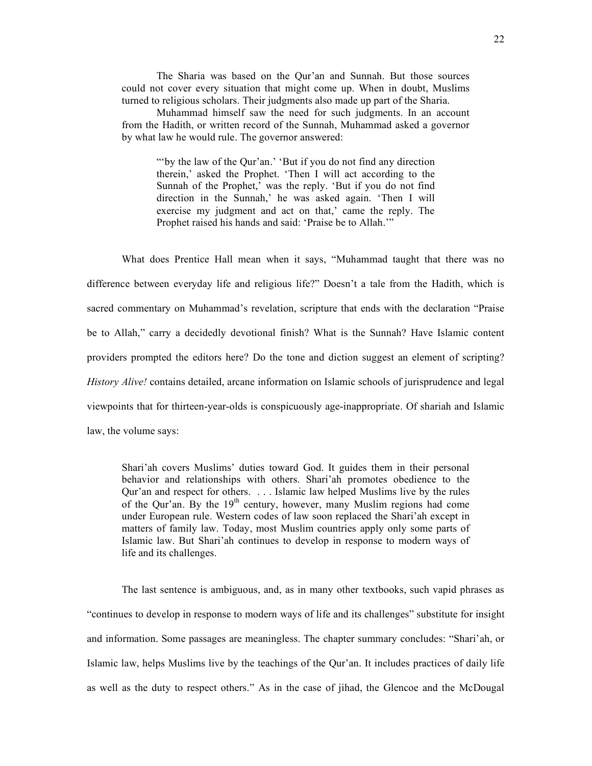> The Sharia was based on the Qur'an and Sunnah. But those sources could not cover every situation that might come up. When in doubt, Muslims turned to religious scholars. Their judgments also made up part of the Sharia.
>
> Muhammad himself saw the need for such judgments. In an account from the Hadith, or written record of the Sunnah, Muhammad asked a governor by what law he would rule. The governor answered:
>
> > "'by the law of the Qur'an.' 'But if you do not find any direction therein,' asked the Prophet. 'Then I will act according to the Sunnah of the Prophet,' was the reply. 'But if you do not find direction in the Sunnah,' he was asked again. 'Then I will exercise my judgment and act on that,' came the reply. The Prophet raised his hands and said: 'Praise be to Allah.'"

What does Prentice Hall mean when it says, "Muhammad taught that there was no difference between everyday life and religious life?" Doesn't a tale from the Hadith, which is sacred commentary on Muhammad's revelation, scripture that ends with the declaration "Praise be to Allah," carry a decidedly devotional finish? What is the Sunnah? Have Islamic content providers prompted the editors here? Do the tone and diction suggest an element of scripting? *History Alive!* contains detailed, arcane information on Islamic schools of jurisprudence and legal viewpoints that for thirteen-year-olds is conspicuously age-inappropriate. Of shariah and Islamic law, the volume says:

> Shari'ah covers Muslims' duties toward God. It guides them in their personal behavior and relationships with others. Shari'ah promotes obedience to the Qur'an and respect for others. . . . Islamic law helped Muslims live by the rules of the Qur'an. By the 19th century, however, many Muslim regions had come under European rule. Western codes of law soon replaced the Shari'ah except in matters of family law. Today, most Muslim countries apply only some parts of Islamic law. But Shari'ah continues to develop in response to modern ways of life and its challenges.

The last sentence is ambiguous, and, as in many other textbooks, such vapid phrases as "continues to develop in response to modern ways of life and its challenges" substitute for insight and information. Some passages are meaningless. The chapter summary concludes: "Shari'ah, or Islamic law, helps Muslims live by the teachings of the Qur'an. It includes practices of daily life as well as the duty to respect others." As in the case of jihad, the Glencoe and the McDougal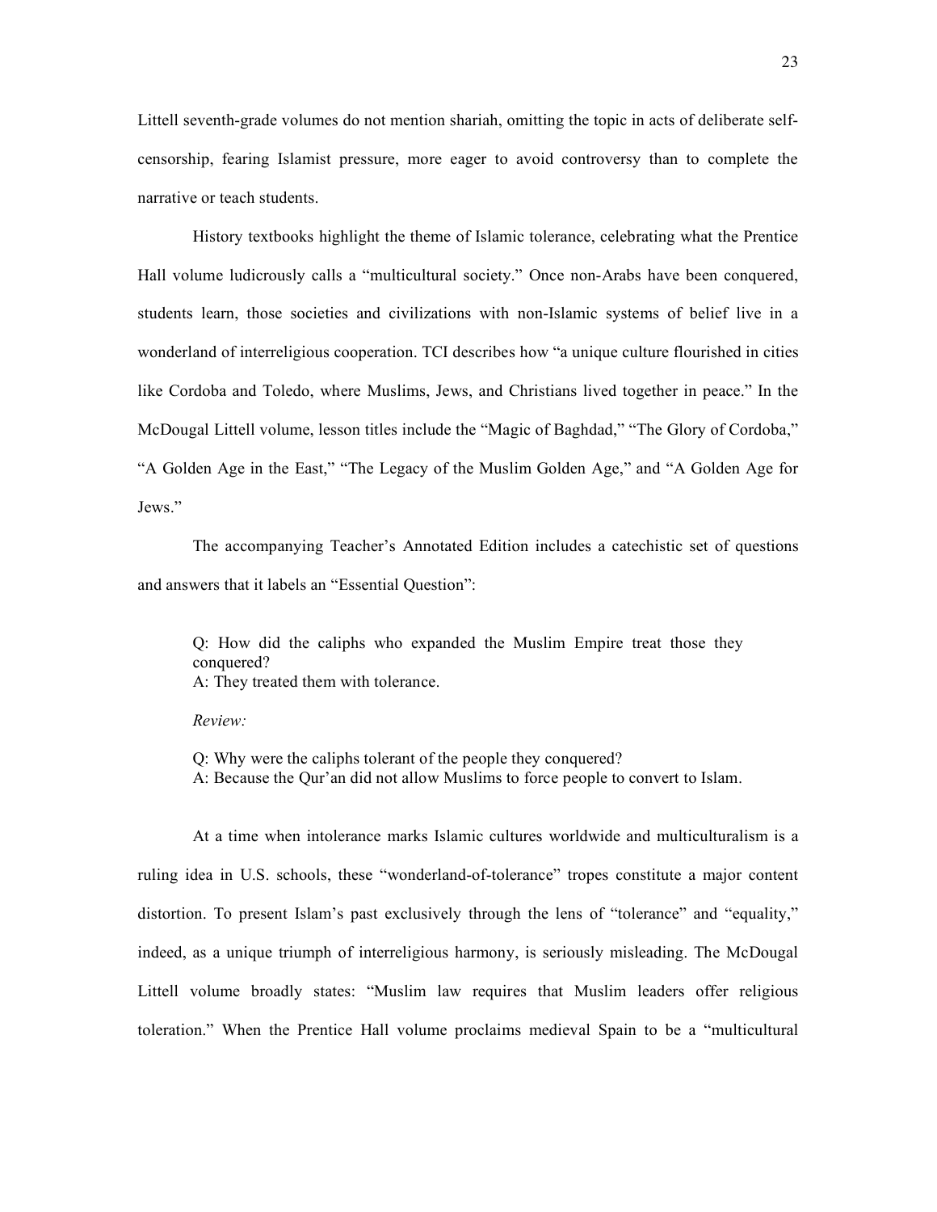Littell seventh-grade volumes do not mention shariah, omitting the topic in acts of deliberate self-censorship, fearing Islamist pressure, more eager to avoid controversy than to complete the narrative or teach students.

History textbooks highlight the theme of Islamic tolerance, celebrating what the Prentice Hall volume ludicrously calls a "multicultural society." Once non-Arabs have been conquered, students learn, those societies and civilizations with non-Islamic systems of belief live in a wonderland of interreligious cooperation. TCI describes how "a unique culture flourished in cities like Cordoba and Toledo, where Muslims, Jews, and Christians lived together in peace." In the McDougal Littell volume, lesson titles include the "Magic of Baghdad," "The Glory of Cordoba," "A Golden Age in the East," "The Legacy of the Muslim Golden Age," and "A Golden Age for Jews."

The accompanying Teacher's Annotated Edition includes a catechistic set of questions and answers that it labels an "Essential Question":

> Q: How did the caliphs who expanded the Muslim Empire treat those they conquered?
> A: They treated them with tolerance.
>
> *Review:*
>
> Q: Why were the caliphs tolerant of the people they conquered?
> A: Because the Qur'an did not allow Muslims to force people to convert to Islam.

At a time when intolerance marks Islamic cultures worldwide and multiculturalism is a ruling idea in U.S. schools, these "wonderland-of-tolerance" tropes constitute a major content distortion. To present Islam's past exclusively through the lens of "tolerance" and "equality," indeed, as a unique triumph of interreligious harmony, is seriously misleading. The McDougal Littell volume broadly states: "Muslim law requires that Muslim leaders offer religious toleration." When the Prentice Hall volume proclaims medieval Spain to be a "multicultural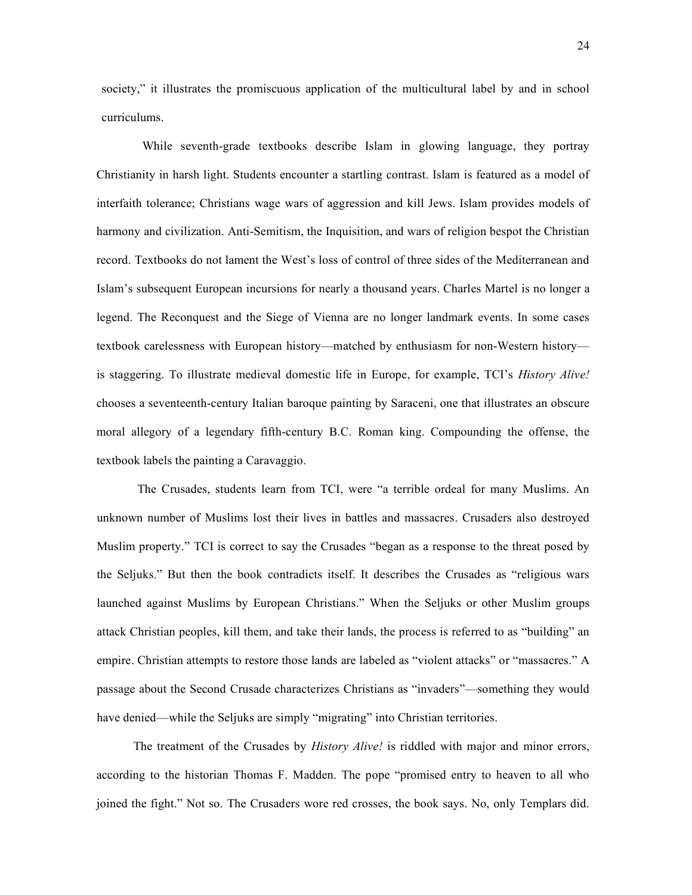society," it illustrates the promiscuous application of the multicultural label by and in school curriculums.

While seventh-grade textbooks describe Islam in glowing language, they portray Christianity in harsh light. Students encounter a startling contrast. Islam is featured as a model of interfaith tolerance; Christians wage wars of aggression and kill Jews. Islam provides models of harmony and civilization. Anti-Semitism, the Inquisition, and wars of religion bespot the Christian record. Textbooks do not lament the West's loss of control of three sides of the Mediterranean and Islam's subsequent European incursions for nearly a thousand years. Charles Martel is no longer a legend. The Reconquest and the Siege of Vienna are no longer landmark events. In some cases textbook carelessness with European history—matched by enthusiasm for non-Western history—is staggering. To illustrate medieval domestic life in Europe, for example, TCI's *History Alive!* chooses a seventeenth-century Italian baroque painting by Saraceni, one that illustrates an obscure moral allegory of a legendary fifth-century B.C. Roman king. Compounding the offense, the textbook labels the painting a Caravaggio.

The Crusades, students learn from TCI, were "a terrible ordeal for many Muslims. An unknown number of Muslims lost their lives in battles and massacres. Crusaders also destroyed Muslim property." TCI is correct to say the Crusades "began as a response to the threat posed by the Seljuks." But then the book contradicts itself. It describes the Crusades as "religious wars launched against Muslims by European Christians." When the Seljuks or other Muslim groups attack Christian peoples, kill them, and take their lands, the process is referred to as "building" an empire. Christian attempts to restore those lands are labeled as "violent attacks" or "massacres." A passage about the Second Crusade characterizes Christians as "invaders"—something they would have denied—while the Seljuks are simply "migrating" into Christian territories.

The treatment of the Crusades by *History Alive!* is riddled with major and minor errors, according to the historian Thomas F. Madden. The pope "promised entry to heaven to all who joined the fight." Not so. The Crusaders wore red crosses, the book says. No, only Templars did.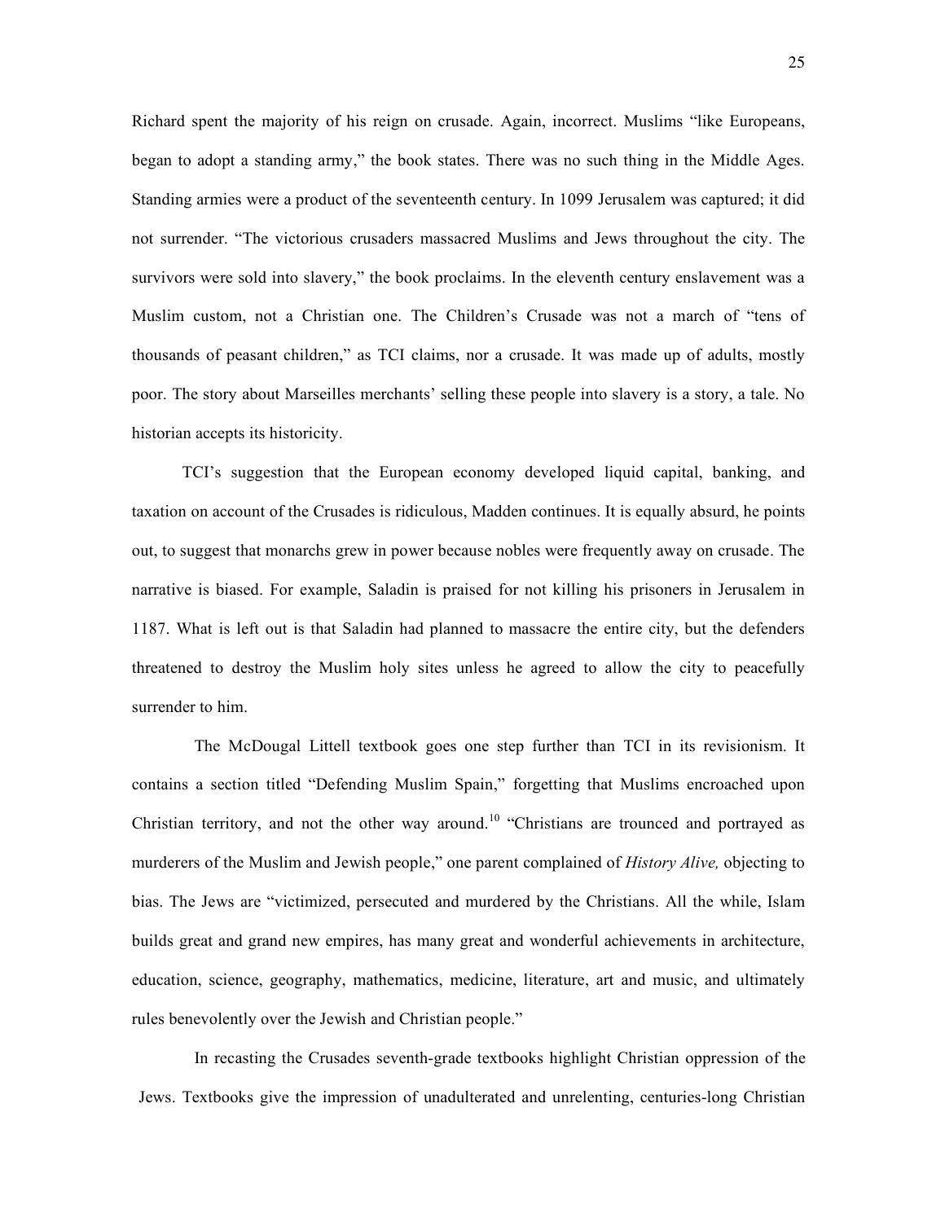Richard spent the majority of his reign on crusade. Again, incorrect. Muslims "like Europeans, began to adopt a standing army," the book states. There was no such thing in the Middle Ages. Standing armies were a product of the seventeenth century. In 1099 Jerusalem was captured; it did not surrender. "The victorious crusaders massacred Muslims and Jews throughout the city. The survivors were sold into slavery," the book proclaims. In the eleventh century enslavement was a Muslim custom, not a Christian one. The Children's Crusade was not a march of "tens of thousands of peasant children," as TCI claims, nor a crusade. It was made up of adults, mostly poor. The story about Marseilles merchants' selling these people into slavery is a story, a tale. No historian accepts its historicity.

TCI's suggestion that the European economy developed liquid capital, banking, and taxation on account of the Crusades is ridiculous, Madden continues. It is equally absurd, he points out, to suggest that monarchs grew in power because nobles were frequently away on crusade. The narrative is biased. For example, Saladin is praised for not killing his prisoners in Jerusalem in 1187. What is left out is that Saladin had planned to massacre the entire city, but the defenders threatened to destroy the Muslim holy sites unless he agreed to allow the city to peacefully surrender to him.

The McDougal Littell textbook goes one step further than TCI in its revisionism. It contains a section titled "Defending Muslim Spain," forgetting that Muslims encroached upon Christian territory, and not the other way around.[10] "Christians are trounced and portrayed as murderers of the Muslim and Jewish people," one parent complained of *History Alive,* objecting to bias. The Jews are "victimized, persecuted and murdered by the Christians. All the while, Islam builds great and grand new empires, has many great and wonderful achievements in architecture, education, science, geography, mathematics, medicine, literature, art and music, and ultimately rules benevolently over the Jewish and Christian people."

In recasting the Crusades seventh-grade textbooks highlight Christian oppression of the Jews. Textbooks give the impression of unadulterated and unrelenting, centuries-long Christian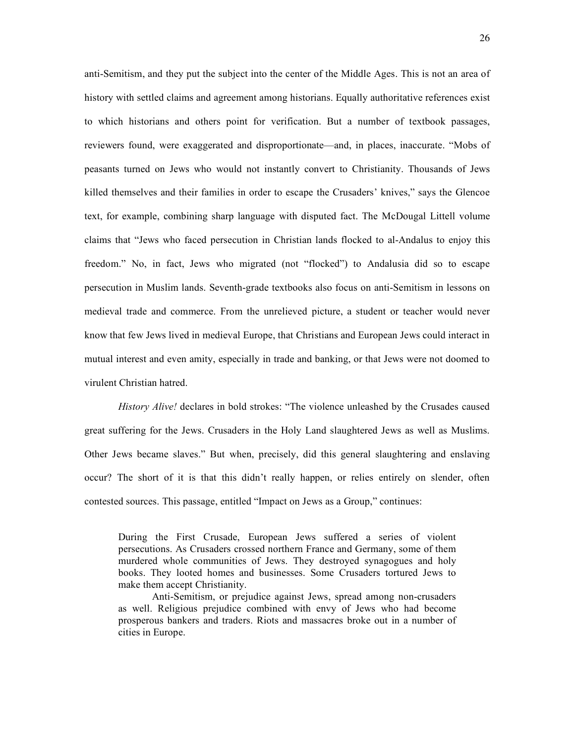anti-Semitism, and they put the subject into the center of the Middle Ages. This is not an area of history with settled claims and agreement among historians. Equally authoritative references exist to which historians and others point for verification. But a number of textbook passages, reviewers found, were exaggerated and disproportionate—and, in places, inaccurate. “Mobs of peasants turned on Jews who would not instantly convert to Christianity. Thousands of Jews killed themselves and their families in order to escape the Crusaders’ knives,” says the Glencoe text, for example, combining sharp language with disputed fact. The McDougal Littell volume claims that “Jews who faced persecution in Christian lands flocked to al-Andalus to enjoy this freedom.” No, in fact, Jews who migrated (not “flocked”) to Andalusia did so to escape persecution in Muslim lands. Seventh-grade textbooks also focus on anti-Semitism in lessons on medieval trade and commerce. From the unrelieved picture, a student or teacher would never know that few Jews lived in medieval Europe, that Christians and European Jews could interact in mutual interest and even amity, especially in trade and banking, or that Jews were not doomed to virulent Christian hatred.

*History Alive!* declares in bold strokes: “The violence unleashed by the Crusades caused great suffering for the Jews. Crusaders in the Holy Land slaughtered Jews as well as Muslims. Other Jews became slaves.” But when, precisely, did this general slaughtering and enslaving occur? The short of it is that this didn’t really happen, or relies entirely on slender, often contested sources. This passage, entitled “Impact on Jews as a Group,” continues:

> During the First Crusade, European Jews suffered a series of violent persecutions. As Crusaders crossed northern France and Germany, some of them murdered whole communities of Jews. They destroyed synagogues and holy books. They looted homes and businesses. Some Crusaders tortured Jews to make them accept Christianity.
>
> Anti-Semitism, or prejudice against Jews, spread among non-crusaders as well. Religious prejudice combined with envy of Jews who had become prosperous bankers and traders. Riots and massacres broke out in a number of cities in Europe.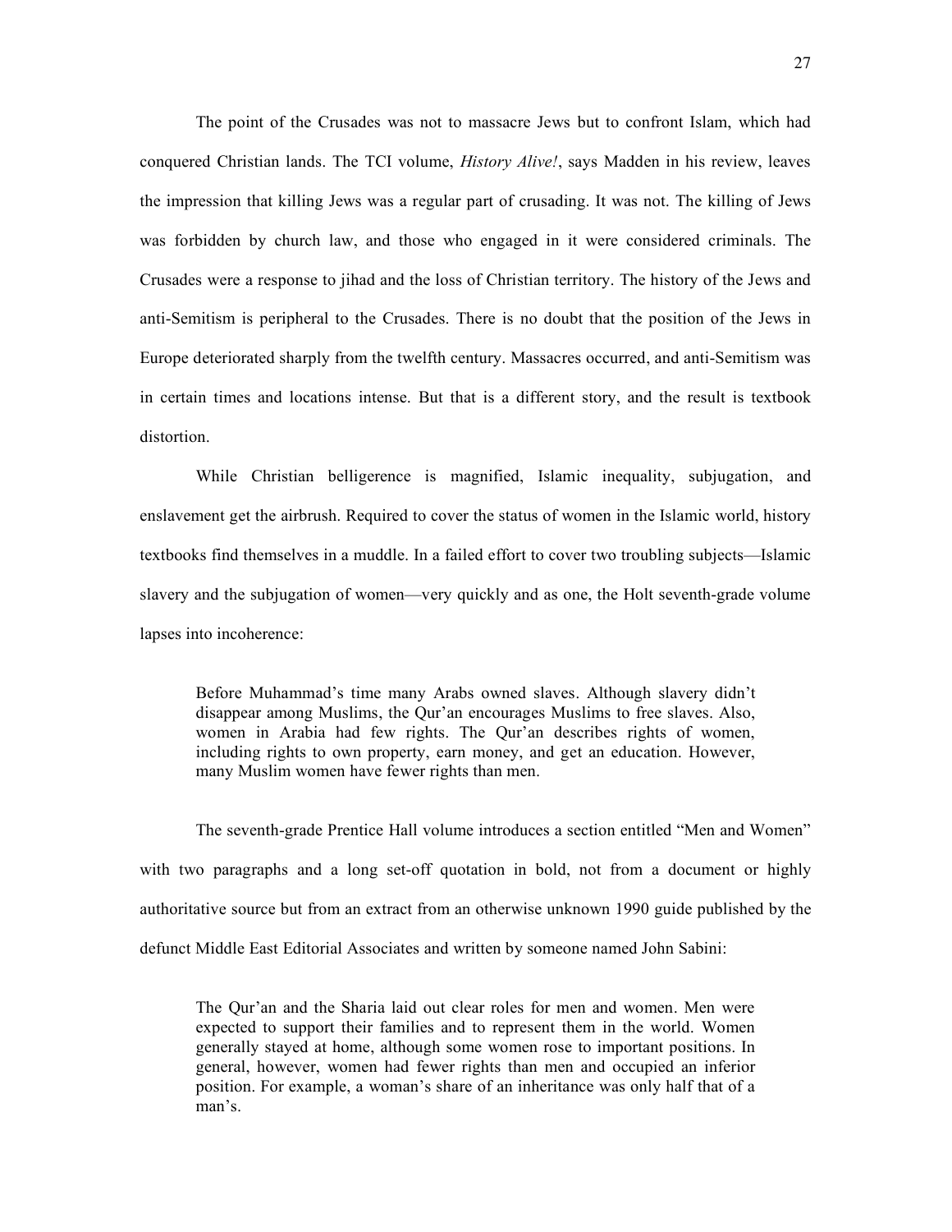The point of the Crusades was not to massacre Jews but to confront Islam, which had conquered Christian lands. The TCI volume, *History Alive!*, says Madden in his review, leaves the impression that killing Jews was a regular part of crusading. It was not. The killing of Jews was forbidden by church law, and those who engaged in it were considered criminals. The Crusades were a response to jihad and the loss of Christian territory. The history of the Jews and anti-Semitism is peripheral to the Crusades. There is no doubt that the position of the Jews in Europe deteriorated sharply from the twelfth century. Massacres occurred, and anti-Semitism was in certain times and locations intense. But that is a different story, and the result is textbook distortion.

While Christian belligerence is magnified, Islamic inequality, subjugation, and enslavement get the airbrush. Required to cover the status of women in the Islamic world, history textbooks find themselves in a muddle. In a failed effort to cover two troubling subjects—Islamic slavery and the subjugation of women—very quickly and as one, the Holt seventh-grade volume lapses into incoherence:

> Before Muhammad's time many Arabs owned slaves. Although slavery didn't disappear among Muslims, the Qur'an encourages Muslims to free slaves. Also, women in Arabia had few rights. The Qur'an describes rights of women, including rights to own property, earn money, and get an education. However, many Muslim women have fewer rights than men.

The seventh-grade Prentice Hall volume introduces a section entitled "Men and Women" with two paragraphs and a long set-off quotation in bold, not from a document or highly authoritative source but from an extract from an otherwise unknown 1990 guide published by the defunct Middle East Editorial Associates and written by someone named John Sabini:

> The Qur'an and the Sharia laid out clear roles for men and women. Men were expected to support their families and to represent them in the world. Women generally stayed at home, although some women rose to important positions. In general, however, women had fewer rights than men and occupied an inferior position. For example, a woman's share of an inheritance was only half that of a man's.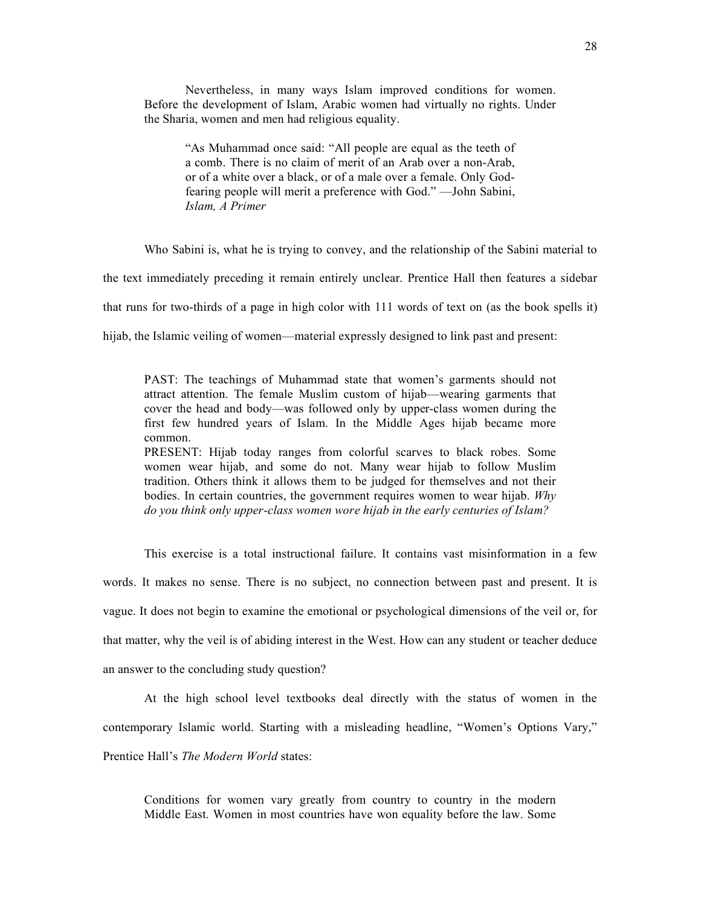> Nevertheless, in many ways Islam improved conditions for women. Before the development of Islam, Arabic women had virtually no rights. Under the Sharia, women and men had religious equality.
>
> > "As Muhammad once said: "All people are equal as the teeth of a comb. There is no claim of merit of an Arab over a non-Arab, or of a white over a black, or of a male over a female. Only God-fearing people will merit a preference with God." —John Sabini, *Islam, A Primer*

Who Sabini is, what he is trying to convey, and the relationship of the Sabini material to the text immediately preceding it remain entirely unclear. Prentice Hall then features a sidebar that runs for two-thirds of a page in high color with 111 words of text on (as the book spells it) hijab, the Islamic veiling of women—material expressly designed to link past and present:

> PAST: The teachings of Muhammad state that women's garments should not attract attention. The female Muslim custom of hijab—wearing garments that cover the head and body—was followed only by upper-class women during the first few hundred years of Islam. In the Middle Ages hijab became more common.
> PRESENT: Hijab today ranges from colorful scarves to black robes. Some women wear hijab, and some do not. Many wear hijab to follow Muslim tradition. Others think it allows them to be judged for themselves and not their bodies. In certain countries, the government requires women to wear hijab. *Why do you think only upper-class women wore hijab in the early centuries of Islam?*

This exercise is a total instructional failure. It contains vast misinformation in a few words. It makes no sense. There is no subject, no connection between past and present. It is vague. It does not begin to examine the emotional or psychological dimensions of the veil or, for that matter, why the veil is of abiding interest in the West. How can any student or teacher deduce an answer to the concluding study question?

At the high school level textbooks deal directly with the status of women in the contemporary Islamic world. Starting with a misleading headline, "Women's Options Vary," Prentice Hall's *The Modern World* states:

> Conditions for women vary greatly from country to country in the modern Middle East. Women in most countries have won equality before the law. Some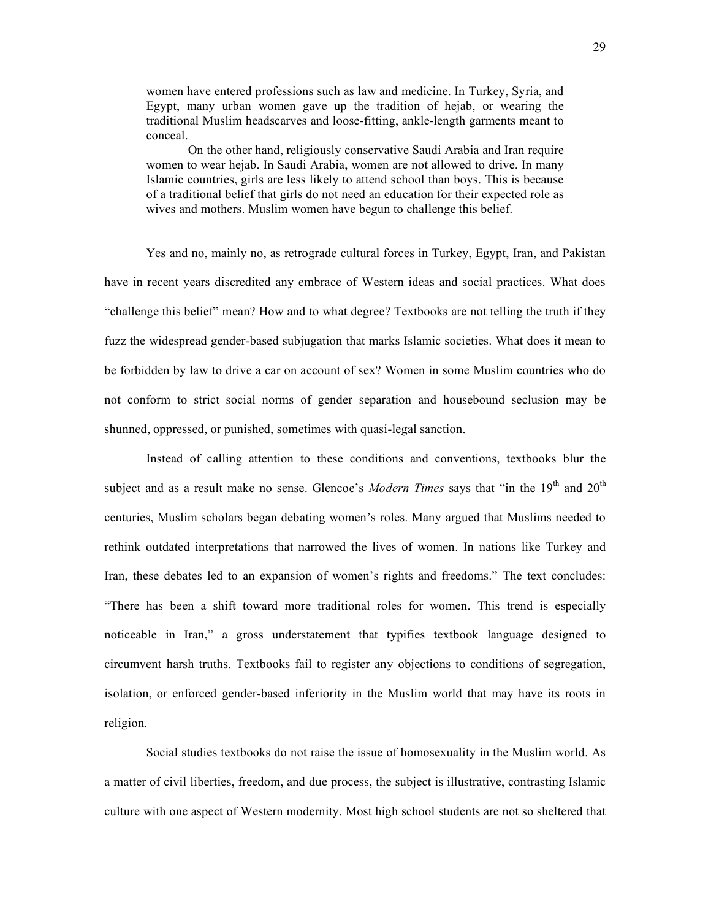> women have entered professions such as law and medicine. In Turkey, Syria, and Egypt, many urban women gave up the tradition of hejab, or wearing the traditional Muslim headscarves and loose-fitting, ankle-length garments meant to conceal.
>
> On the other hand, religiously conservative Saudi Arabia and Iran require women to wear hejab. In Saudi Arabia, women are not allowed to drive. In many Islamic countries, girls are less likely to attend school than boys. This is because of a traditional belief that girls do not need an education for their expected role as wives and mothers. Muslim women have begun to challenge this belief.

Yes and no, mainly no, as retrograde cultural forces in Turkey, Egypt, Iran, and Pakistan have in recent years discredited any embrace of Western ideas and social practices. What does "challenge this belief" mean? How and to what degree? Textbooks are not telling the truth if they fuzz the widespread gender-based subjugation that marks Islamic societies. What does it mean to be forbidden by law to drive a car on account of sex? Women in some Muslim countries who do not conform to strict social norms of gender separation and housebound seclusion may be shunned, oppressed, or punished, sometimes with quasi-legal sanction.

Instead of calling attention to these conditions and conventions, textbooks blur the subject and as a result make no sense. Glencoe's *Modern Times* says that "in the 19th and 20th centuries, Muslim scholars began debating women's roles. Many argued that Muslims needed to rethink outdated interpretations that narrowed the lives of women. In nations like Turkey and Iran, these debates led to an expansion of women's rights and freedoms." The text concludes: "There has been a shift toward more traditional roles for women. This trend is especially noticeable in Iran," a gross understatement that typifies textbook language designed to circumvent harsh truths. Textbooks fail to register any objections to conditions of segregation, isolation, or enforced gender-based inferiority in the Muslim world that may have its roots in religion.

Social studies textbooks do not raise the issue of homosexuality in the Muslim world. As a matter of civil liberties, freedom, and due process, the subject is illustrative, contrasting Islamic culture with one aspect of Western modernity. Most high school students are not so sheltered that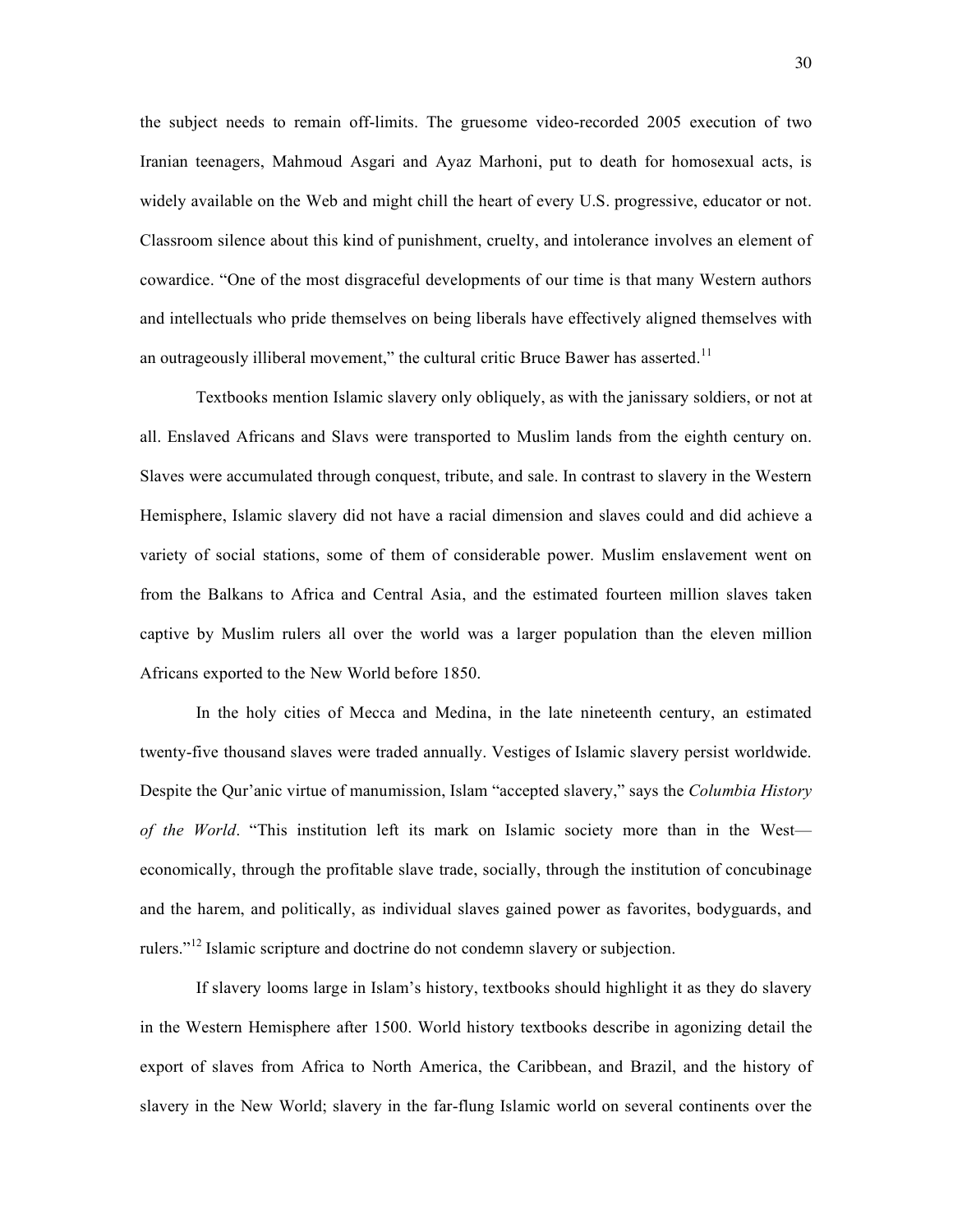the subject needs to remain off-limits. The gruesome video-recorded 2005 execution of two Iranian teenagers, Mahmoud Asgari and Ayaz Marhoni, put to death for homosexual acts, is widely available on the Web and might chill the heart of every U.S. progressive, educator or not. Classroom silence about this kind of punishment, cruelty, and intolerance involves an element of cowardice. "One of the most disgraceful developments of our time is that many Western authors and intellectuals who pride themselves on being liberals have effectively aligned themselves with an outrageously illiberal movement," the cultural critic Bruce Bawer has asserted.[11]

Textbooks mention Islamic slavery only obliquely, as with the janissary soldiers, or not at all. Enslaved Africans and Slavs were transported to Muslim lands from the eighth century on. Slaves were accumulated through conquest, tribute, and sale. In contrast to slavery in the Western Hemisphere, Islamic slavery did not have a racial dimension and slaves could and did achieve a variety of social stations, some of them of considerable power. Muslim enslavement went on from the Balkans to Africa and Central Asia, and the estimated fourteen million slaves taken captive by Muslim rulers all over the world was a larger population than the eleven million Africans exported to the New World before 1850.

In the holy cities of Mecca and Medina, in the late nineteenth century, an estimated twenty-five thousand slaves were traded annually. Vestiges of Islamic slavery persist worldwide. Despite the Qur'anic virtue of manumission, Islam "accepted slavery," says the *Columbia History of the World*. "This institution left its mark on Islamic society more than in the West—economically, through the profitable slave trade, socially, through the institution of concubinage and the harem, and politically, as individual slaves gained power as favorites, bodyguards, and rulers."[12] Islamic scripture and doctrine do not condemn slavery or subjection.

If slavery looms large in Islam's history, textbooks should highlight it as they do slavery in the Western Hemisphere after 1500. World history textbooks describe in agonizing detail the export of slaves from Africa to North America, the Caribbean, and Brazil, and the history of slavery in the New World; slavery in the far-flung Islamic world on several continents over the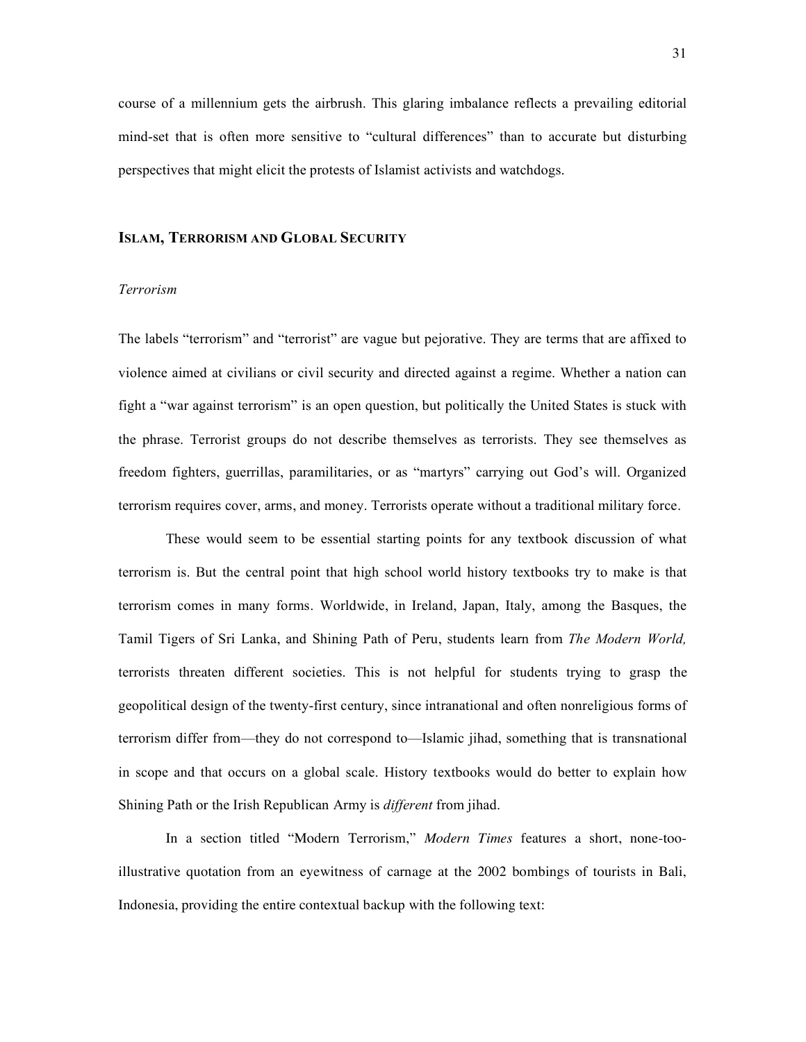course of a millennium gets the airbrush. This glaring imbalance reflects a prevailing editorial mind-set that is often more sensitive to "cultural differences" than to accurate but disturbing perspectives that might elicit the protests of Islamist activists and watchdogs.

## ISLAM, TERRORISM AND GLOBAL SECURITY

### *Terrorism*

The labels "terrorism" and "terrorist" are vague but pejorative. They are terms that are affixed to violence aimed at civilians or civil security and directed against a regime. Whether a nation can fight a "war against terrorism" is an open question, but politically the United States is stuck with the phrase. Terrorist groups do not describe themselves as terrorists. They see themselves as freedom fighters, guerrillas, paramilitaries, or as "martyrs" carrying out God's will. Organized terrorism requires cover, arms, and money. Terrorists operate without a traditional military force.

These would seem to be essential starting points for any textbook discussion of what terrorism is. But the central point that high school world history textbooks try to make is that terrorism comes in many forms. Worldwide, in Ireland, Japan, Italy, among the Basques, the Tamil Tigers of Sri Lanka, and Shining Path of Peru, students learn from *The Modern World,* terrorists threaten different societies. This is not helpful for students trying to grasp the geopolitical design of the twenty-first century, since intranational and often nonreligious forms of terrorism differ from—they do not correspond to—Islamic jihad, something that is transnational in scope and that occurs on a global scale. History textbooks would do better to explain how Shining Path or the Irish Republican Army is *different* from jihad.

In a section titled "Modern Terrorism," *Modern Times* features a short, none-too-illustrative quotation from an eyewitness of carnage at the 2002 bombings of tourists in Bali, Indonesia, providing the entire contextual backup with the following text: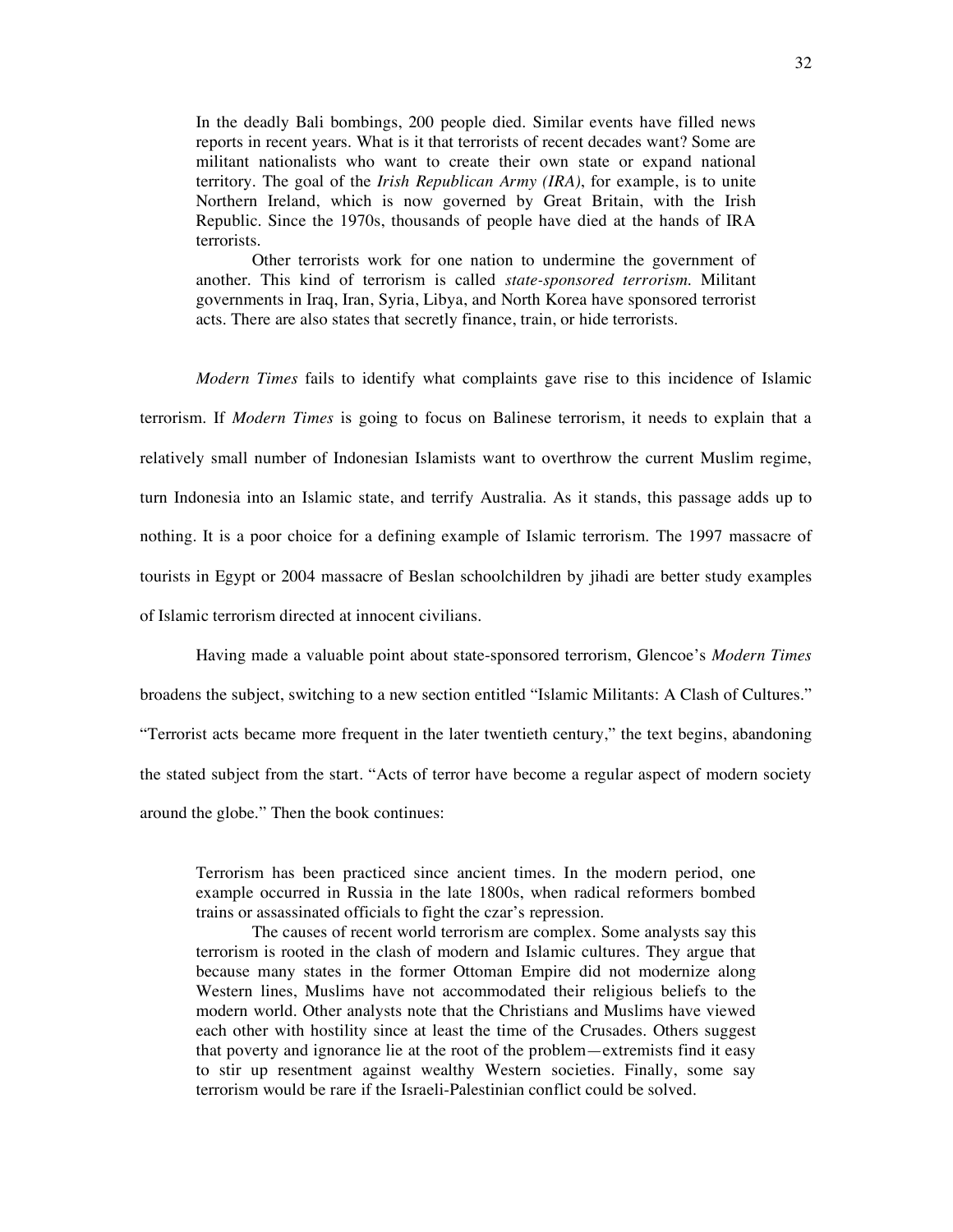> In the deadly Bali bombings, 200 people died. Similar events have filled news reports in recent years. What is it that terrorists of recent decades want? Some are militant nationalists who want to create their own state or expand national territory. The goal of the *Irish Republican Army (IRA)*, for example, is to unite Northern Ireland, which is now governed by Great Britain, with the Irish Republic. Since the 1970s, thousands of people have died at the hands of IRA terrorists.
>
> Other terrorists work for one nation to undermine the government of another. This kind of terrorism is called *state-sponsored terrorism.* Militant governments in Iraq, Iran, Syria, Libya, and North Korea have sponsored terrorist acts. There are also states that secretly finance, train, or hide terrorists.

*Modern Times* fails to identify what complaints gave rise to this incidence of Islamic terrorism. If *Modern Times* is going to focus on Balinese terrorism, it needs to explain that a relatively small number of Indonesian Islamists want to overthrow the current Muslim regime, turn Indonesia into an Islamic state, and terrify Australia. As it stands, this passage adds up to nothing. It is a poor choice for a defining example of Islamic terrorism. The 1997 massacre of tourists in Egypt or 2004 massacre of Beslan schoolchildren by jihadi are better study examples of Islamic terrorism directed at innocent civilians.

Having made a valuable point about state-sponsored terrorism, Glencoe's *Modern Times* broadens the subject, switching to a new section entitled "Islamic Militants: A Clash of Cultures." "Terrorist acts became more frequent in the later twentieth century," the text begins, abandoning the stated subject from the start. "Acts of terror have become a regular aspect of modern society around the globe." Then the book continues:

> Terrorism has been practiced since ancient times. In the modern period, one example occurred in Russia in the late 1800s, when radical reformers bombed trains or assassinated officials to fight the czar's repression.
>
> The causes of recent world terrorism are complex. Some analysts say this terrorism is rooted in the clash of modern and Islamic cultures. They argue that because many states in the former Ottoman Empire did not modernize along Western lines, Muslims have not accommodated their religious beliefs to the modern world. Other analysts note that the Christians and Muslims have viewed each other with hostility since at least the time of the Crusades. Others suggest that poverty and ignorance lie at the root of the problem—extremists find it easy to stir up resentment against wealthy Western societies. Finally, some say terrorism would be rare if the Israeli-Palestinian conflict could be solved.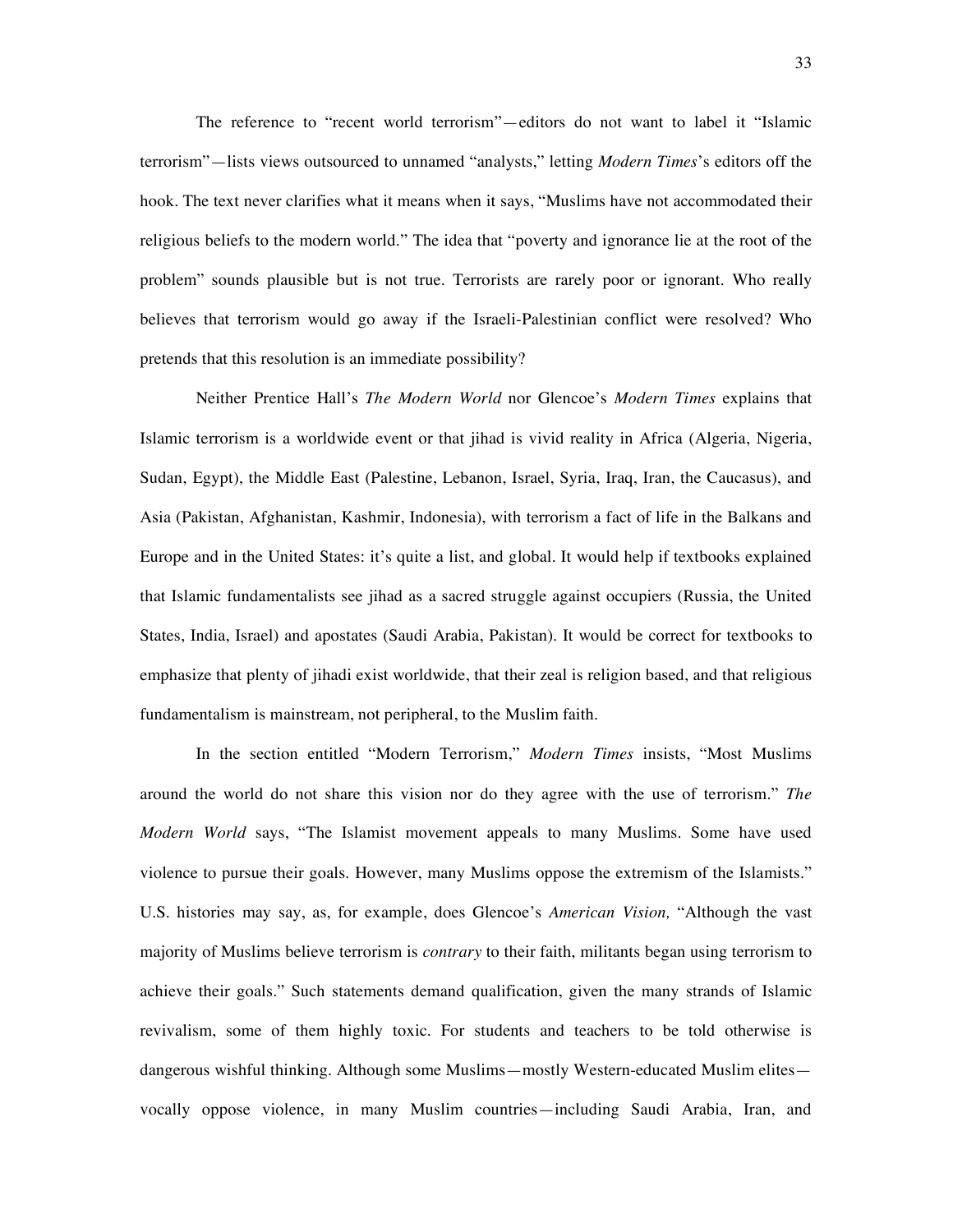The reference to "recent world terrorism"—editors do not want to label it "Islamic terrorism"—lists views outsourced to unnamed "analysts," letting *Modern Times*'s editors off the hook. The text never clarifies what it means when it says, "Muslims have not accommodated their religious beliefs to the modern world." The idea that "poverty and ignorance lie at the root of the problem" sounds plausible but is not true. Terrorists are rarely poor or ignorant. Who really believes that terrorism would go away if the Israeli-Palestinian conflict were resolved? Who pretends that this resolution is an immediate possibility?

Neither Prentice Hall's *The Modern World* nor Glencoe's *Modern Times* explains that Islamic terrorism is a worldwide event or that jihad is vivid reality in Africa (Algeria, Nigeria, Sudan, Egypt), the Middle East (Palestine, Lebanon, Israel, Syria, Iraq, Iran, the Caucasus), and Asia (Pakistan, Afghanistan, Kashmir, Indonesia), with terrorism a fact of life in the Balkans and Europe and in the United States: it's quite a list, and global. It would help if textbooks explained that Islamic fundamentalists see jihad as a sacred struggle against occupiers (Russia, the United States, India, Israel) and apostates (Saudi Arabia, Pakistan). It would be correct for textbooks to emphasize that plenty of jihadi exist worldwide, that their zeal is religion based, and that religious fundamentalism is mainstream, not peripheral, to the Muslim faith.

In the section entitled "Modern Terrorism," *Modern Times* insists, "Most Muslims around the world do not share this vision nor do they agree with the use of terrorism." *The Modern World* says, "The Islamist movement appeals to many Muslims. Some have used violence to pursue their goals. However, many Muslims oppose the extremism of the Islamists." U.S. histories may say, as, for example, does Glencoe's *American Vision,* "Although the vast majority of Muslims believe terrorism is *contrary* to their faith, militants began using terrorism to achieve their goals." Such statements demand qualification, given the many strands of Islamic revivalism, some of them highly toxic. For students and teachers to be told otherwise is dangerous wishful thinking. Although some Muslims—mostly Western-educated Muslim elites—vocally oppose violence, in many Muslim countries—including Saudi Arabia, Iran, and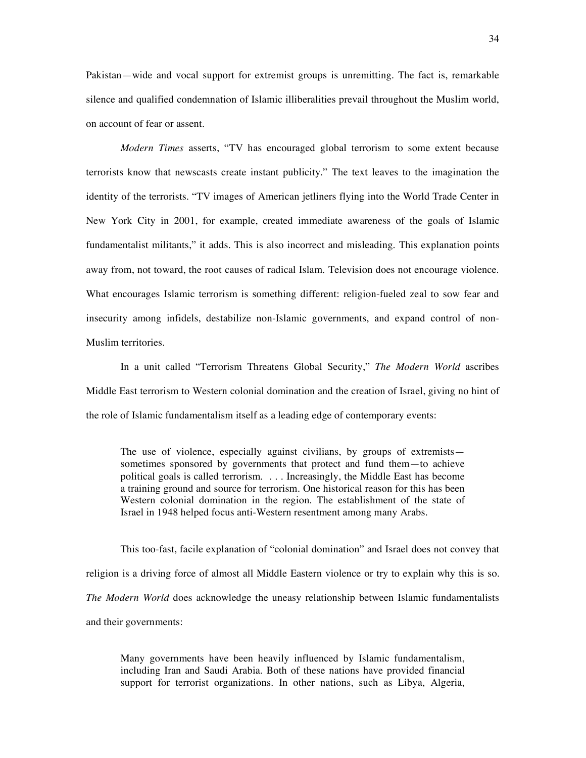Pakistan—wide and vocal support for extremist groups is unremitting. The fact is, remarkable silence and qualified condemnation of Islamic illiberalities prevail throughout the Muslim world, on account of fear or assent.

*Modern Times* asserts, "TV has encouraged global terrorism to some extent because terrorists know that newscasts create instant publicity." The text leaves to the imagination the identity of the terrorists. "TV images of American jetliners flying into the World Trade Center in New York City in 2001, for example, created immediate awareness of the goals of Islamic fundamentalist militants," it adds. This is also incorrect and misleading. This explanation points away from, not toward, the root causes of radical Islam. Television does not encourage violence. What encourages Islamic terrorism is something different: religion-fueled zeal to sow fear and insecurity among infidels, destabilize non-Islamic governments, and expand control of non-Muslim territories.

In a unit called "Terrorism Threatens Global Security," *The Modern World* ascribes Middle East terrorism to Western colonial domination and the creation of Israel, giving no hint of the role of Islamic fundamentalism itself as a leading edge of contemporary events:

> The use of violence, especially against civilians, by groups of extremists—sometimes sponsored by governments that protect and fund them—to achieve political goals is called terrorism. . . . Increasingly, the Middle East has become a training ground and source for terrorism. One historical reason for this has been Western colonial domination in the region. The establishment of the state of Israel in 1948 helped focus anti-Western resentment among many Arabs.

This too-fast, facile explanation of "colonial domination" and Israel does not convey that religion is a driving force of almost all Middle Eastern violence or try to explain why this is so. *The Modern World* does acknowledge the uneasy relationship between Islamic fundamentalists and their governments:

> Many governments have been heavily influenced by Islamic fundamentalism, including Iran and Saudi Arabia. Both of these nations have provided financial support for terrorist organizations. In other nations, such as Libya, Algeria,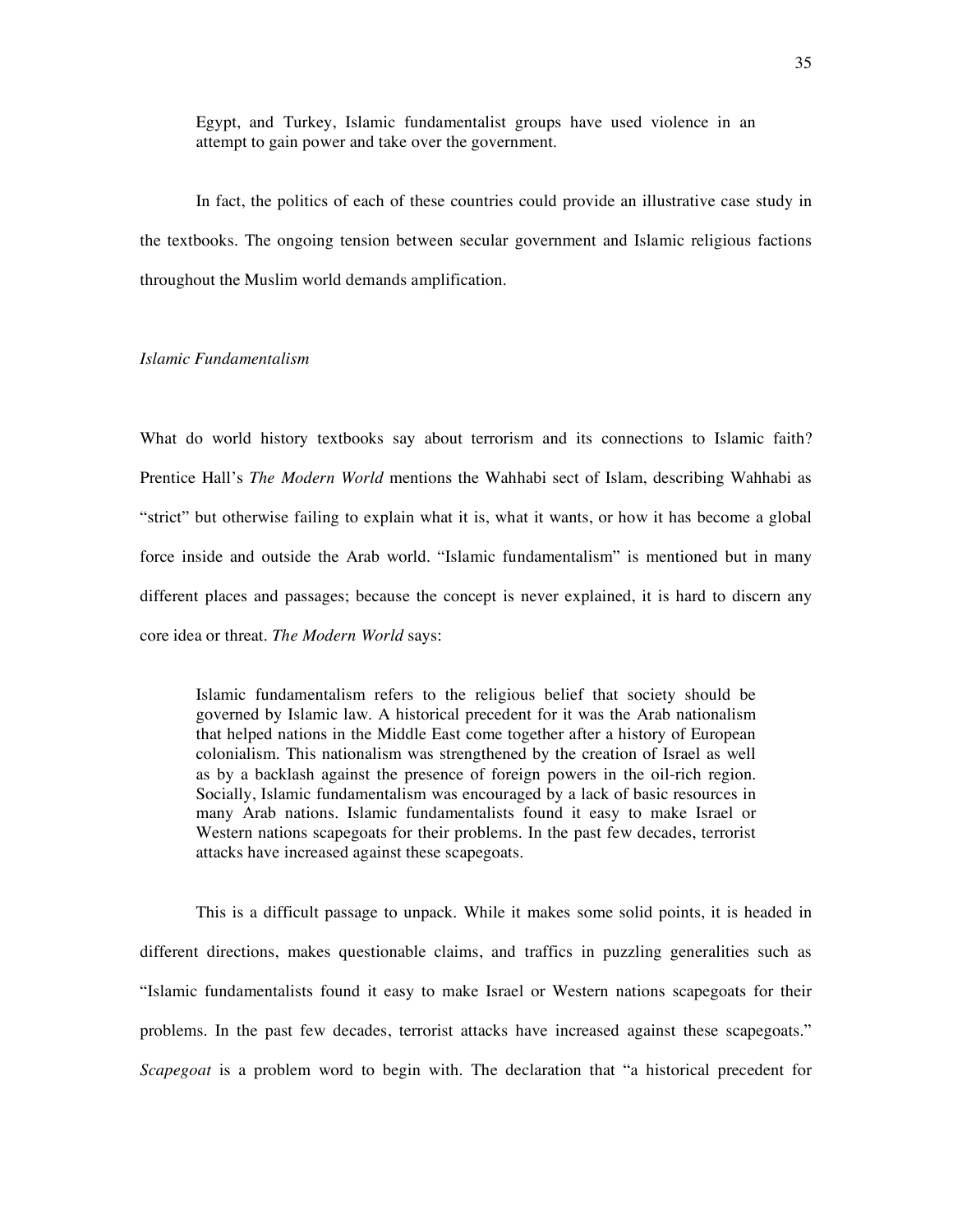> Egypt, and Turkey, Islamic fundamentalist groups have used violence in an attempt to gain power and take over the government.

In fact, the politics of each of these countries could provide an illustrative case study in the textbooks. The ongoing tension between secular government and Islamic religious factions throughout the Muslim world demands amplification.

*Islamic Fundamentalism*

What do world history textbooks say about terrorism and its connections to Islamic faith? Prentice Hall's *The Modern World* mentions the Wahhabi sect of Islam, describing Wahhabi as "strict" but otherwise failing to explain what it is, what it wants, or how it has become a global force inside and outside the Arab world. "Islamic fundamentalism" is mentioned but in many different places and passages; because the concept is never explained, it is hard to discern any core idea or threat. *The Modern World* says:

> Islamic fundamentalism refers to the religious belief that society should be governed by Islamic law. A historical precedent for it was the Arab nationalism that helped nations in the Middle East come together after a history of European colonialism. This nationalism was strengthened by the creation of Israel as well as by a backlash against the presence of foreign powers in the oil-rich region. Socially, Islamic fundamentalism was encouraged by a lack of basic resources in many Arab nations. Islamic fundamentalists found it easy to make Israel or Western nations scapegoats for their problems. In the past few decades, terrorist attacks have increased against these scapegoats.

This is a difficult passage to unpack. While it makes some solid points, it is headed in different directions, makes questionable claims, and traffics in puzzling generalities such as "Islamic fundamentalists found it easy to make Israel or Western nations scapegoats for their problems. In the past few decades, terrorist attacks have increased against these scapegoats." *Scapegoat* is a problem word to begin with. The declaration that "a historical precedent for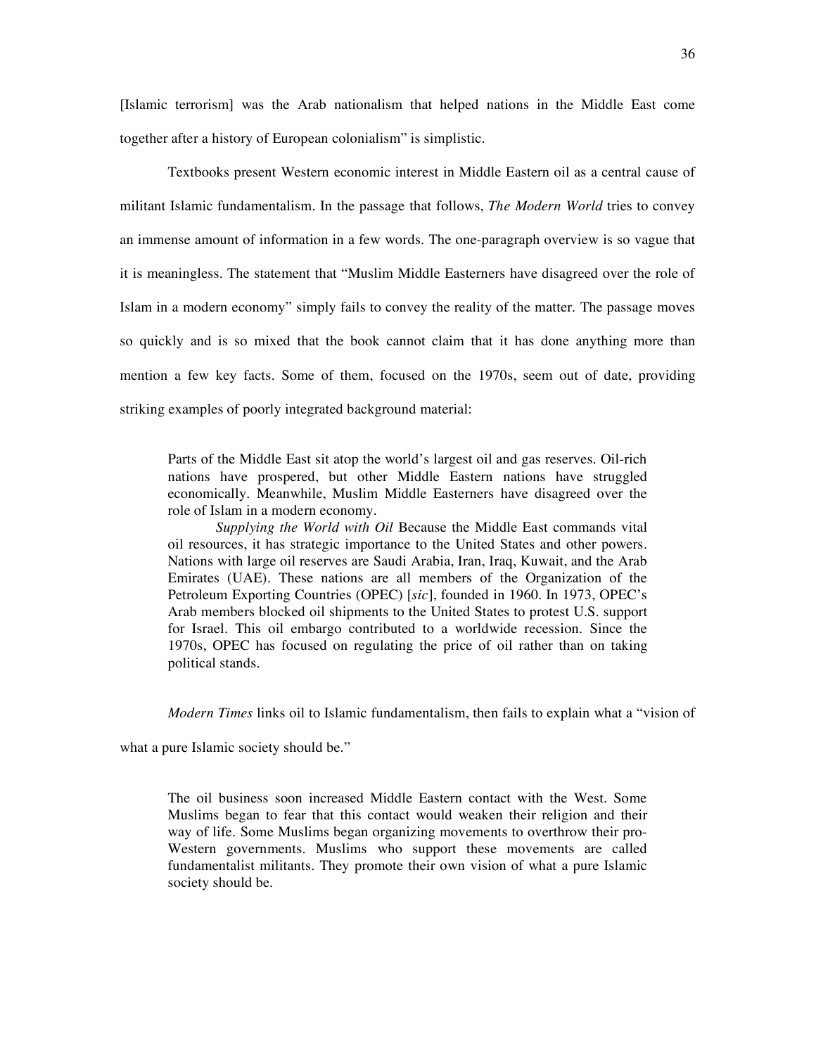[Islamic terrorism] was the Arab nationalism that helped nations in the Middle East come together after a history of European colonialism" is simplistic.

Textbooks present Western economic interest in Middle Eastern oil as a central cause of militant Islamic fundamentalism. In the passage that follows, *The Modern World* tries to convey an immense amount of information in a few words. The one-paragraph overview is so vague that it is meaningless. The statement that "Muslim Middle Easterners have disagreed over the role of Islam in a modern economy" simply fails to convey the reality of the matter. The passage moves so quickly and is so mixed that the book cannot claim that it has done anything more than mention a few key facts. Some of them, focused on the 1970s, seem out of date, providing striking examples of poorly integrated background material:

> Parts of the Middle East sit atop the world's largest oil and gas reserves. Oil-rich nations have prospered, but other Middle Eastern nations have struggled economically. Meanwhile, Muslim Middle Easterners have disagreed over the role of Islam in a modern economy.
>
> *Supplying the World with Oil* Because the Middle East commands vital oil resources, it has strategic importance to the United States and other powers. Nations with large oil reserves are Saudi Arabia, Iran, Iraq, Kuwait, and the Arab Emirates (UAE). These nations are all members of the Organization of the Petroleum Exporting Countries (OPEC) [*sic*], founded in 1960. In 1973, OPEC's Arab members blocked oil shipments to the United States to protest U.S. support for Israel. This oil embargo contributed to a worldwide recession. Since the 1970s, OPEC has focused on regulating the price of oil rather than on taking political stands.

*Modern Times* links oil to Islamic fundamentalism, then fails to explain what a "vision of what a pure Islamic society should be."

> The oil business soon increased Middle Eastern contact with the West. Some Muslims began to fear that this contact would weaken their religion and their way of life. Some Muslims began organizing movements to overthrow their pro-Western governments. Muslims who support these movements are called fundamentalist militants. They promote their own vision of what a pure Islamic society should be.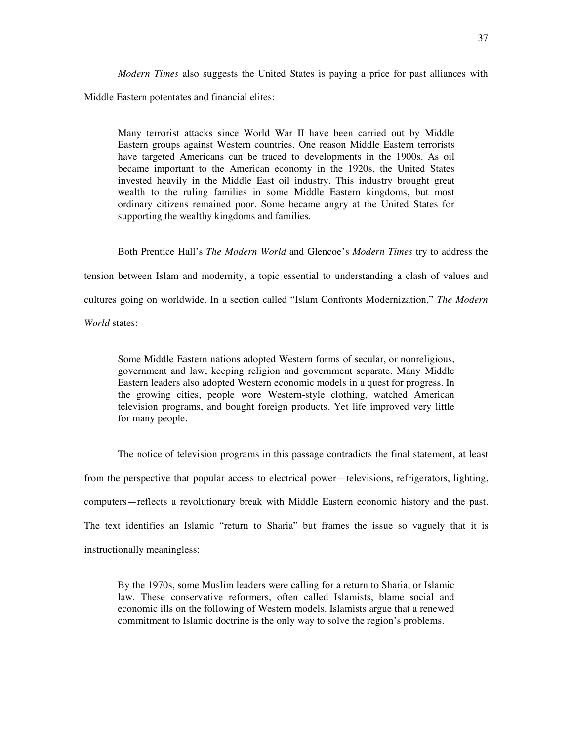*Modern Times* also suggests the United States is paying a price for past alliances with Middle Eastern potentates and financial elites:

> Many terrorist attacks since World War II have been carried out by Middle Eastern groups against Western countries. One reason Middle Eastern terrorists have targeted Americans can be traced to developments in the 1900s. As oil became important to the American economy in the 1920s, the United States invested heavily in the Middle East oil industry. This industry brought great wealth to the ruling families in some Middle Eastern kingdoms, but most ordinary citizens remained poor. Some became angry at the United States for supporting the wealthy kingdoms and families.

Both Prentice Hall's *The Modern World* and Glencoe's *Modern Times* try to address the tension between Islam and modernity, a topic essential to understanding a clash of values and cultures going on worldwide. In a section called "Islam Confronts Modernization," *The Modern World* states:

> Some Middle Eastern nations adopted Western forms of secular, or nonreligious, government and law, keeping religion and government separate. Many Middle Eastern leaders also adopted Western economic models in a quest for progress. In the growing cities, people wore Western-style clothing, watched American television programs, and bought foreign products. Yet life improved very little for many people.

The notice of television programs in this passage contradicts the final statement, at least from the perspective that popular access to electrical power—televisions, refrigerators, lighting, computers—reflects a revolutionary break with Middle Eastern economic history and the past. The text identifies an Islamic "return to Sharia" but frames the issue so vaguely that it is instructionally meaningless:

> By the 1970s, some Muslim leaders were calling for a return to Sharia, or Islamic law. These conservative reformers, often called Islamists, blame social and economic ills on the following of Western models. Islamists argue that a renewed commitment to Islamic doctrine is the only way to solve the region's problems.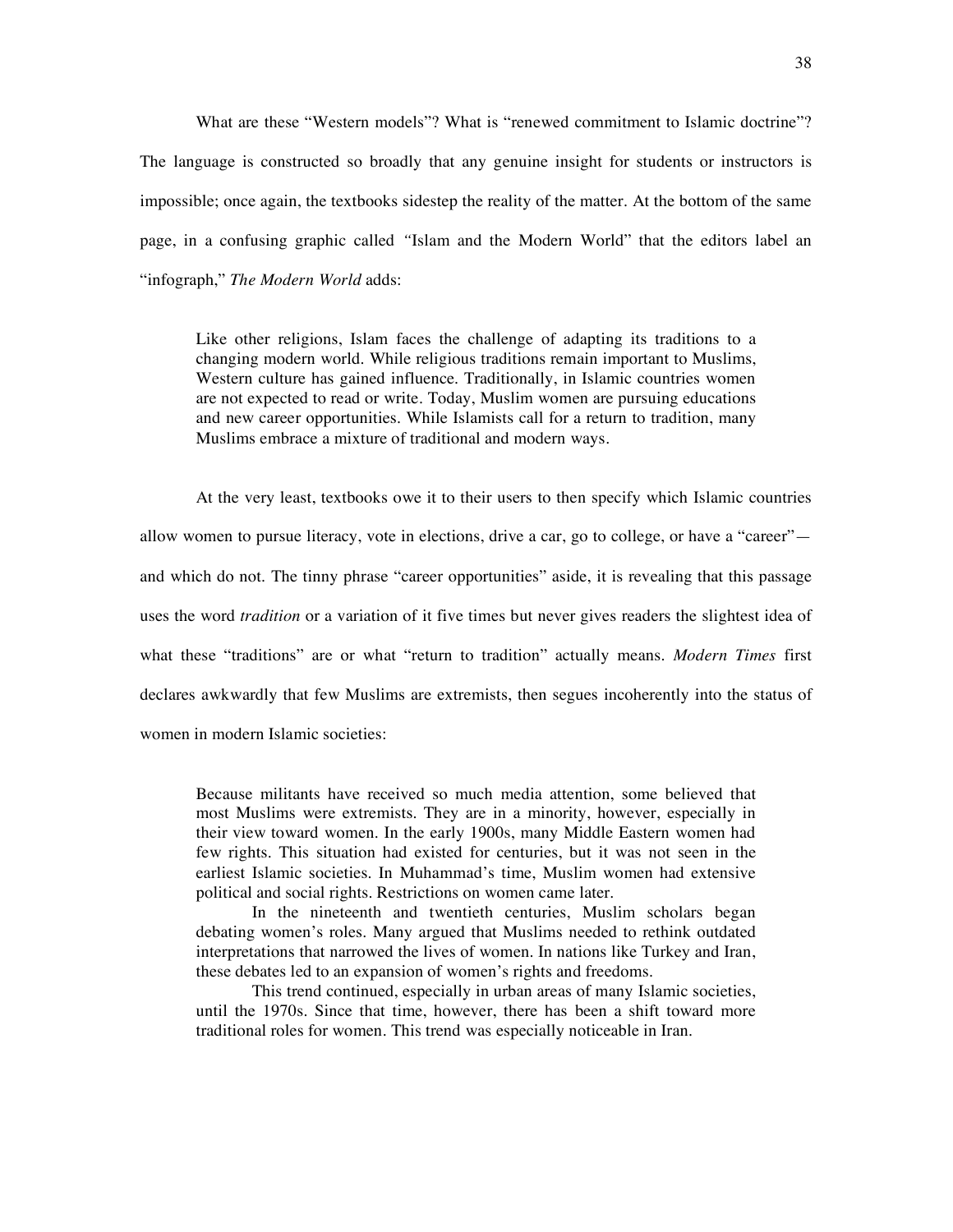What are these "Western models"? What is "renewed commitment to Islamic doctrine"? The language is constructed so broadly that any genuine insight for students or instructors is impossible; once again, the textbooks sidestep the reality of the matter. At the bottom of the same page, in a confusing graphic called "Islam and the Modern World" that the editors label an "infograph," *The Modern World* adds:

> Like other religions, Islam faces the challenge of adapting its traditions to a changing modern world. While religious traditions remain important to Muslims, Western culture has gained influence. Traditionally, in Islamic countries women are not expected to read or write. Today, Muslim women are pursuing educations and new career opportunities. While Islamists call for a return to tradition, many Muslims embrace a mixture of traditional and modern ways.

At the very least, textbooks owe it to their users to then specify which Islamic countries allow women to pursue literacy, vote in elections, drive a car, go to college, or have a "career"—and which do not. The tinny phrase "career opportunities" aside, it is revealing that this passage uses the word *tradition* or a variation of it five times but never gives readers the slightest idea of what these "traditions" are or what "return to tradition" actually means. *Modern Times* first declares awkwardly that few Muslims are extremists, then segues incoherently into the status of women in modern Islamic societies:

> Because militants have received so much media attention, some believed that most Muslims were extremists. They are in a minority, however, especially in their view toward women. In the early 1900s, many Middle Eastern women had few rights. This situation had existed for centuries, but it was not seen in the earliest Islamic societies. In Muhammad's time, Muslim women had extensive political and social rights. Restrictions on women came later.
>
> In the nineteenth and twentieth centuries, Muslim scholars began debating women's roles. Many argued that Muslims needed to rethink outdated interpretations that narrowed the lives of women. In nations like Turkey and Iran, these debates led to an expansion of women's rights and freedoms.
>
> This trend continued, especially in urban areas of many Islamic societies, until the 1970s. Since that time, however, there has been a shift toward more traditional roles for women. This trend was especially noticeable in Iran.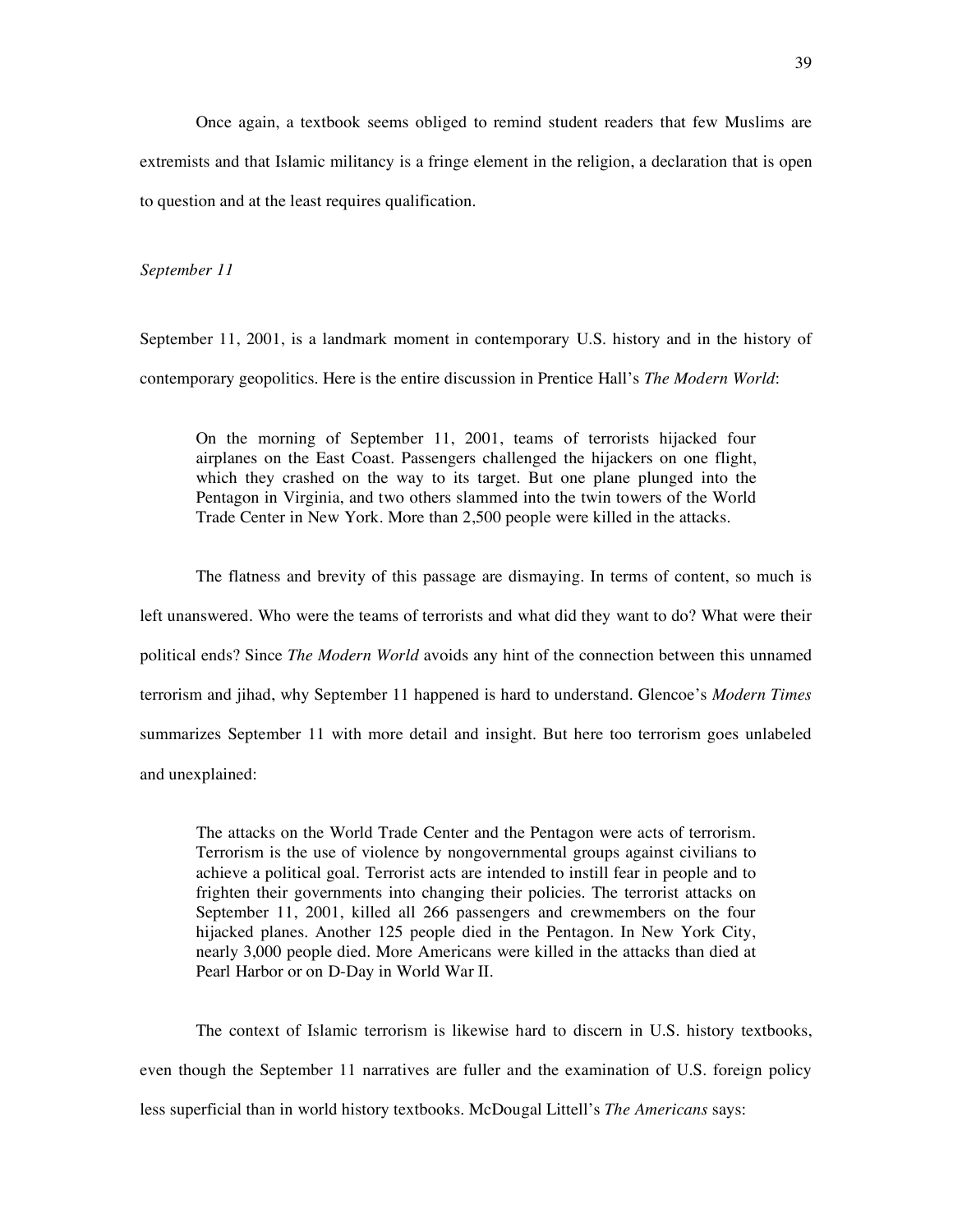Once again, a textbook seems obliged to remind student readers that few Muslims are extremists and that Islamic militancy is a fringe element in the religion, a declaration that is open to question and at the least requires qualification.

*September 11*

September 11, 2001, is a landmark moment in contemporary U.S. history and in the history of contemporary geopolitics. Here is the entire discussion in Prentice Hall's *The Modern World*:

> On the morning of September 11, 2001, teams of terrorists hijacked four airplanes on the East Coast. Passengers challenged the hijackers on one flight, which they crashed on the way to its target. But one plane plunged into the Pentagon in Virginia, and two others slammed into the twin towers of the World Trade Center in New York. More than 2,500 people were killed in the attacks.

The flatness and brevity of this passage are dismaying. In terms of content, so much is left unanswered. Who were the teams of terrorists and what did they want to do? What were their political ends? Since *The Modern World* avoids any hint of the connection between this unnamed terrorism and jihad, why September 11 happened is hard to understand. Glencoe's *Modern Times* summarizes September 11 with more detail and insight. But here too terrorism goes unlabeled and unexplained:

> The attacks on the World Trade Center and the Pentagon were acts of terrorism. Terrorism is the use of violence by nongovernmental groups against civilians to achieve a political goal. Terrorist acts are intended to instill fear in people and to frighten their governments into changing their policies. The terrorist attacks on September 11, 2001, killed all 266 passengers and crewmembers on the four hijacked planes. Another 125 people died in the Pentagon. In New York City, nearly 3,000 people died. More Americans were killed in the attacks than died at Pearl Harbor or on D-Day in World War II.

The context of Islamic terrorism is likewise hard to discern in U.S. history textbooks, even though the September 11 narratives are fuller and the examination of U.S. foreign policy less superficial than in world history textbooks. McDougal Littell's *The Americans* says: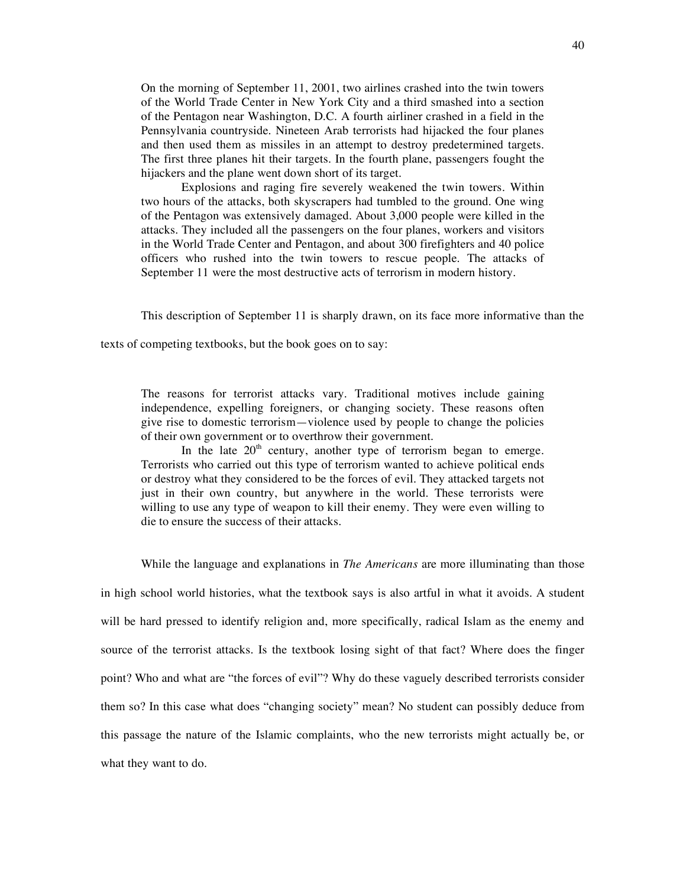> On the morning of September 11, 2001, two airlines crashed into the twin towers of the World Trade Center in New York City and a third smashed into a section of the Pentagon near Washington, D.C. A fourth airliner crashed in a field in the Pennsylvania countryside. Nineteen Arab terrorists had hijacked the four planes and then used them as missiles in an attempt to destroy predetermined targets. The first three planes hit their targets. In the fourth plane, passengers fought the hijackers and the plane went down short of its target.
>
> Explosions and raging fire severely weakened the twin towers. Within two hours of the attacks, both skyscrapers had tumbled to the ground. One wing of the Pentagon was extensively damaged. About 3,000 people were killed in the attacks. They included all the passengers on the four planes, workers and visitors in the World Trade Center and Pentagon, and about 300 firefighters and 40 police officers who rushed into the twin towers to rescue people. The attacks of September 11 were the most destructive acts of terrorism in modern history.

This description of September 11 is sharply drawn, on its face more informative than the texts of competing textbooks, but the book goes on to say:

> The reasons for terrorist attacks vary. Traditional motives include gaining independence, expelling foreigners, or changing society. These reasons often give rise to domestic terrorism—violence used by people to change the policies of their own government or to overthrow their government.
>
> In the late 20th century, another type of terrorism began to emerge. Terrorists who carried out this type of terrorism wanted to achieve political ends or destroy what they considered to be the forces of evil. They attacked targets not just in their own country, but anywhere in the world. These terrorists were willing to use any type of weapon to kill their enemy. They were even willing to die to ensure the success of their attacks.

While the language and explanations in *The Americans* are more illuminating than those in high school world histories, what the textbook says is also artful in what it avoids. A student will be hard pressed to identify religion and, more specifically, radical Islam as the enemy and source of the terrorist attacks. Is the textbook losing sight of that fact? Where does the finger point? Who and what are "the forces of evil"? Why do these vaguely described terrorists consider them so? In this case what does "changing society" mean? No student can possibly deduce from this passage the nature of the Islamic complaints, who the new terrorists might actually be, or what they want to do.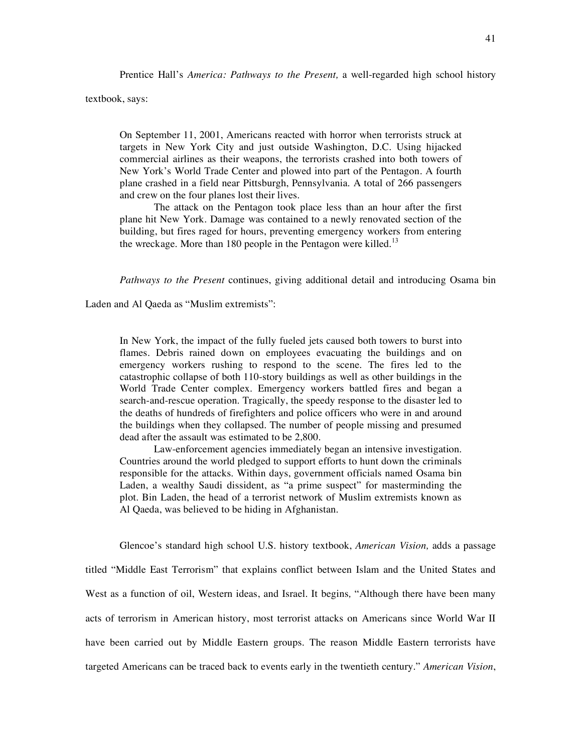Prentice Hall's *America: Pathways to the Present,* a well-regarded high school history textbook, says:

> On September 11, 2001, Americans reacted with horror when terrorists struck at targets in New York City and just outside Washington, D.C. Using hijacked commercial airlines as their weapons, the terrorists crashed into both towers of New York's World Trade Center and plowed into part of the Pentagon. A fourth plane crashed in a field near Pittsburgh, Pennsylvania. A total of 266 passengers and crew on the four planes lost their lives.
>
> The attack on the Pentagon took place less than an hour after the first plane hit New York. Damage was contained to a newly renovated section of the building, but fires raged for hours, preventing emergency workers from entering the wreckage. More than 180 people in the Pentagon were killed.[13]

*Pathways to the Present* continues, giving additional detail and introducing Osama bin Laden and Al Qaeda as "Muslim extremists":

> In New York, the impact of the fully fueled jets caused both towers to burst into flames. Debris rained down on employees evacuating the buildings and on emergency workers rushing to respond to the scene. The fires led to the catastrophic collapse of both 110-story buildings as well as other buildings in the World Trade Center complex. Emergency workers battled fires and began a search-and-rescue operation. Tragically, the speedy response to the disaster led to the deaths of hundreds of firefighters and police officers who were in and around the buildings when they collapsed. The number of people missing and presumed dead after the assault was estimated to be 2,800.
>
> Law-enforcement agencies immediately began an intensive investigation. Countries around the world pledged to support efforts to hunt down the criminals responsible for the attacks. Within days, government officials named Osama bin Laden, a wealthy Saudi dissident, as "a prime suspect" for masterminding the plot. Bin Laden, the head of a terrorist network of Muslim extremists known as Al Qaeda, was believed to be hiding in Afghanistan.

Glencoe's standard high school U.S. history textbook, *American Vision,* adds a passage titled "Middle East Terrorism" that explains conflict between Islam and the United States and West as a function of oil, Western ideas, and Israel. It begins*,* "Although there have been many acts of terrorism in American history, most terrorist attacks on Americans since World War II have been carried out by Middle Eastern groups. The reason Middle Eastern terrorists have targeted Americans can be traced back to events early in the twentieth century." *American Vision*,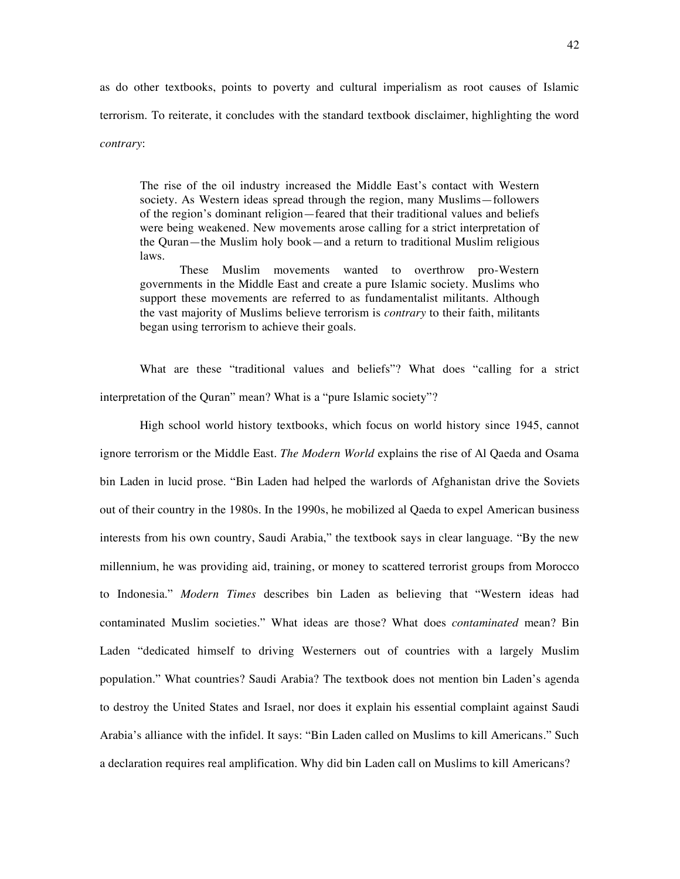as do other textbooks, points to poverty and cultural imperialism as root causes of Islamic terrorism. To reiterate, it concludes with the standard textbook disclaimer, highlighting the word *contrary*:

> The rise of the oil industry increased the Middle East's contact with Western society. As Western ideas spread through the region, many Muslims—followers of the region's dominant religion—feared that their traditional values and beliefs were being weakened. New movements arose calling for a strict interpretation of the Quran—the Muslim holy book—and a return to traditional Muslim religious laws.
>
> These Muslim movements wanted to overthrow pro-Western governments in the Middle East and create a pure Islamic society. Muslims who support these movements are referred to as fundamentalist militants. Although the vast majority of Muslims believe terrorism is *contrary* to their faith, militants began using terrorism to achieve their goals.

What are these "traditional values and beliefs"? What does "calling for a strict interpretation of the Quran" mean? What is a "pure Islamic society"?

High school world history textbooks, which focus on world history since 1945, cannot ignore terrorism or the Middle East. *The Modern World* explains the rise of Al Qaeda and Osama bin Laden in lucid prose. "Bin Laden had helped the warlords of Afghanistan drive the Soviets out of their country in the 1980s. In the 1990s, he mobilized al Qaeda to expel American business interests from his own country, Saudi Arabia," the textbook says in clear language. "By the new millennium, he was providing aid, training, or money to scattered terrorist groups from Morocco to Indonesia." *Modern Times* describes bin Laden as believing that "Western ideas had contaminated Muslim societies." What ideas are those? What does *contaminated* mean? Bin Laden "dedicated himself to driving Westerners out of countries with a largely Muslim population." What countries? Saudi Arabia? The textbook does not mention bin Laden's agenda to destroy the United States and Israel, nor does it explain his essential complaint against Saudi Arabia's alliance with the infidel. It says: "Bin Laden called on Muslims to kill Americans." Such a declaration requires real amplification. Why did bin Laden call on Muslims to kill Americans?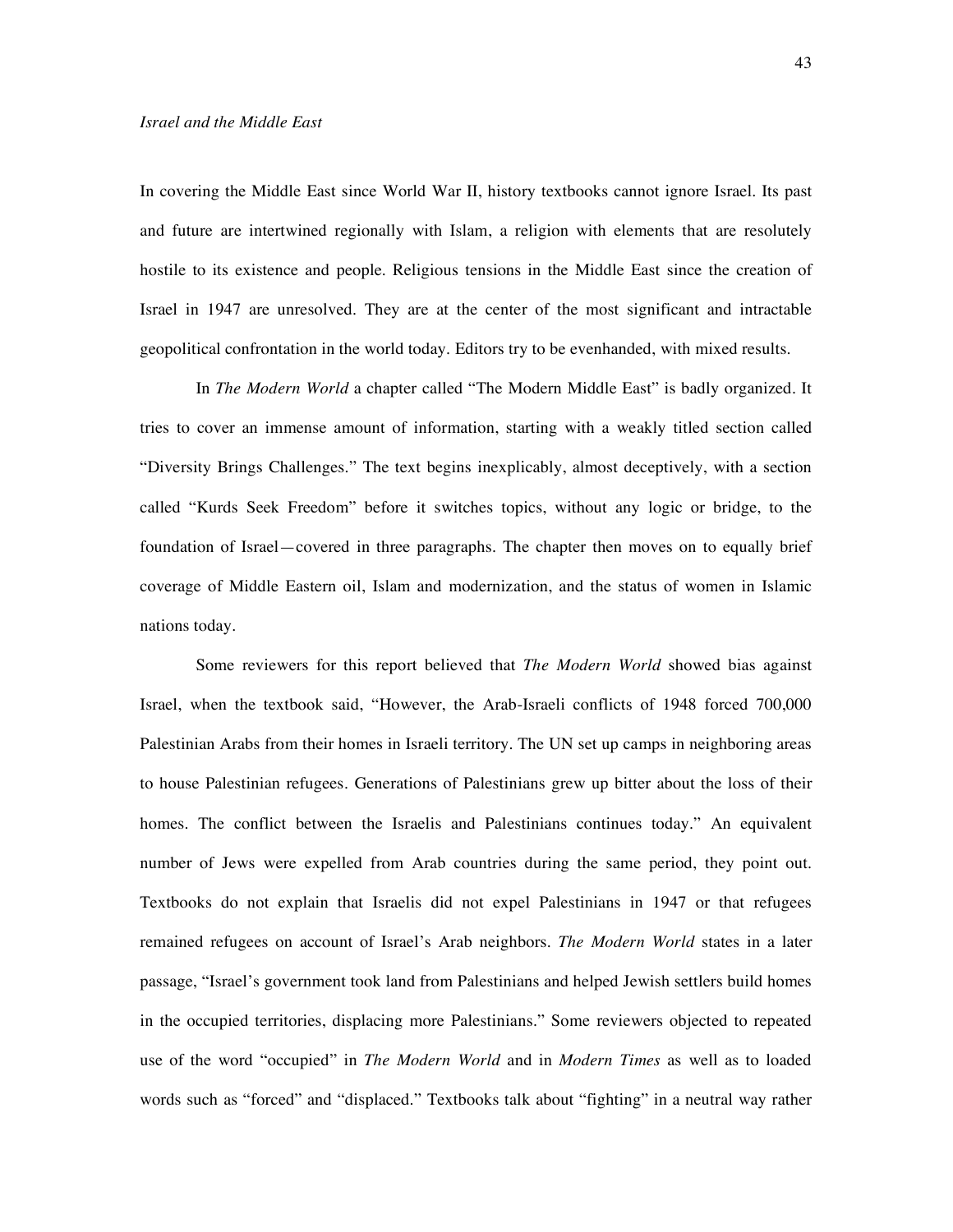*Israel and the Middle East*

In covering the Middle East since World War II, history textbooks cannot ignore Israel. Its past and future are intertwined regionally with Islam, a religion with elements that are resolutely hostile to its existence and people. Religious tensions in the Middle East since the creation of Israel in 1947 are unresolved. They are at the center of the most significant and intractable geopolitical confrontation in the world today. Editors try to be evenhanded, with mixed results.

In *The Modern World* a chapter called "The Modern Middle East" is badly organized. It tries to cover an immense amount of information, starting with a weakly titled section called "Diversity Brings Challenges." The text begins inexplicably, almost deceptively, with a section called "Kurds Seek Freedom" before it switches topics, without any logic or bridge, to the foundation of Israel—covered in three paragraphs. The chapter then moves on to equally brief coverage of Middle Eastern oil, Islam and modernization, and the status of women in Islamic nations today.

Some reviewers for this report believed that *The Modern World* showed bias against Israel, when the textbook said, "However, the Arab-Israeli conflicts of 1948 forced 700,000 Palestinian Arabs from their homes in Israeli territory. The UN set up camps in neighboring areas to house Palestinian refugees. Generations of Palestinians grew up bitter about the loss of their homes. The conflict between the Israelis and Palestinians continues today." An equivalent number of Jews were expelled from Arab countries during the same period, they point out. Textbooks do not explain that Israelis did not expel Palestinians in 1947 or that refugees remained refugees on account of Israel's Arab neighbors. *The Modern World* states in a later passage, "Israel's government took land from Palestinians and helped Jewish settlers build homes in the occupied territories, displacing more Palestinians." Some reviewers objected to repeated use of the word "occupied" in *The Modern World* and in *Modern Times* as well as to loaded words such as "forced" and "displaced." Textbooks talk about "fighting" in a neutral way rather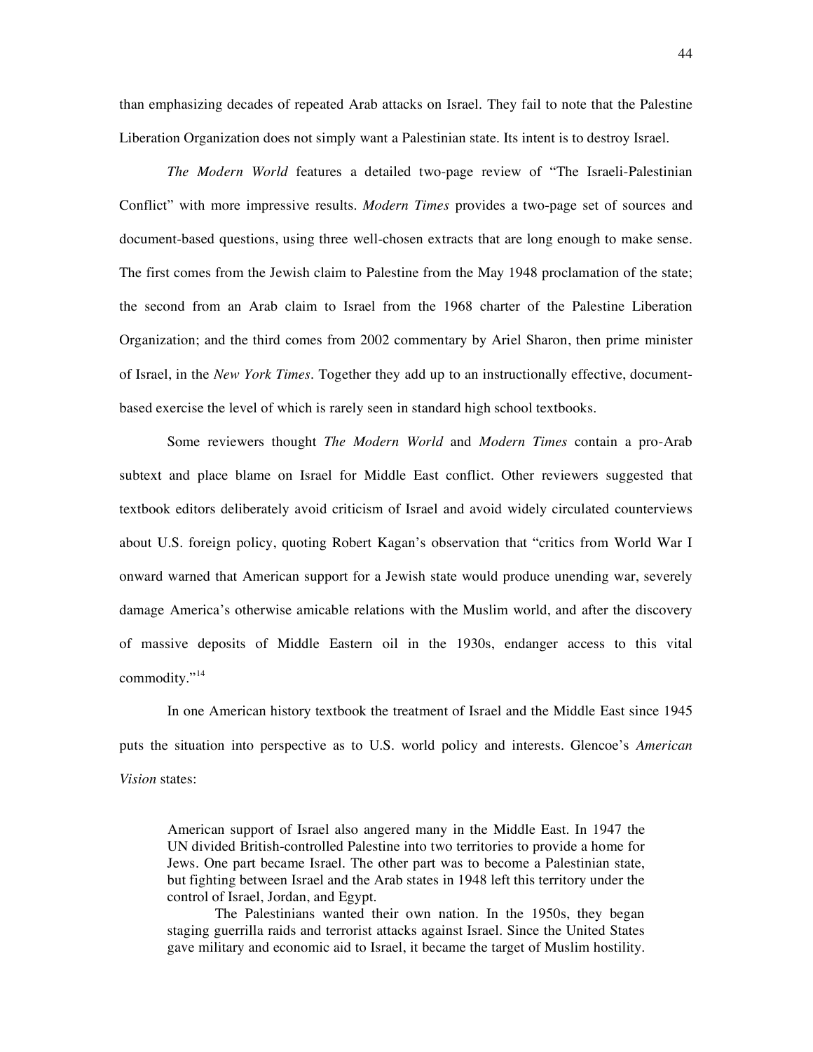than emphasizing decades of repeated Arab attacks on Israel. They fail to note that the Palestine Liberation Organization does not simply want a Palestinian state. Its intent is to destroy Israel.

*The Modern World* features a detailed two-page review of "The Israeli-Palestinian Conflict" with more impressive results. *Modern Times* provides a two-page set of sources and document-based questions, using three well-chosen extracts that are long enough to make sense. The first comes from the Jewish claim to Palestine from the May 1948 proclamation of the state; the second from an Arab claim to Israel from the 1968 charter of the Palestine Liberation Organization; and the third comes from 2002 commentary by Ariel Sharon, then prime minister of Israel, in the *New York Times*. Together they add up to an instructionally effective, document-based exercise the level of which is rarely seen in standard high school textbooks.

Some reviewers thought *The Modern World* and *Modern Times* contain a pro-Arab subtext and place blame on Israel for Middle East conflict. Other reviewers suggested that textbook editors deliberately avoid criticism of Israel and avoid widely circulated counterviews about U.S. foreign policy, quoting Robert Kagan's observation that "critics from World War I onward warned that American support for a Jewish state would produce unending war, severely damage America's otherwise amicable relations with the Muslim world, and after the discovery of massive deposits of Middle Eastern oil in the 1930s, endanger access to this vital commodity."[14]

In one American history textbook the treatment of Israel and the Middle East since 1945 puts the situation into perspective as to U.S. world policy and interests. Glencoe's *American Vision* states:

> American support of Israel also angered many in the Middle East. In 1947 the UN divided British-controlled Palestine into two territories to provide a home for Jews. One part became Israel. The other part was to become a Palestinian state, but fighting between Israel and the Arab states in 1948 left this territory under the control of Israel, Jordan, and Egypt.
>
> The Palestinians wanted their own nation. In the 1950s, they began staging guerrilla raids and terrorist attacks against Israel. Since the United States gave military and economic aid to Israel, it became the target of Muslim hostility.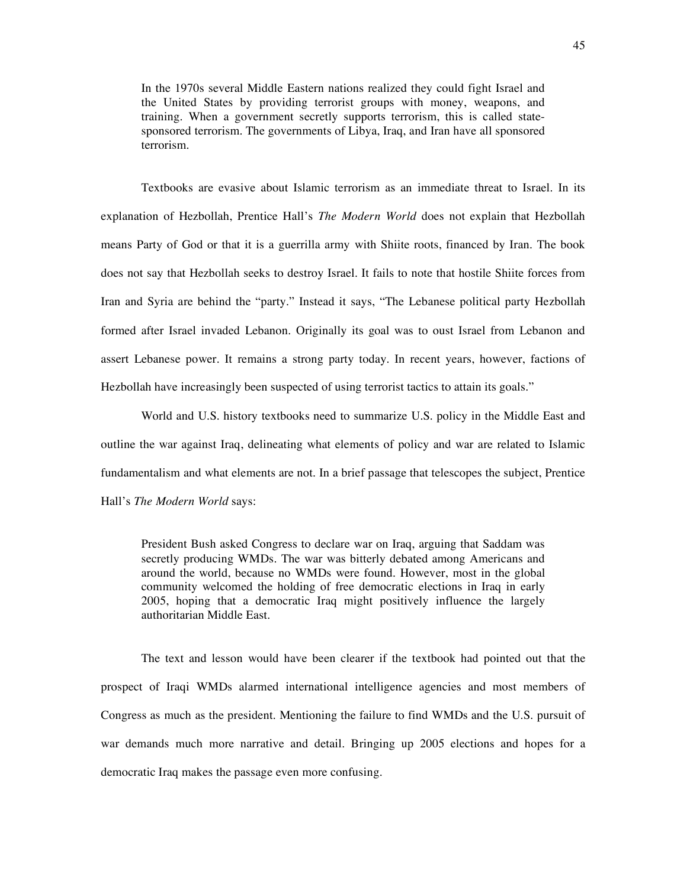> In the 1970s several Middle Eastern nations realized they could fight Israel and the United States by providing terrorist groups with money, weapons, and training. When a government secretly supports terrorism, this is called state-sponsored terrorism. The governments of Libya, Iraq, and Iran have all sponsored terrorism.

Textbooks are evasive about Islamic terrorism as an immediate threat to Israel. In its explanation of Hezbollah, Prentice Hall's *The Modern World* does not explain that Hezbollah means Party of God or that it is a guerrilla army with Shiite roots, financed by Iran. The book does not say that Hezbollah seeks to destroy Israel. It fails to note that hostile Shiite forces from Iran and Syria are behind the "party." Instead it says, "The Lebanese political party Hezbollah formed after Israel invaded Lebanon. Originally its goal was to oust Israel from Lebanon and assert Lebanese power. It remains a strong party today. In recent years, however, factions of Hezbollah have increasingly been suspected of using terrorist tactics to attain its goals."

World and U.S. history textbooks need to summarize U.S. policy in the Middle East and outline the war against Iraq, delineating what elements of policy and war are related to Islamic fundamentalism and what elements are not. In a brief passage that telescopes the subject, Prentice Hall's *The Modern World* says:

> President Bush asked Congress to declare war on Iraq, arguing that Saddam was secretly producing WMDs. The war was bitterly debated among Americans and around the world, because no WMDs were found. However, most in the global community welcomed the holding of free democratic elections in Iraq in early 2005, hoping that a democratic Iraq might positively influence the largely authoritarian Middle East.

The text and lesson would have been clearer if the textbook had pointed out that the prospect of Iraqi WMDs alarmed international intelligence agencies and most members of Congress as much as the president. Mentioning the failure to find WMDs and the U.S. pursuit of war demands much more narrative and detail. Bringing up 2005 elections and hopes for a democratic Iraq makes the passage even more confusing.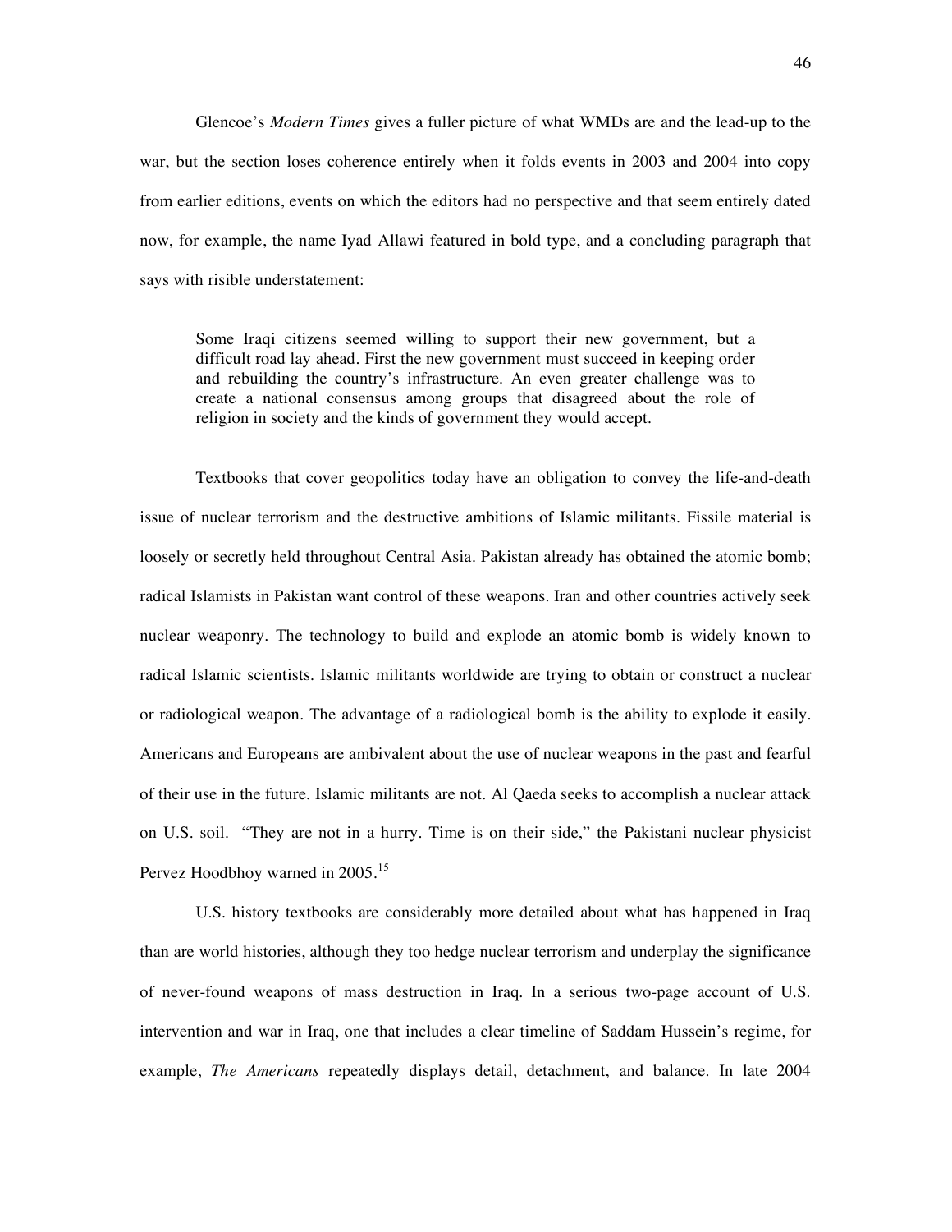Glencoe's *Modern Times* gives a fuller picture of what WMDs are and the lead-up to the war, but the section loses coherence entirely when it folds events in 2003 and 2004 into copy from earlier editions, events on which the editors had no perspective and that seem entirely dated now, for example, the name Iyad Allawi featured in bold type, and a concluding paragraph that says with risible understatement:

> Some Iraqi citizens seemed willing to support their new government, but a difficult road lay ahead. First the new government must succeed in keeping order and rebuilding the country's infrastructure. An even greater challenge was to create a national consensus among groups that disagreed about the role of religion in society and the kinds of government they would accept.

Textbooks that cover geopolitics today have an obligation to convey the life-and-death issue of nuclear terrorism and the destructive ambitions of Islamic militants. Fissile material is loosely or secretly held throughout Central Asia. Pakistan already has obtained the atomic bomb; radical Islamists in Pakistan want control of these weapons. Iran and other countries actively seek nuclear weaponry. The technology to build and explode an atomic bomb is widely known to radical Islamic scientists. Islamic militants worldwide are trying to obtain or construct a nuclear or radiological weapon. The advantage of a radiological bomb is the ability to explode it easily. Americans and Europeans are ambivalent about the use of nuclear weapons in the past and fearful of their use in the future. Islamic militants are not. Al Qaeda seeks to accomplish a nuclear attack on U.S. soil. "They are not in a hurry. Time is on their side," the Pakistani nuclear physicist Pervez Hoodbhoy warned in 2005.[15]

U.S. history textbooks are considerably more detailed about what has happened in Iraq than are world histories, although they too hedge nuclear terrorism and underplay the significance of never-found weapons of mass destruction in Iraq. In a serious two-page account of U.S. intervention and war in Iraq, one that includes a clear timeline of Saddam Hussein's regime, for example, *The Americans* repeatedly displays detail, detachment, and balance. In late 2004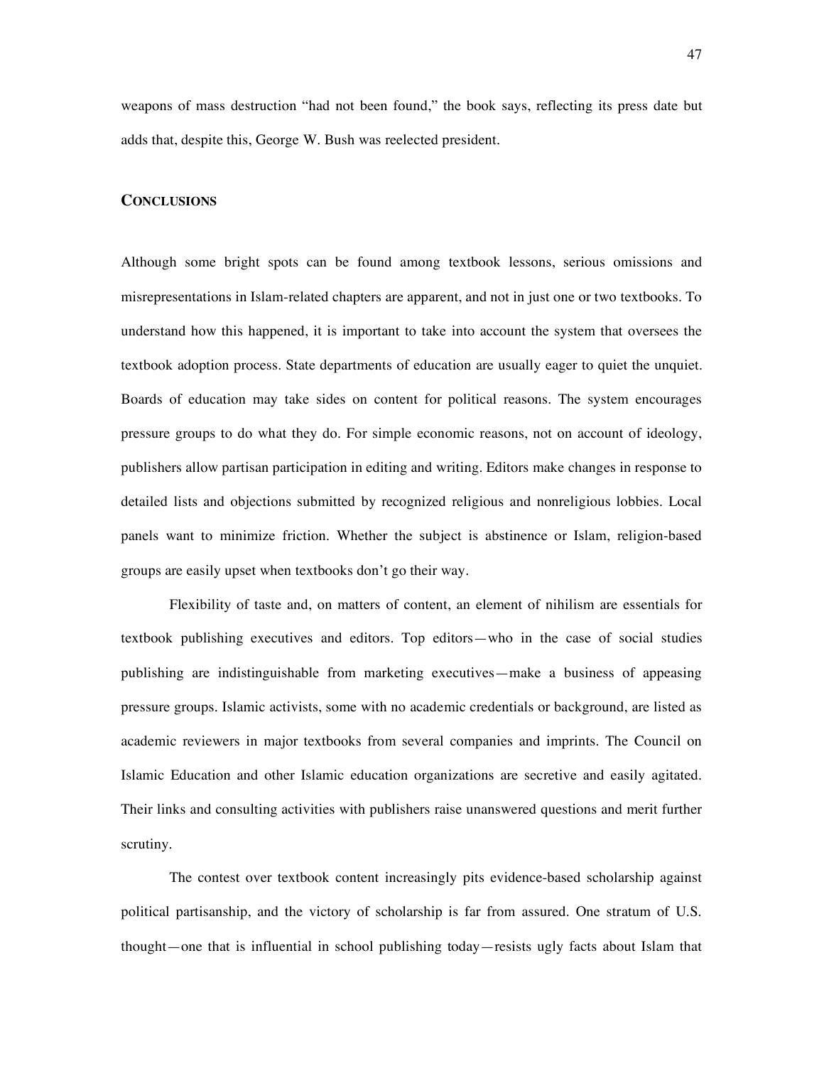weapons of mass destruction "had not been found," the book says, reflecting its press date but adds that, despite this, George W. Bush was reelected president.

## CONCLUSIONS

Although some bright spots can be found among textbook lessons, serious omissions and misrepresentations in Islam-related chapters are apparent, and not in just one or two textbooks. To understand how this happened, it is important to take into account the system that oversees the textbook adoption process. State departments of education are usually eager to quiet the unquiet. Boards of education may take sides on content for political reasons. The system encourages pressure groups to do what they do. For simple economic reasons, not on account of ideology, publishers allow partisan participation in editing and writing. Editors make changes in response to detailed lists and objections submitted by recognized religious and nonreligious lobbies. Local panels want to minimize friction. Whether the subject is abstinence or Islam, religion-based groups are easily upset when textbooks don't go their way.

Flexibility of taste and, on matters of content, an element of nihilism are essentials for textbook publishing executives and editors. Top editors—who in the case of social studies publishing are indistinguishable from marketing executives—make a business of appeasing pressure groups. Islamic activists, some with no academic credentials or background, are listed as academic reviewers in major textbooks from several companies and imprints. The Council on Islamic Education and other Islamic education organizations are secretive and easily agitated. Their links and consulting activities with publishers raise unanswered questions and merit further scrutiny.

The contest over textbook content increasingly pits evidence-based scholarship against political partisanship, and the victory of scholarship is far from assured. One stratum of U.S. thought—one that is influential in school publishing today—resists ugly facts about Islam that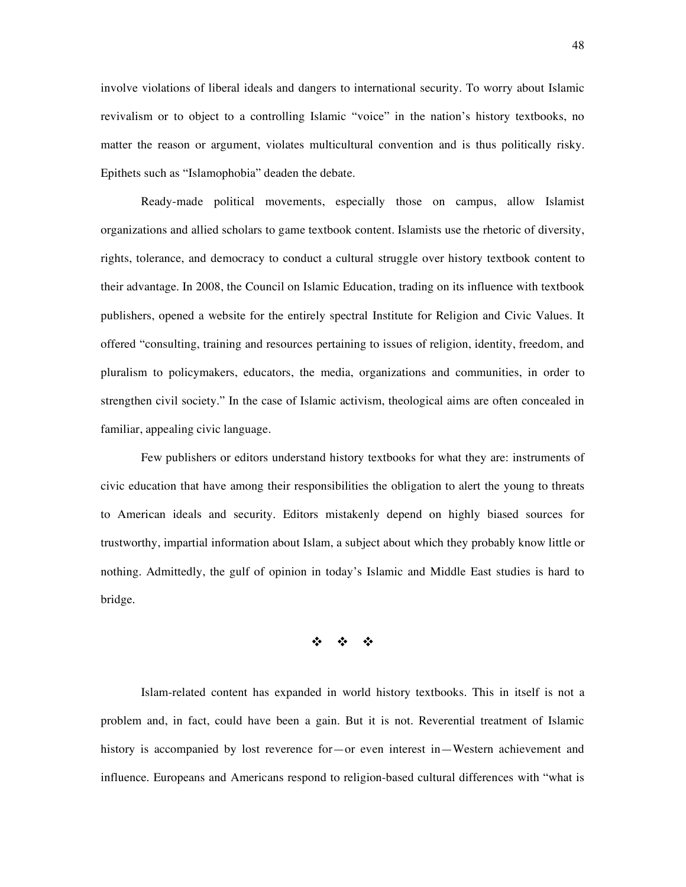involve violations of liberal ideals and dangers to international security. To worry about Islamic revivalism or to object to a controlling Islamic "voice" in the nation's history textbooks, no matter the reason or argument, violates multicultural convention and is thus politically risky. Epithets such as "Islamophobia" deaden the debate.

Ready-made political movements, especially those on campus, allow Islamist organizations and allied scholars to game textbook content. Islamists use the rhetoric of diversity, rights, tolerance, and democracy to conduct a cultural struggle over history textbook content to their advantage. In 2008, the Council on Islamic Education, trading on its influence with textbook publishers, opened a website for the entirely spectral Institute for Religion and Civic Values. It offered "consulting, training and resources pertaining to issues of religion, identity, freedom, and pluralism to policymakers, educators, the media, organizations and communities, in order to strengthen civil society." In the case of Islamic activism, theological aims are often concealed in familiar, appealing civic language.

Few publishers or editors understand history textbooks for what they are: instruments of civic education that have among their responsibilities the obligation to alert the young to threats to American ideals and security. Editors mistakenly depend on highly biased sources for trustworthy, impartial information about Islam, a subject about which they probably know little or nothing. Admittedly, the gulf of opinion in today's Islamic and Middle East studies is hard to bridge.

❖ ❖ ❖

Islam-related content has expanded in world history textbooks. This in itself is not a problem and, in fact, could have been a gain. But it is not. Reverential treatment of Islamic history is accompanied by lost reverence for—or even interest in—Western achievement and influence. Europeans and Americans respond to religion-based cultural differences with "what is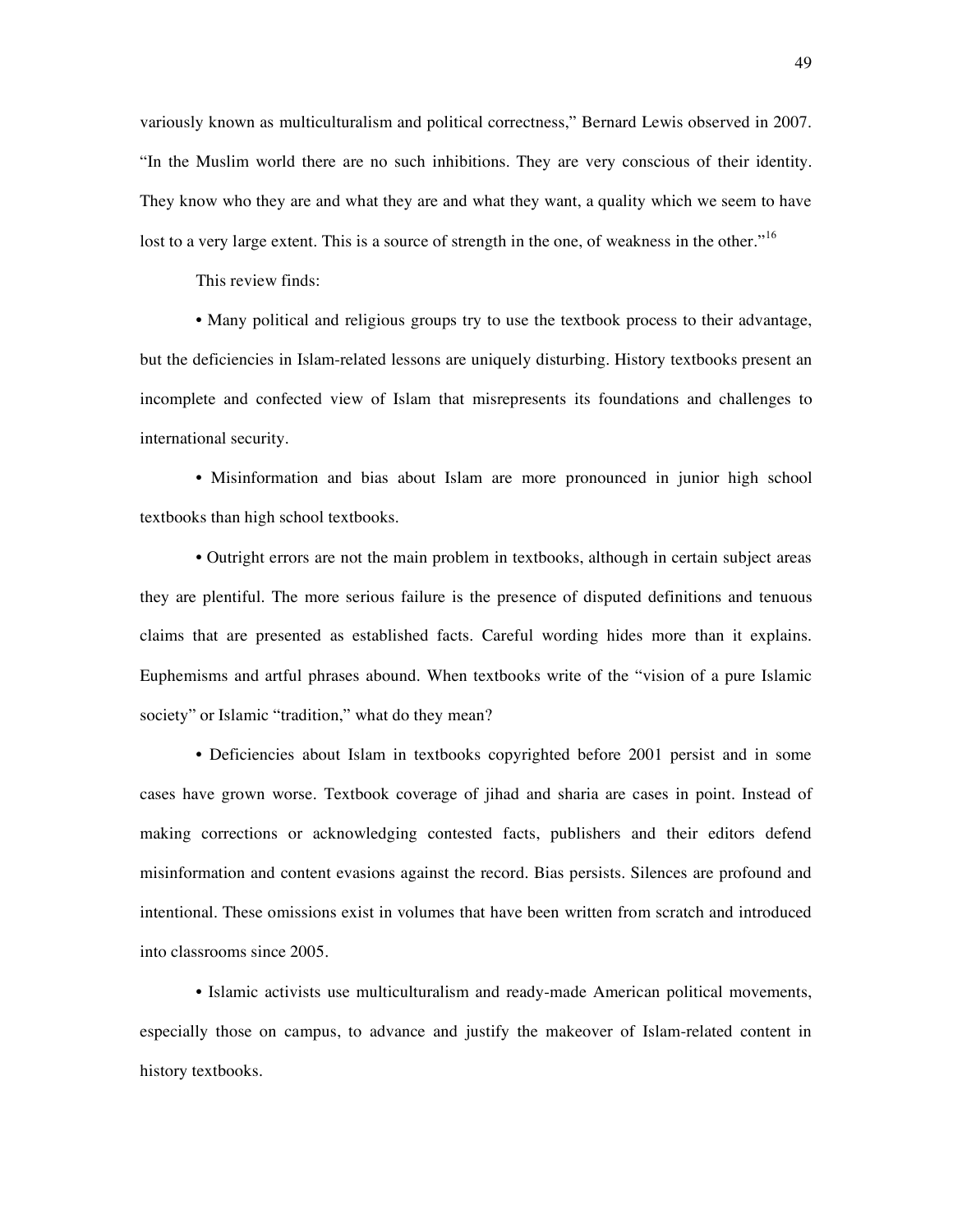variously known as multiculturalism and political correctness," Bernard Lewis observed in 2007. "In the Muslim world there are no such inhibitions. They are very conscious of their identity. They know who they are and what they are and what they want, a quality which we seem to have lost to a very large extent. This is a source of strength in the one, of weakness in the other."[16]

This review finds:

• Many political and religious groups try to use the textbook process to their advantage, but the deficiencies in Islam-related lessons are uniquely disturbing. History textbooks present an incomplete and confected view of Islam that misrepresents its foundations and challenges to international security.

• Misinformation and bias about Islam are more pronounced in junior high school textbooks than high school textbooks.

• Outright errors are not the main problem in textbooks, although in certain subject areas they are plentiful. The more serious failure is the presence of disputed definitions and tenuous claims that are presented as established facts. Careful wording hides more than it explains. Euphemisms and artful phrases abound. When textbooks write of the "vision of a pure Islamic society" or Islamic "tradition," what do they mean?

• Deficiencies about Islam in textbooks copyrighted before 2001 persist and in some cases have grown worse. Textbook coverage of jihad and sharia are cases in point. Instead of making corrections or acknowledging contested facts, publishers and their editors defend misinformation and content evasions against the record. Bias persists. Silences are profound and intentional. These omissions exist in volumes that have been written from scratch and introduced into classrooms since 2005.

• Islamic activists use multiculturalism and ready-made American political movements, especially those on campus, to advance and justify the makeover of Islam-related content in history textbooks.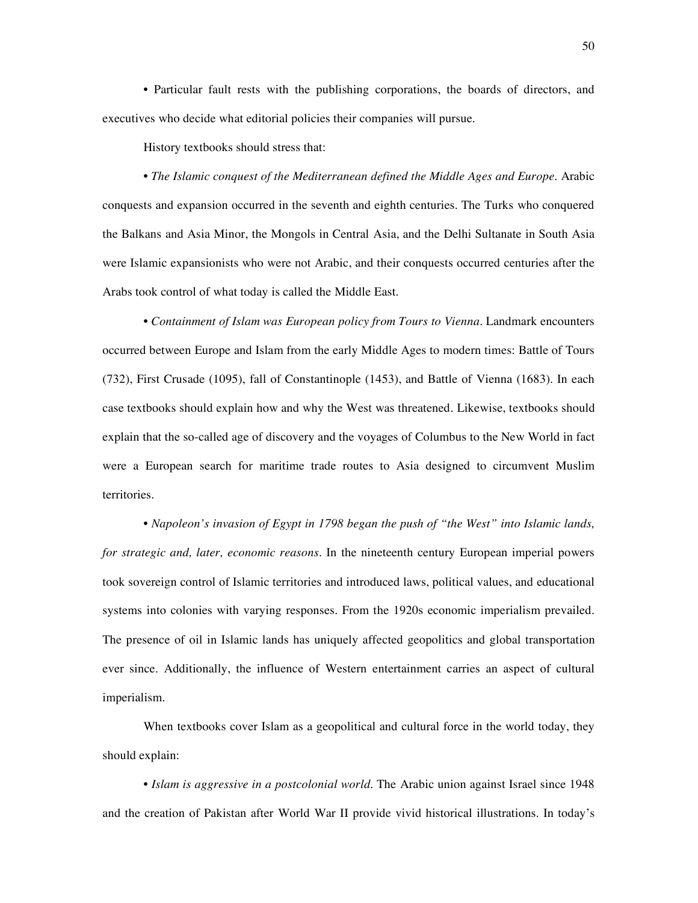• Particular fault rests with the publishing corporations, the boards of directors, and executives who decide what editorial policies their companies will pursue.

History textbooks should stress that:

• *The Islamic conquest of the Mediterranean defined the Middle Ages and Europe*. Arabic conquests and expansion occurred in the seventh and eighth centuries. The Turks who conquered the Balkans and Asia Minor, the Mongols in Central Asia, and the Delhi Sultanate in South Asia were Islamic expansionists who were not Arabic, and their conquests occurred centuries after the Arabs took control of what today is called the Middle East.

• *Containment of Islam was European policy from Tours to Vienna*. Landmark encounters occurred between Europe and Islam from the early Middle Ages to modern times: Battle of Tours (732), First Crusade (1095), fall of Constantinople (1453), and Battle of Vienna (1683). In each case textbooks should explain how and why the West was threatened. Likewise, textbooks should explain that the so-called age of discovery and the voyages of Columbus to the New World in fact were a European search for maritime trade routes to Asia designed to circumvent Muslim territories.

• *Napoleon's invasion of Egypt in 1798 began the push of "the West" into Islamic lands, for strategic and, later, economic reasons*. In the nineteenth century European imperial powers took sovereign control of Islamic territories and introduced laws, political values, and educational systems into colonies with varying responses. From the 1920s economic imperialism prevailed. The presence of oil in Islamic lands has uniquely affected geopolitics and global transportation ever since. Additionally, the influence of Western entertainment carries an aspect of cultural imperialism.

When textbooks cover Islam as a geopolitical and cultural force in the world today, they should explain:

• *Islam is aggressive in a postcolonial world*. The Arabic union against Israel since 1948 and the creation of Pakistan after World War II provide vivid historical illustrations. In today's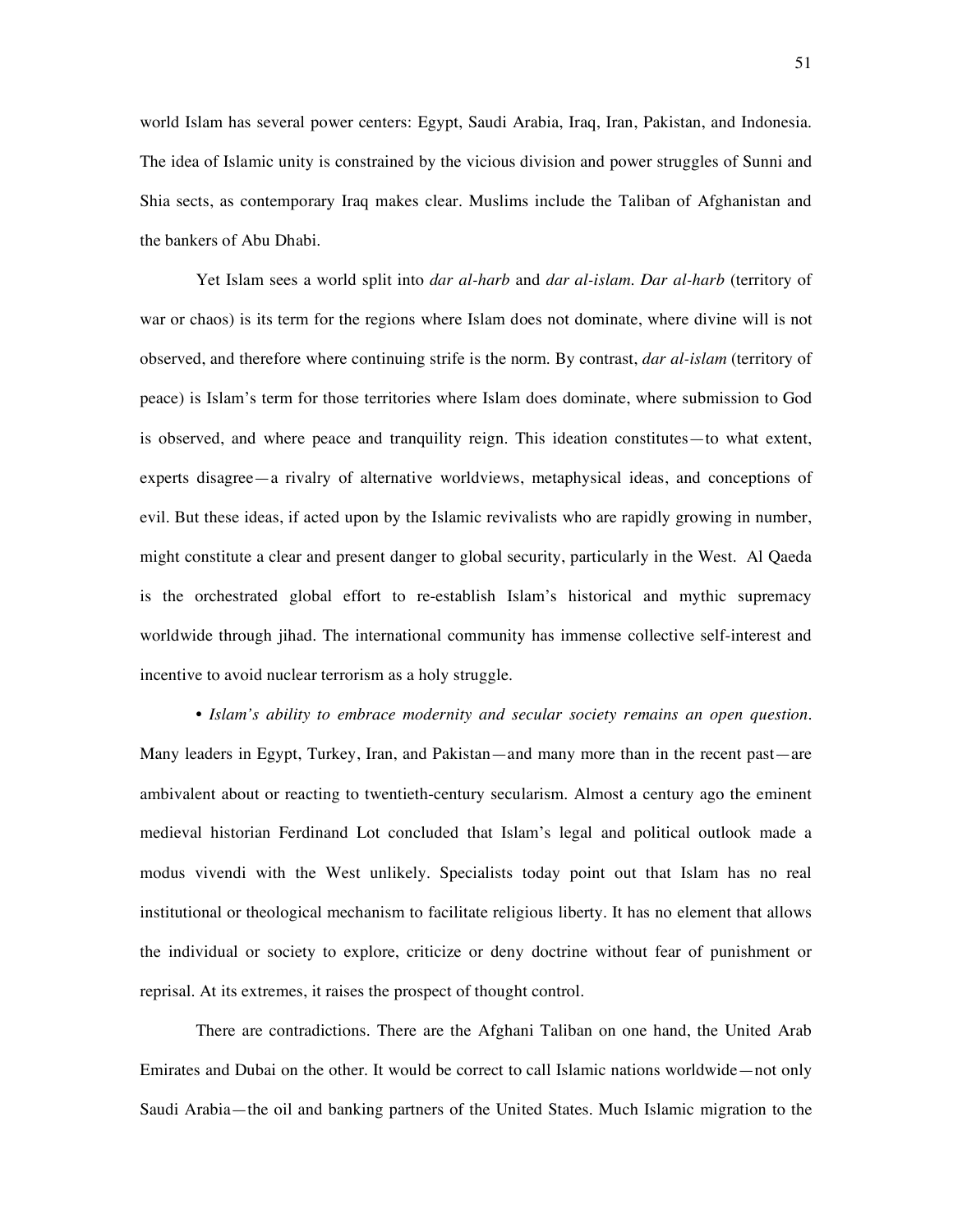world Islam has several power centers: Egypt, Saudi Arabia, Iraq, Iran, Pakistan, and Indonesia. The idea of Islamic unity is constrained by the vicious division and power struggles of Sunni and Shia sects, as contemporary Iraq makes clear. Muslims include the Taliban of Afghanistan and the bankers of Abu Dhabi.

Yet Islam sees a world split into *dar al-harb* and *dar al-islam*. *Dar al-harb* (territory of war or chaos) is its term for the regions where Islam does not dominate, where divine will is not observed, and therefore where continuing strife is the norm. By contrast, *dar al-islam* (territory of peace) is Islam's term for those territories where Islam does dominate, where submission to God is observed, and where peace and tranquility reign. This ideation constitutes—to what extent, experts disagree—a rivalry of alternative worldviews, metaphysical ideas, and conceptions of evil. But these ideas, if acted upon by the Islamic revivalists who are rapidly growing in number, might constitute a clear and present danger to global security, particularly in the West. Al Qaeda is the orchestrated global effort to re-establish Islam's historical and mythic supremacy worldwide through jihad. The international community has immense collective self-interest and incentive to avoid nuclear terrorism as a holy struggle.

• *Islam's ability to embrace modernity and secular society remains an open question*. Many leaders in Egypt, Turkey, Iran, and Pakistan—and many more than in the recent past—are ambivalent about or reacting to twentieth-century secularism. Almost a century ago the eminent medieval historian Ferdinand Lot concluded that Islam's legal and political outlook made a modus vivendi with the West unlikely. Specialists today point out that Islam has no real institutional or theological mechanism to facilitate religious liberty. It has no element that allows the individual or society to explore, criticize or deny doctrine without fear of punishment or reprisal. At its extremes, it raises the prospect of thought control.

There are contradictions. There are the Afghani Taliban on one hand, the United Arab Emirates and Dubai on the other. It would be correct to call Islamic nations worldwide—not only Saudi Arabia—the oil and banking partners of the United States. Much Islamic migration to the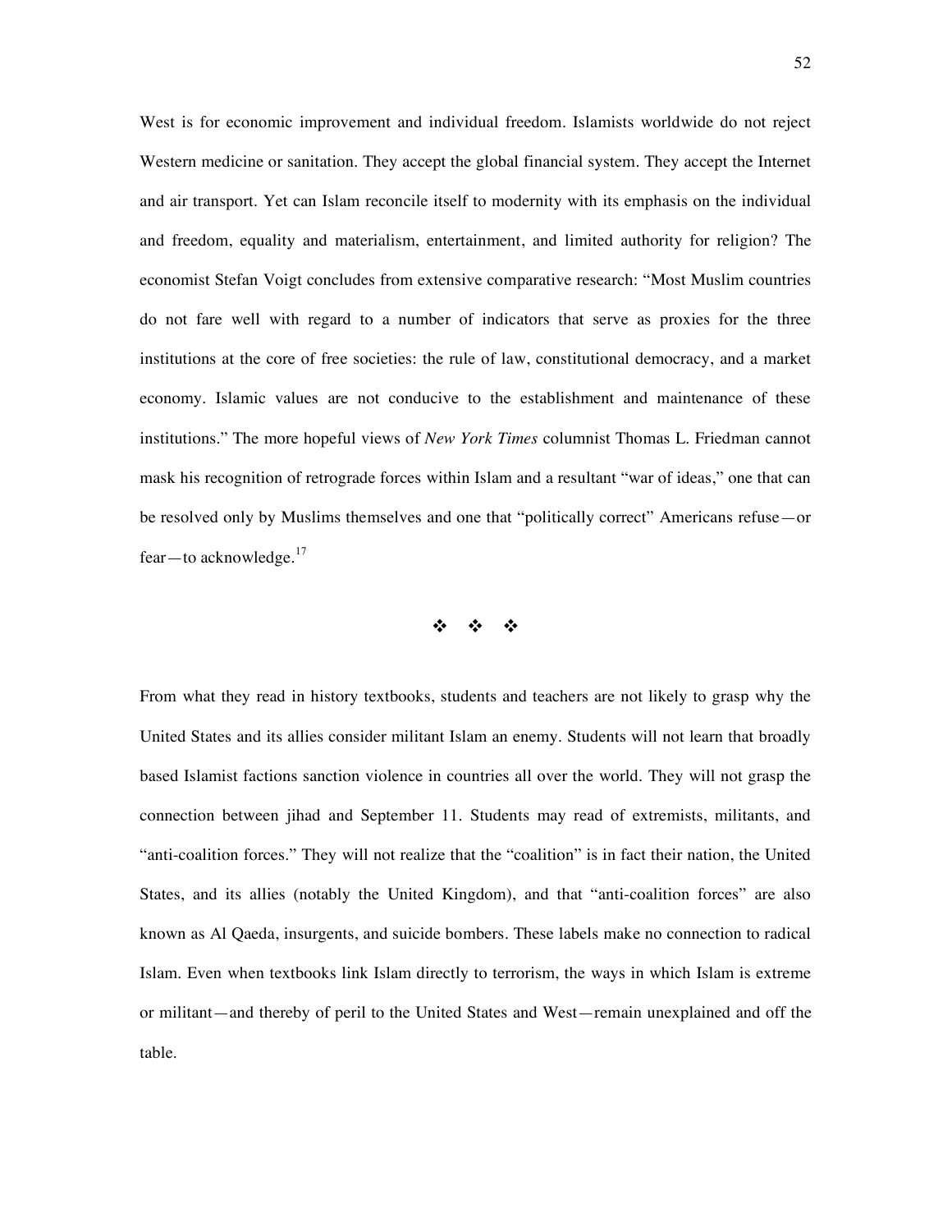West is for economic improvement and individual freedom. Islamists worldwide do not reject Western medicine or sanitation. They accept the global financial system. They accept the Internet and air transport. Yet can Islam reconcile itself to modernity with its emphasis on the individual and freedom, equality and materialism, entertainment, and limited authority for religion? The economist Stefan Voigt concludes from extensive comparative research: "Most Muslim countries do not fare well with regard to a number of indicators that serve as proxies for the three institutions at the core of free societies: the rule of law, constitutional democracy, and a market economy. Islamic values are not conducive to the establishment and maintenance of these institutions." The more hopeful views of *New York Times* columnist Thomas L. Friedman cannot mask his recognition of retrograde forces within Islam and a resultant "war of ideas," one that can be resolved only by Muslims themselves and one that "politically correct" Americans refuse—or fear—to acknowledge.[17]

❖ ❖ ❖

From what they read in history textbooks, students and teachers are not likely to grasp why the United States and its allies consider militant Islam an enemy. Students will not learn that broadly based Islamist factions sanction violence in countries all over the world. They will not grasp the connection between jihad and September 11. Students may read of extremists, militants, and "anti-coalition forces." They will not realize that the "coalition" is in fact their nation, the United States, and its allies (notably the United Kingdom), and that "anti-coalition forces" are also known as Al Qaeda, insurgents, and suicide bombers. These labels make no connection to radical Islam. Even when textbooks link Islam directly to terrorism, the ways in which Islam is extreme or militant—and thereby of peril to the United States and West—remain unexplained and off the table.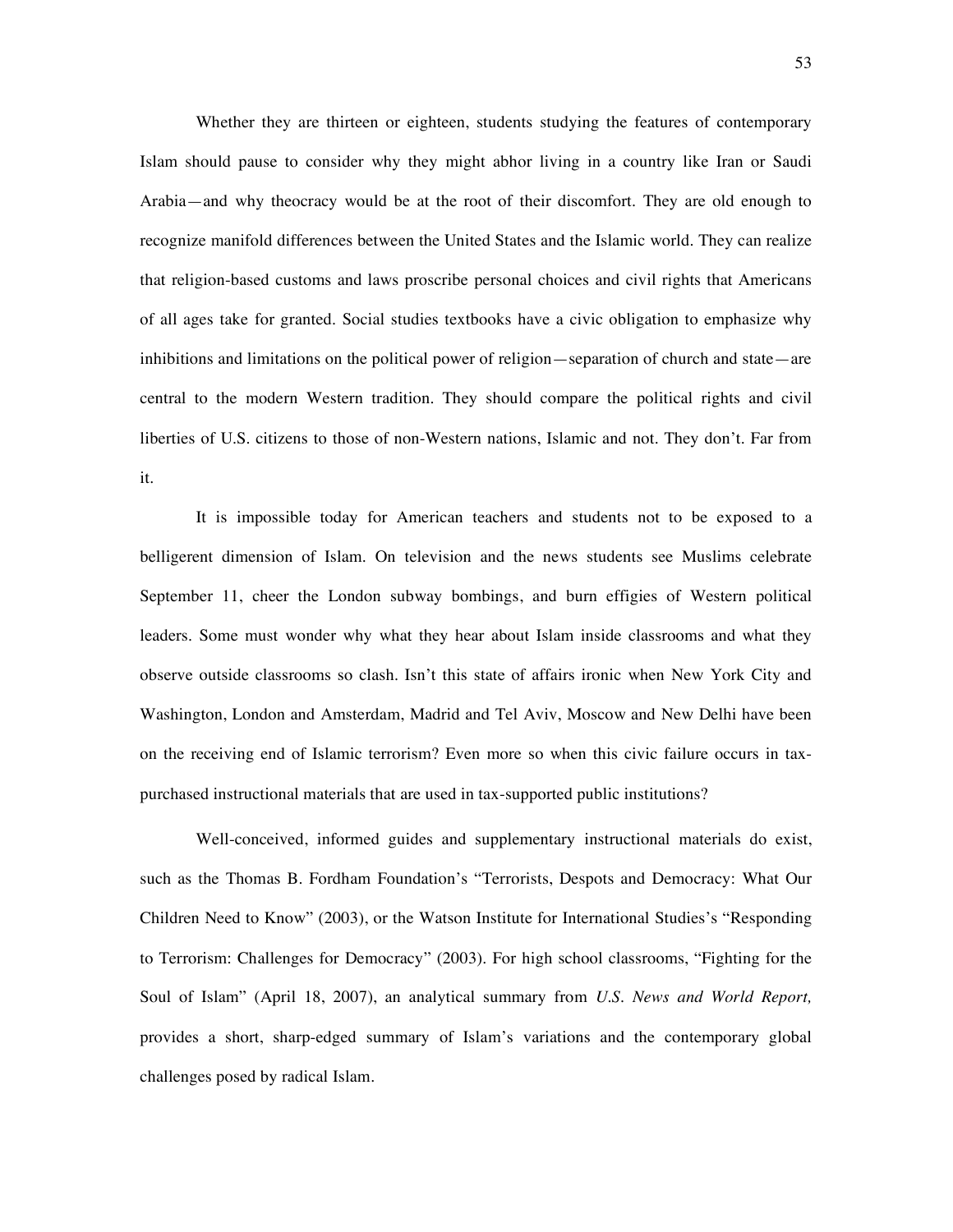Whether they are thirteen or eighteen, students studying the features of contemporary Islam should pause to consider why they might abhor living in a country like Iran or Saudi Arabia—and why theocracy would be at the root of their discomfort. They are old enough to recognize manifold differences between the United States and the Islamic world. They can realize that religion-based customs and laws proscribe personal choices and civil rights that Americans of all ages take for granted. Social studies textbooks have a civic obligation to emphasize why inhibitions and limitations on the political power of religion—separation of church and state—are central to the modern Western tradition. They should compare the political rights and civil liberties of U.S. citizens to those of non-Western nations, Islamic and not. They don't. Far from it.

It is impossible today for American teachers and students not to be exposed to a belligerent dimension of Islam. On television and the news students see Muslims celebrate September 11, cheer the London subway bombings, and burn effigies of Western political leaders. Some must wonder why what they hear about Islam inside classrooms and what they observe outside classrooms so clash. Isn't this state of affairs ironic when New York City and Washington, London and Amsterdam, Madrid and Tel Aviv, Moscow and New Delhi have been on the receiving end of Islamic terrorism? Even more so when this civic failure occurs in tax-purchased instructional materials that are used in tax-supported public institutions?

Well-conceived, informed guides and supplementary instructional materials do exist, such as the Thomas B. Fordham Foundation's "Terrorists, Despots and Democracy: What Our Children Need to Know" (2003), or the Watson Institute for International Studies's "Responding to Terrorism: Challenges for Democracy" (2003). For high school classrooms, "Fighting for the Soul of Islam" (April 18, 2007), an analytical summary from *U.S. News and World Report,* provides a short, sharp-edged summary of Islam's variations and the contemporary global challenges posed by radical Islam.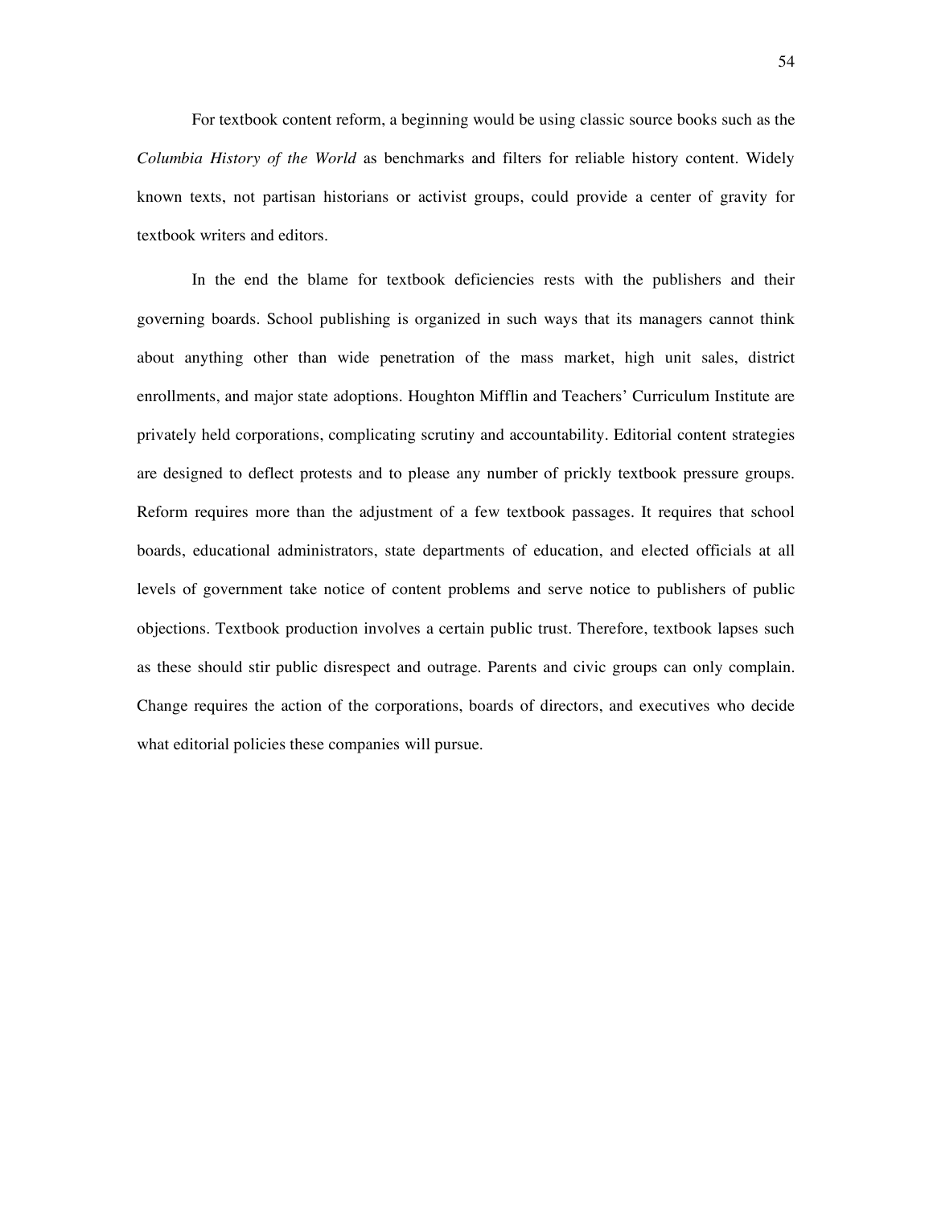For textbook content reform, a beginning would be using classic source books such as the *Columbia History of the World* as benchmarks and filters for reliable history content. Widely known texts, not partisan historians or activist groups, could provide a center of gravity for textbook writers and editors.

In the end the blame for textbook deficiencies rests with the publishers and their governing boards. School publishing is organized in such ways that its managers cannot think about anything other than wide penetration of the mass market, high unit sales, district enrollments, and major state adoptions. Houghton Mifflin and Teachers' Curriculum Institute are privately held corporations, complicating scrutiny and accountability. Editorial content strategies are designed to deflect protests and to please any number of prickly textbook pressure groups. Reform requires more than the adjustment of a few textbook passages. It requires that school boards, educational administrators, state departments of education, and elected officials at all levels of government take notice of content problems and serve notice to publishers of public objections. Textbook production involves a certain public trust. Therefore, textbook lapses such as these should stir public disrespect and outrage. Parents and civic groups can only complain. Change requires the action of the corporations, boards of directors, and executives who decide what editorial policies these companies will pursue.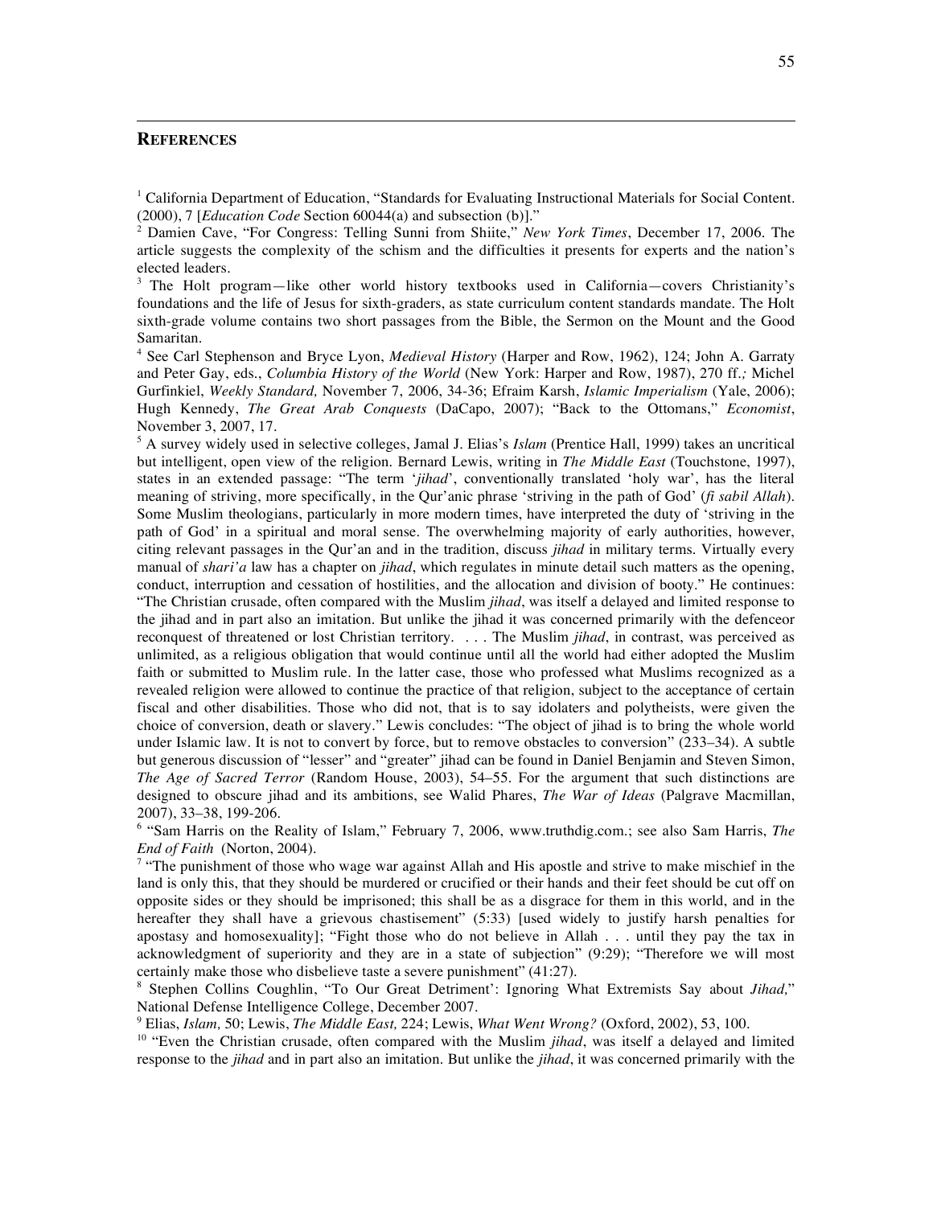## REFERENCES

[1] California Department of Education, "Standards for Evaluating Instructional Materials for Social Content. (2000), 7 [*Education Code* Section 60044(a) and subsection (b)]."

[2] Damien Cave, "For Congress: Telling Sunni from Shiite," *New York Times*, December 17, 2006. The article suggests the complexity of the schism and the difficulties it presents for experts and the nation's elected leaders.

[3] The Holt program—like other world history textbooks used in California—covers Christianity's foundations and the life of Jesus for sixth-graders, as state curriculum content standards mandate. The Holt sixth-grade volume contains two short passages from the Bible, the Sermon on the Mount and the Good Samaritan.

[4] See Carl Stephenson and Bryce Lyon, *Medieval History* (Harper and Row, 1962), 124; John A. Garraty and Peter Gay, eds., *Columbia History of the World* (New York: Harper and Row, 1987), 270 ff.*;* Michel Gurfinkiel, *Weekly Standard,* November 7, 2006, 34-36; Efraim Karsh, *Islamic Imperialism* (Yale, 2006); Hugh Kennedy, *The Great Arab Conquests* (DaCapo, 2007); "Back to the Ottomans," *Economist*, November 3, 2007, 17.

[5] A survey widely used in selective colleges, Jamal J. Elias's *Islam* (Prentice Hall, 1999) takes an uncritical but intelligent, open view of the religion. Bernard Lewis, writing in *The Middle East* (Touchstone, 1997), states in an extended passage: "The term '*jihad*', conventionally translated 'holy war', has the literal meaning of striving, more specifically, in the Qur'anic phrase 'striving in the path of God' (*fi sabil Allah*). Some Muslim theologians, particularly in more modern times, have interpreted the duty of 'striving in the path of God' in a spiritual and moral sense. The overwhelming majority of early authorities, however, citing relevant passages in the Qur'an and in the tradition, discuss *jihad* in military terms. Virtually every manual of *shari'a* law has a chapter on *jihad*, which regulates in minute detail such matters as the opening, conduct, interruption and cessation of hostilities, and the allocation and division of booty." He continues: "The Christian crusade, often compared with the Muslim *jihad*, was itself a delayed and limited response to the jihad and in part also an imitation. But unlike the jihad it was concerned primarily with the defenceor reconquest of threatened or lost Christian territory. . . . The Muslim *jihad*, in contrast, was perceived as unlimited, as a religious obligation that would continue until all the world had either adopted the Muslim faith or submitted to Muslim rule. In the latter case, those who professed what Muslims recognized as a revealed religion were allowed to continue the practice of that religion, subject to the acceptance of certain fiscal and other disabilities. Those who did not, that is to say idolaters and polytheists, were given the choice of conversion, death or slavery." Lewis concludes: "The object of jihad is to bring the whole world under Islamic law. It is not to convert by force, but to remove obstacles to conversion" (233–34). A subtle but generous discussion of "lesser" and "greater" jihad can be found in Daniel Benjamin and Steven Simon, *The Age of Sacred Terror* (Random House, 2003), 54–55. For the argument that such distinctions are designed to obscure jihad and its ambitions, see Walid Phares, *The War of Ideas* (Palgrave Macmillan, 2007), 33–38, 199-206.

[6] "Sam Harris on the Reality of Islam," February 7, 2006, www.truthdig.com.; see also Sam Harris, *The End of Faith* (Norton, 2004).

[7] "The punishment of those who wage war against Allah and His apostle and strive to make mischief in the land is only this, that they should be murdered or crucified or their hands and their feet should be cut off on opposite sides or they should be imprisoned; this shall be as a disgrace for them in this world, and in the hereafter they shall have a grievous chastisement" (5:33) [used widely to justify harsh penalties for apostasy and homosexuality]; "Fight those who do not believe in Allah . . . until they pay the tax in acknowledgment of superiority and they are in a state of subjection" (9:29); "Therefore we will most certainly make those who disbelieve taste a severe punishment" (41:27).

[8] Stephen Collins Coughlin, "To Our Great Detriment': Ignoring What Extremists Say about *Jihad,*" National Defense Intelligence College, December 2007.

[9] Elias, *Islam,* 50; Lewis, *The Middle East,* 224; Lewis, *What Went Wrong?* (Oxford, 2002), 53, 100.

[10] "Even the Christian crusade, often compared with the Muslim *jihad*, was itself a delayed and limited response to the *jihad* and in part also an imitation. But unlike the *jihad*, it was concerned primarily with the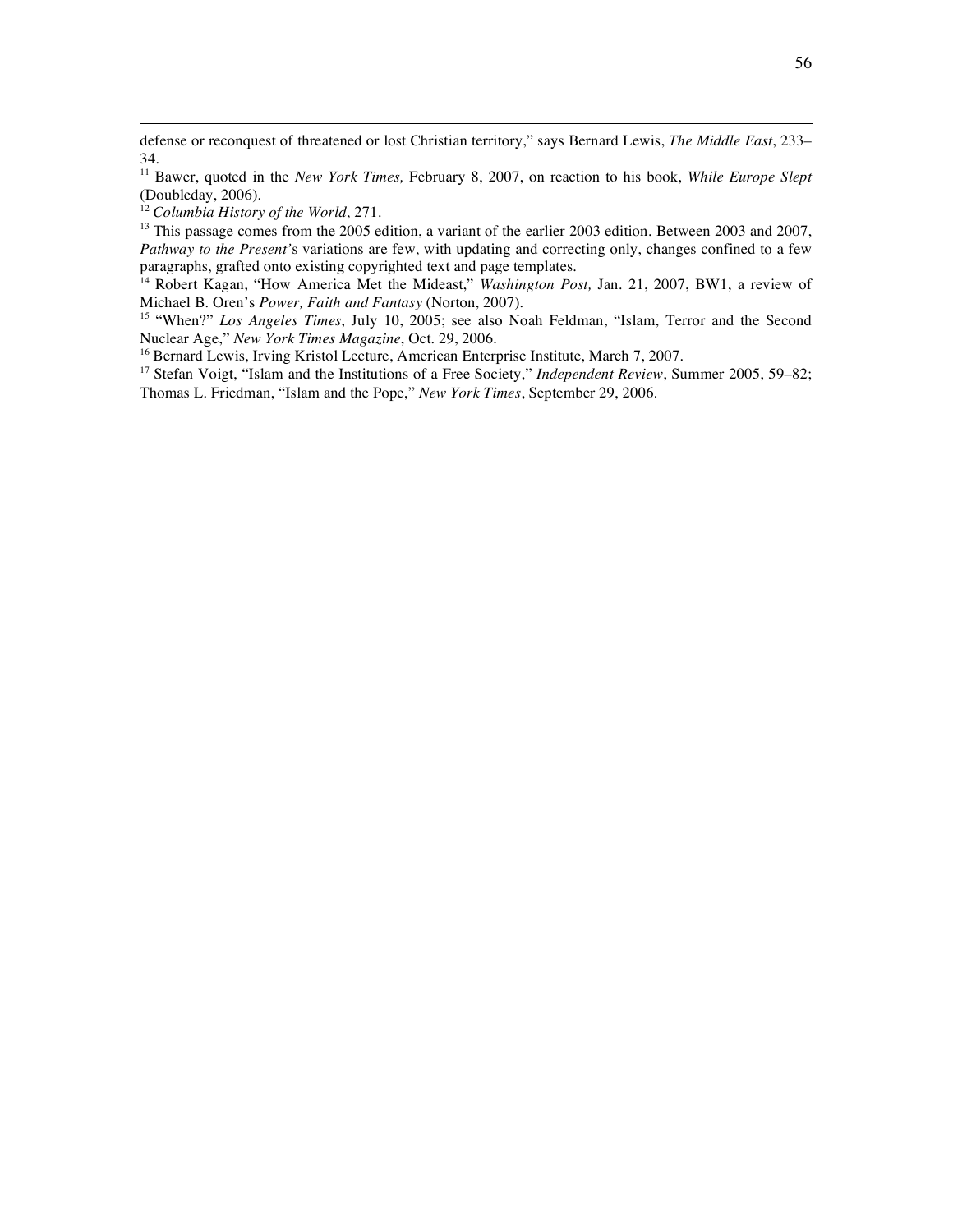defense or reconquest of threatened or lost Christian territory," says Bernard Lewis, *The Middle East*, 233–34.

[11] Bawer, quoted in the *New York Times,* February 8, 2007, on reaction to his book, *While Europe Slept* (Doubleday, 2006).

[12] *Columbia History of the World*, 271.

[13] This passage comes from the 2005 edition, a variant of the earlier 2003 edition. Between 2003 and 2007, *Pathway to the Present'*s variations are few, with updating and correcting only, changes confined to a few paragraphs, grafted onto existing copyrighted text and page templates.

[14] Robert Kagan, "How America Met the Mideast," *Washington Post,* Jan. 21, 2007, BW1, a review of Michael B. Oren's *Power, Faith and Fantasy* (Norton, 2007).

[15] "When?" *Los Angeles Times*, July 10, 2005; see also Noah Feldman, "Islam, Terror and the Second Nuclear Age," *New York Times Magazine*, Oct. 29, 2006.

[16] Bernard Lewis, Irving Kristol Lecture, American Enterprise Institute, March 7, 2007.

[17] Stefan Voigt, "Islam and the Institutions of a Free Society," *Independent Review*, Summer 2005, 59–82; Thomas L. Friedman, "Islam and the Pope," *New York Times*, September 29, 2006.